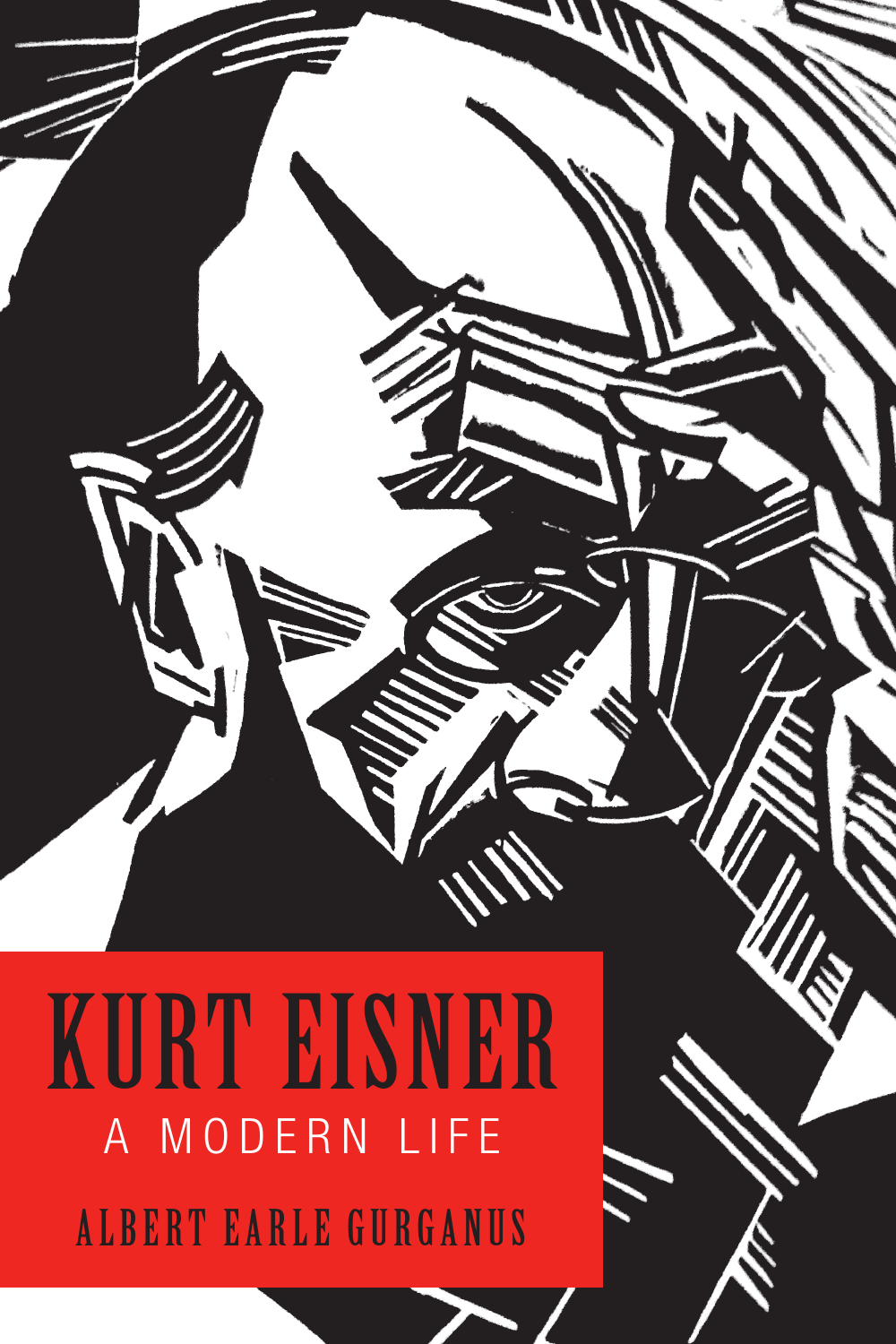# KURT EISNER

## A MODERN LIFE

ALBERT EARLE GURGANUS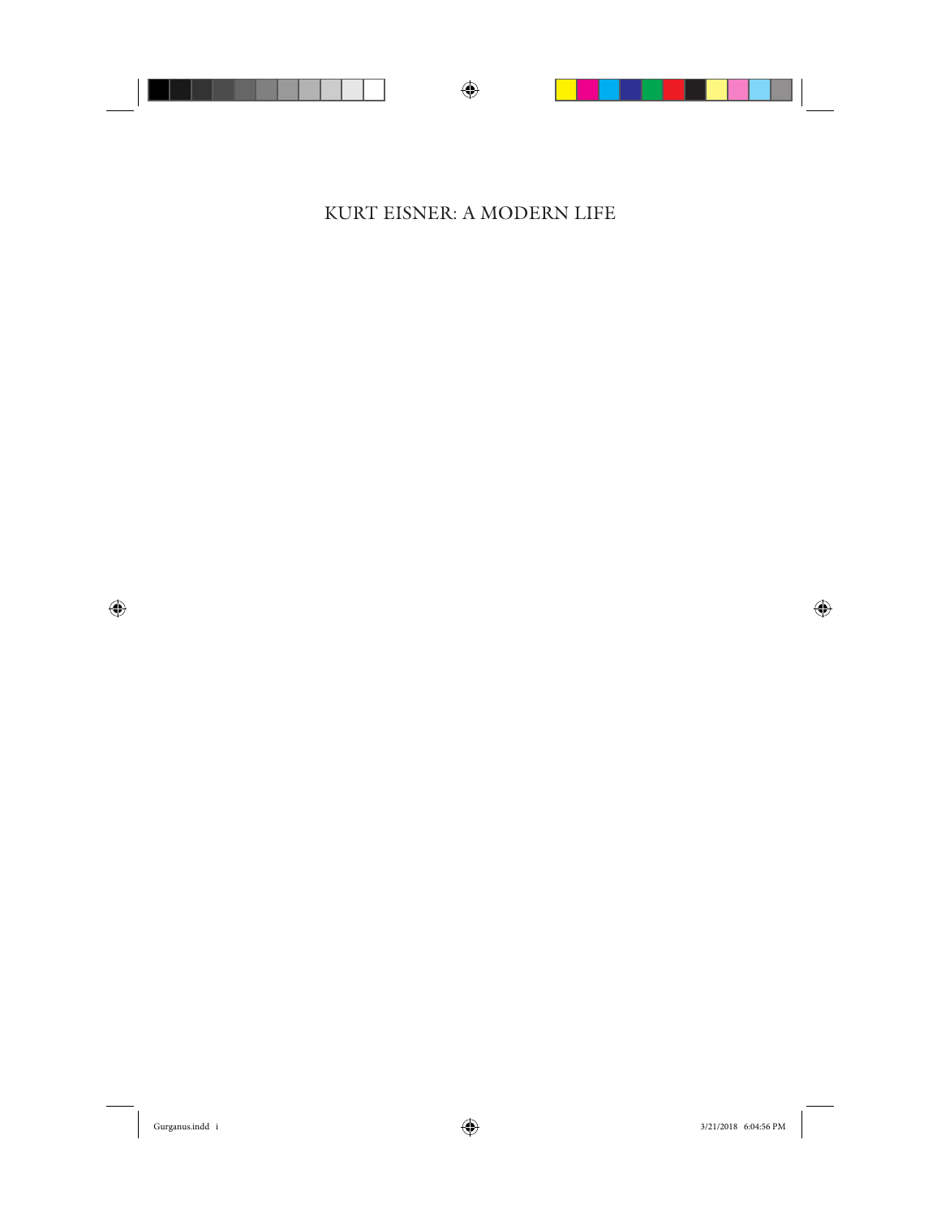# KURT EISNER: A MODERN LIFE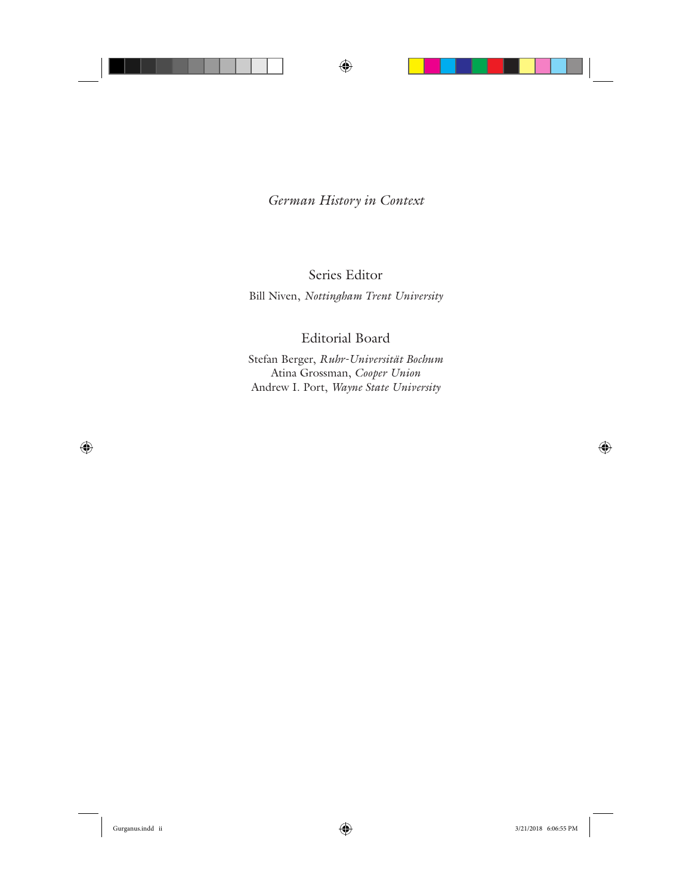*German History in Context*

Series Editor

Bill Niven, *Nottingham Trent University*

Editorial Board

Stefan Berger, *Ruhr-Universität Bochum*
Atina Grossman, *Cooper Union*
Andrew I. Port, *Wayne State University*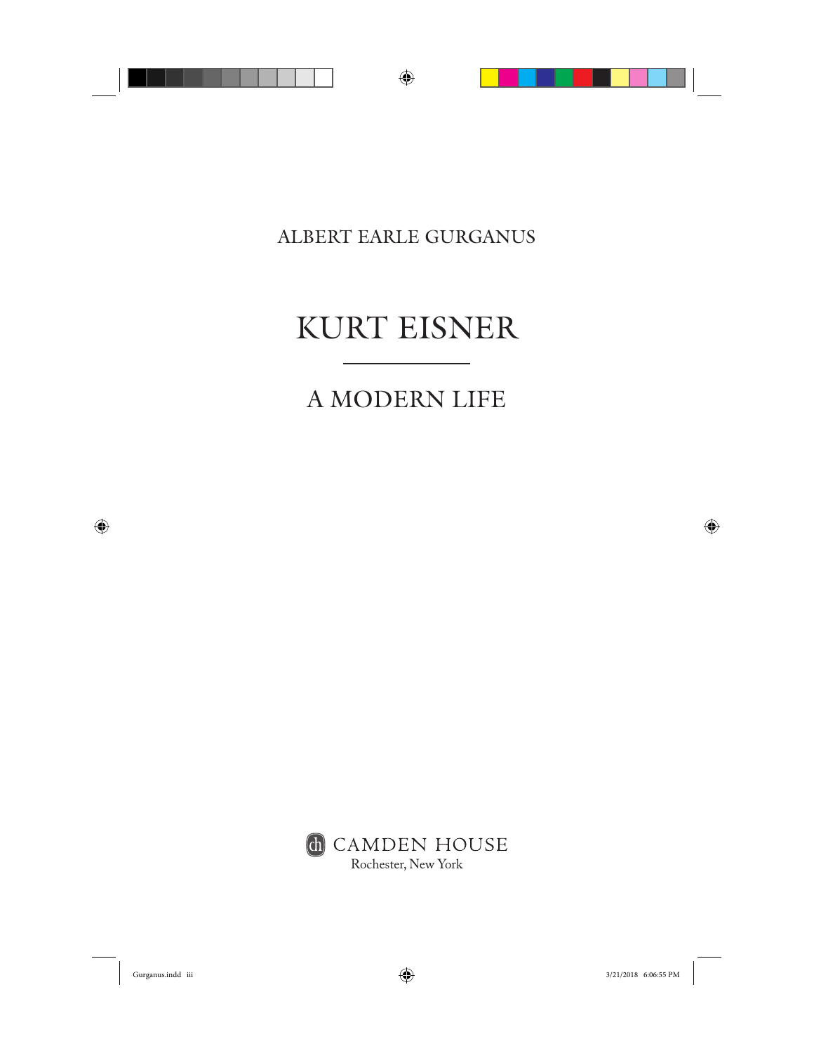ALBERT EARLE GURGANUS

# KURT EISNER

## A MODERN LIFE

CAMDEN HOUSE
Rochester, New York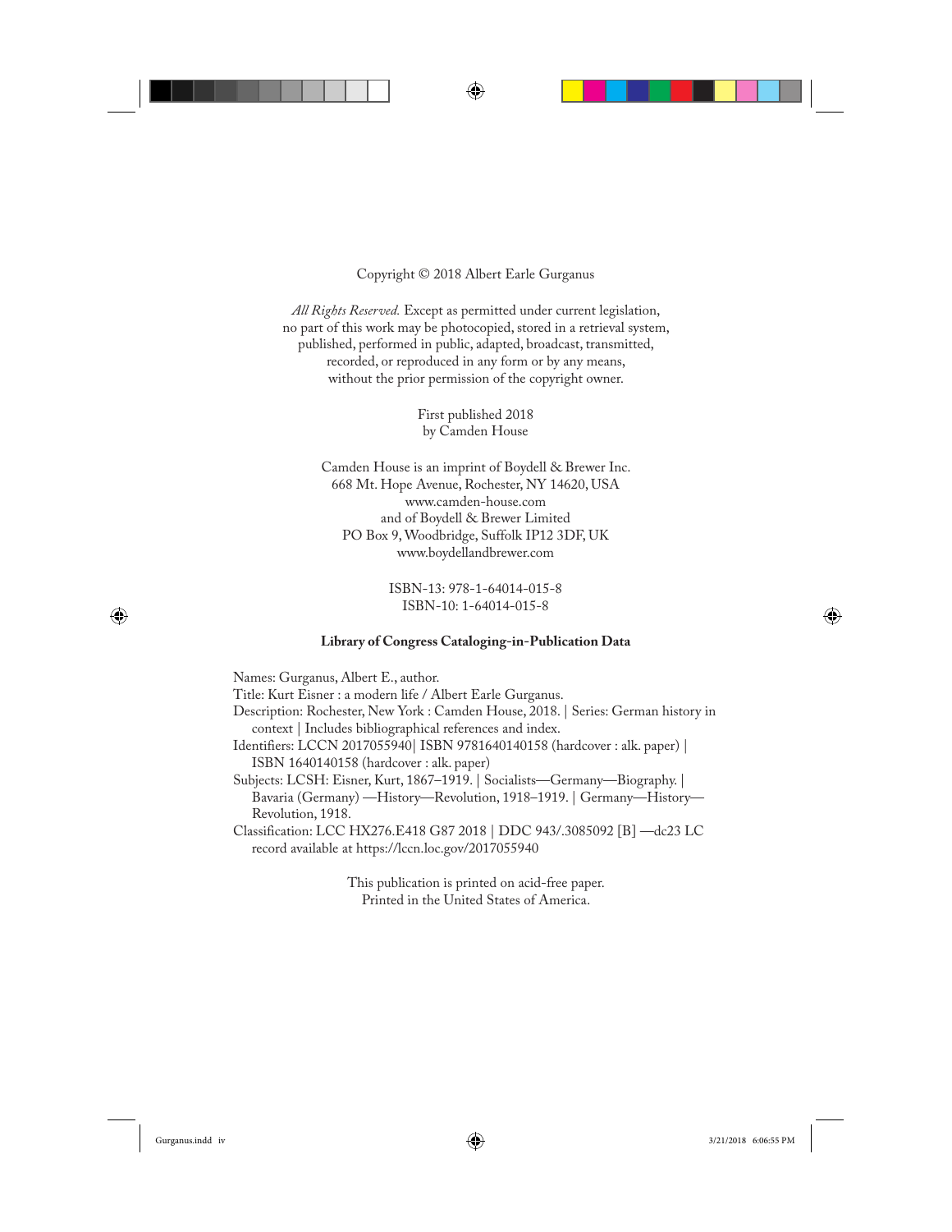Copyright © 2018 Albert Earle Gurganus

*All Rights Reserved.* Except as permitted under current legislation, no part of this work may be photocopied, stored in a retrieval system, published, performed in public, adapted, broadcast, transmitted, recorded, or reproduced in any form or by any means, without the prior permission of the copyright owner.

First published 2018
by Camden House

Camden House is an imprint of Boydell & Brewer Inc.
668 Mt. Hope Avenue, Rochester, NY 14620, USA
www.camden-house.com
and of Boydell & Brewer Limited
PO Box 9, Woodbridge, Suffolk IP12 3DF, UK
www.boydellandbrewer.com

ISBN-13: 978-1-64014-015-8
ISBN-10: 1-64014-015-8

**Library of Congress Cataloging-in-Publication Data**

Names: Gurganus, Albert E., author.
Title: Kurt Eisner : a modern life / Albert Earle Gurganus.
Description: Rochester, New York : Camden House, 2018. | Series: German history in context | Includes bibliographical references and index.
Identifiers: LCCN 2017055940| ISBN 9781640140158 (hardcover : alk. paper) | ISBN 1640140158 (hardcover : alk. paper)
Subjects: LCSH: Eisner, Kurt, 1867–1919. | Socialists—Germany—Biography. | Bavaria (Germany) —History—Revolution, 1918–1919. | Germany—History—Revolution, 1918.
Classification: LCC HX276.E418 G87 2018 | DDC 943/.3085092 [B] —dc23 LC record available at https://lccn.loc.gov/2017055940

This publication is printed on acid-free paper.
Printed in the United States of America.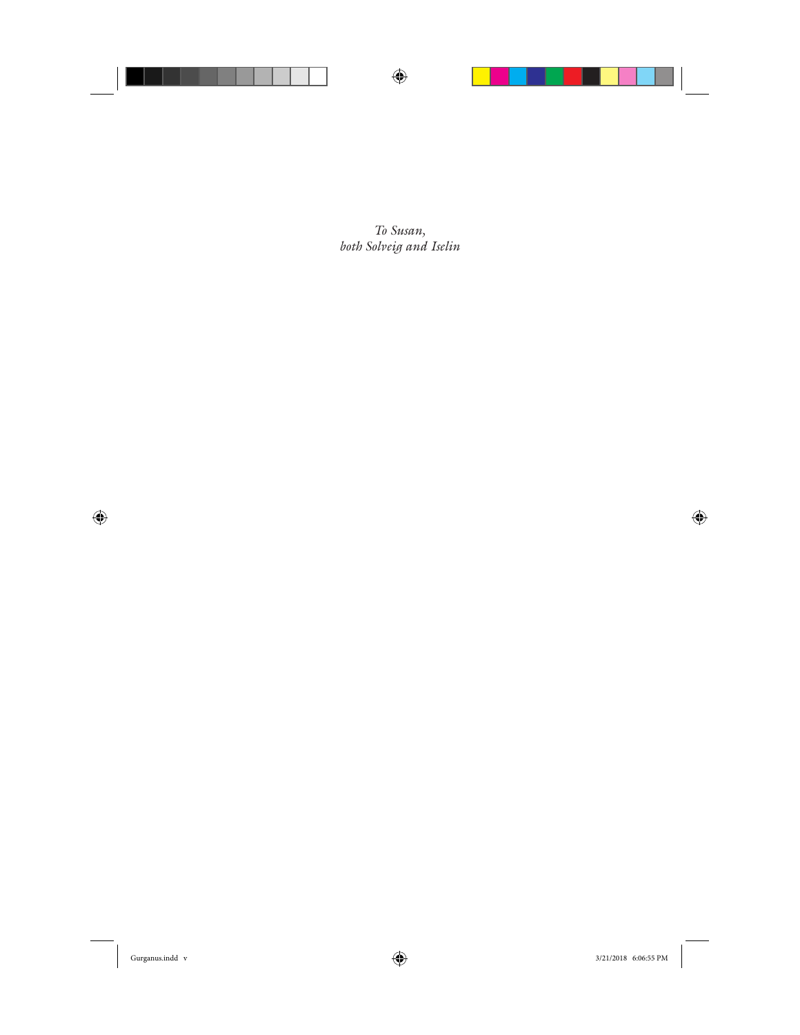*To Susan,*
*both Solveig and Iselin*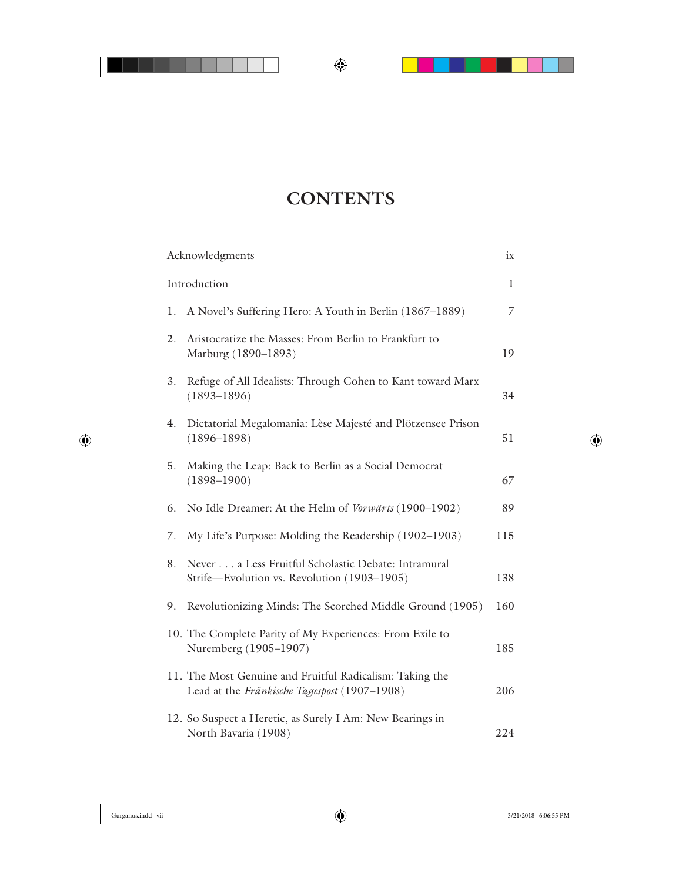# CONTENTS

| | |
|---|---|
| Acknowledgments | ix |
| Introduction | 1 |
| 1. A Novel's Suffering Hero: A Youth in Berlin (1867–1889) | 7 |
| 2. Aristocratize the Masses: From Berlin to Frankfurt to Marburg (1890–1893) | 19 |
| 3. Refuge of All Idealists: Through Cohen to Kant toward Marx (1893–1896) | 34 |
| 4. Dictatorial Megalomania: Lèse Majesté and Plötzensee Prison (1896–1898) | 51 |
| 5. Making the Leap: Back to Berlin as a Social Democrat (1898–1900) | 67 |
| 6. No Idle Dreamer: At the Helm of *Vorwärts* (1900–1902) | 89 |
| 7. My Life's Purpose: Molding the Readership (1902–1903) | 115 |
| 8. Never . . . a Less Fruitful Scholastic Debate: Intramural Strife—Evolution vs. Revolution (1903–1905) | 138 |
| 9. Revolutionizing Minds: The Scorched Middle Ground (1905) | 160 |
| 10. The Complete Parity of My Experiences: From Exile to Nuremberg (1905–1907) | 185 |
| 11. The Most Genuine and Fruitful Radicalism: Taking the Lead at the *Fränkische Tagespost* (1907–1908) | 206 |
| 12. So Suspect a Heretic, as Surely I Am: New Bearings in North Bavaria (1908) | 224 |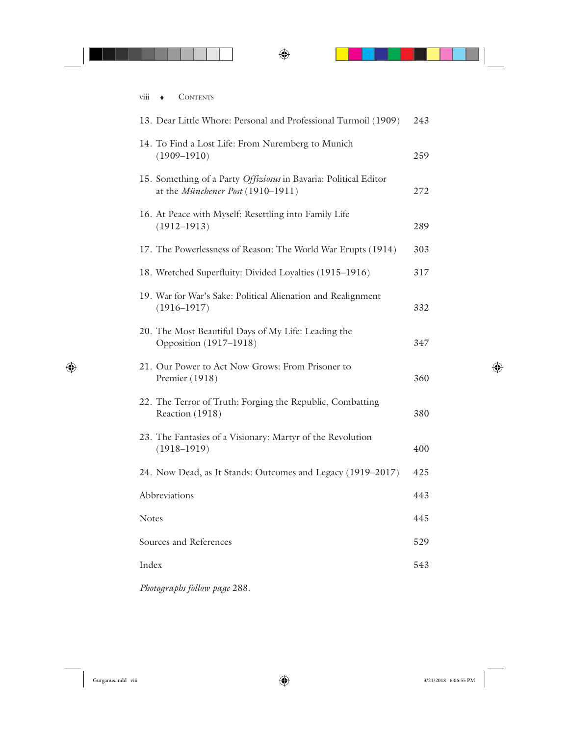13. Dear Little Whore: Personal and Professional Turmoil (1909) 243

14. To Find a Lost Life: From Nuremberg to Munich (1909–1910) 259

15. Something of a Party *Offiziosus* in Bavaria: Political Editor at the *Münchener Post* (1910–1911) 272

16. At Peace with Myself: Resettling into Family Life (1912–1913) 289

17. The Powerlessness of Reason: The World War Erupts (1914) 303

18. Wretched Superfluity: Divided Loyalties (1915–1916) 317

19. War for War's Sake: Political Alienation and Realignment (1916–1917) 332

20. The Most Beautiful Days of My Life: Leading the Opposition (1917–1918) 347

21. Our Power to Act Now Grows: From Prisoner to Premier (1918) 360

22. The Terror of Truth: Forging the Republic, Combatting Reaction (1918) 380

23. The Fantasies of a Visionary: Martyr of the Revolution (1918–1919) 400

24. Now Dead, as It Stands: Outcomes and Legacy (1919–2017) 425

Abbreviations 443

Notes 445

Sources and References 529

Index 543

*Photographs follow page* 288.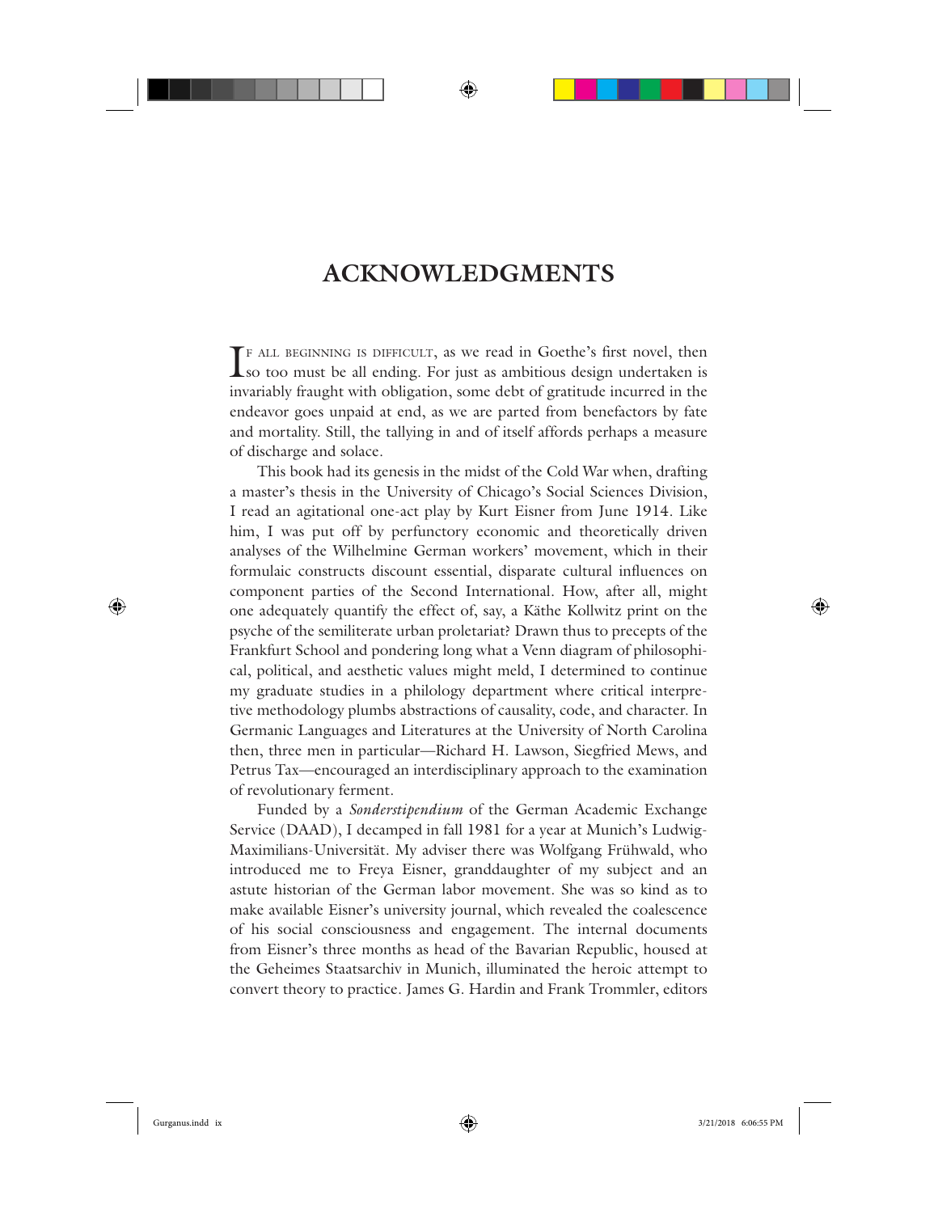# ACKNOWLEDGMENTS

If all beginning is difficult, as we read in Goethe's first novel, then so too must be all ending. For just as ambitious design undertaken is invariably fraught with obligation, some debt of gratitude incurred in the endeavor goes unpaid at end, as we are parted from benefactors by fate and mortality. Still, the tallying in and of itself affords perhaps a measure of discharge and solace.

This book had its genesis in the midst of the Cold War when, drafting a master's thesis in the University of Chicago's Social Sciences Division, I read an agitational one-act play by Kurt Eisner from June 1914. Like him, I was put off by perfunctory economic and theoretically driven analyses of the Wilhelmine German workers' movement, which in their formulaic constructs discount essential, disparate cultural influences on component parties of the Second International. How, after all, might one adequately quantify the effect of, say, a Käthe Kollwitz print on the psyche of the semiliterate urban proletariat? Drawn thus to precepts of the Frankfurt School and pondering long what a Venn diagram of philosophical, political, and aesthetic values might meld, I determined to continue my graduate studies in a philology department where critical interpretive methodology plumbs abstractions of causality, code, and character. In Germanic Languages and Literatures at the University of North Carolina then, three men in particular—Richard H. Lawson, Siegfried Mews, and Petrus Tax—encouraged an interdisciplinary approach to the examination of revolutionary ferment.

Funded by a *Sonderstipendium* of the German Academic Exchange Service (DAAD), I decamped in fall 1981 for a year at Munich's Ludwig-Maximilians-Universität. My adviser there was Wolfgang Frühwald, who introduced me to Freya Eisner, granddaughter of my subject and an astute historian of the German labor movement. She was so kind as to make available Eisner's university journal, which revealed the coalescence of his social consciousness and engagement. The internal documents from Eisner's three months as head of the Bavarian Republic, housed at the Geheimes Staatsarchiv in Munich, illuminated the heroic attempt to convert theory to practice. James G. Hardin and Frank Trommler, editors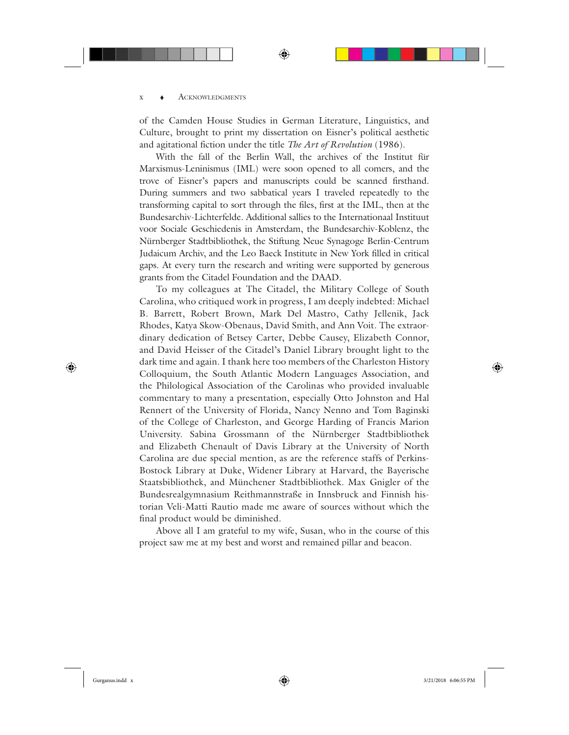of the Camden House Studies in German Literature, Linguistics, and Culture, brought to print my dissertation on Eisner's political aesthetic and agitational fiction under the title *The Art of Revolution* (1986).

With the fall of the Berlin Wall, the archives of the Institut für Marxismus-Leninismus (IML) were soon opened to all comers, and the trove of Eisner's papers and manuscripts could be scanned firsthand. During summers and two sabbatical years I traveled repeatedly to the transforming capital to sort through the files, first at the IML, then at the Bundesarchiv-Lichterfelde. Additional sallies to the Internationaal Instituut voor Sociale Geschiedenis in Amsterdam, the Bundesarchiv-Koblenz, the Nürnberger Stadtbibliothek, the Stiftung Neue Synagoge Berlin-Centrum Judaicum Archiv, and the Leo Baeck Institute in New York filled in critical gaps. At every turn the research and writing were supported by generous grants from the Citadel Foundation and the DAAD.

To my colleagues at The Citadel, the Military College of South Carolina, who critiqued work in progress, I am deeply indebted: Michael B. Barrett, Robert Brown, Mark Del Mastro, Cathy Jellenik, Jack Rhodes, Katya Skow-Obenaus, David Smith, and Ann Voit. The extraordinary dedication of Betsey Carter, Debbe Causey, Elizabeth Connor, and David Heisser of the Citadel's Daniel Library brought light to the dark time and again. I thank here too members of the Charleston History Colloquium, the South Atlantic Modern Languages Association, and the Philological Association of the Carolinas who provided invaluable commentary to many a presentation, especially Otto Johnston and Hal Rennert of the University of Florida, Nancy Nenno and Tom Baginski of the College of Charleston, and George Harding of Francis Marion University. Sabina Grossmann of the Nürnberger Stadtbibliothek and Elizabeth Chenault of Davis Library at the University of North Carolina are due special mention, as are the reference staffs of Perkins-Bostock Library at Duke, Widener Library at Harvard, the Bayerische Staatsbibliothek, and Münchener Stadtbibliothek. Max Gnigler of the Bundesrealgymnasium Reithmannstraße in Innsbruck and Finnish historian Veli-Matti Rautio made me aware of sources without which the final product would be diminished.

Above all I am grateful to my wife, Susan, who in the course of this project saw me at my best and worst and remained pillar and beacon.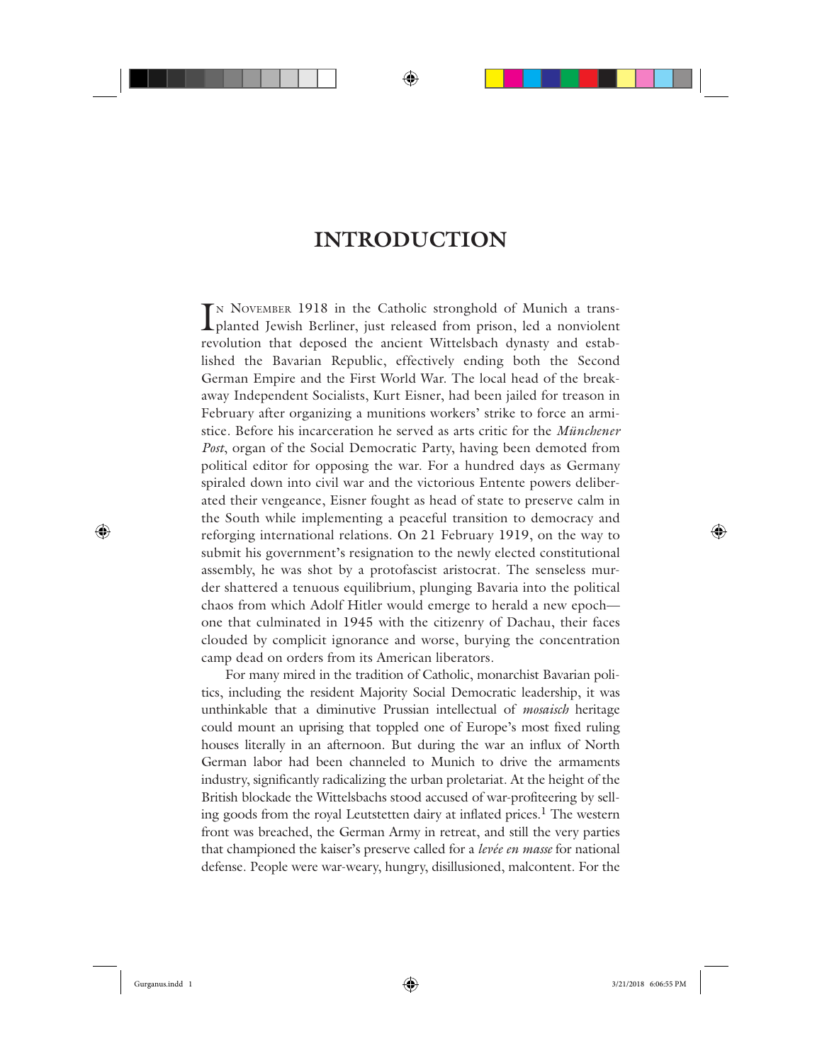# INTRODUCTION

In November 1918 in the Catholic stronghold of Munich a transplanted Jewish Berliner, just released from prison, led a nonviolent revolution that deposed the ancient Wittelsbach dynasty and established the Bavarian Republic, effectively ending both the Second German Empire and the First World War. The local head of the breakaway Independent Socialists, Kurt Eisner, had been jailed for treason in February after organizing a munitions workers' strike to force an armistice. Before his incarceration he served as arts critic for the *Münchener Post*, organ of the Social Democratic Party, having been demoted from political editor for opposing the war. For a hundred days as Germany spiraled down into civil war and the victorious Entente powers deliberated their vengeance, Eisner fought as head of state to preserve calm in the South while implementing a peaceful transition to democracy and reforging international relations. On 21 February 1919, on the way to submit his government's resignation to the newly elected constitutional assembly, he was shot by a protofascist aristocrat. The senseless murder shattered a tenuous equilibrium, plunging Bavaria into the political chaos from which Adolf Hitler would emerge to herald a new epoch—one that culminated in 1945 with the citizenry of Dachau, their faces clouded by complicit ignorance and worse, burying the concentration camp dead on orders from its American liberators.

For many mired in the tradition of Catholic, monarchist Bavarian politics, including the resident Majority Social Democratic leadership, it was unthinkable that a diminutive Prussian intellectual of *mosaisch* heritage could mount an uprising that toppled one of Europe's most fixed ruling houses literally in an afternoon. But during the war an influx of North German labor had been channeled to Munich to drive the armaments industry, significantly radicalizing the urban proletariat. At the height of the British blockade the Wittelsbachs stood accused of war-profiteering by selling goods from the royal Leutstetten dairy at inflated prices.[1] The western front was breached, the German Army in retreat, and still the very parties that championed the kaiser's preserve called for a *levée en masse* for national defense. People were war-weary, hungry, disillusioned, malcontent. For the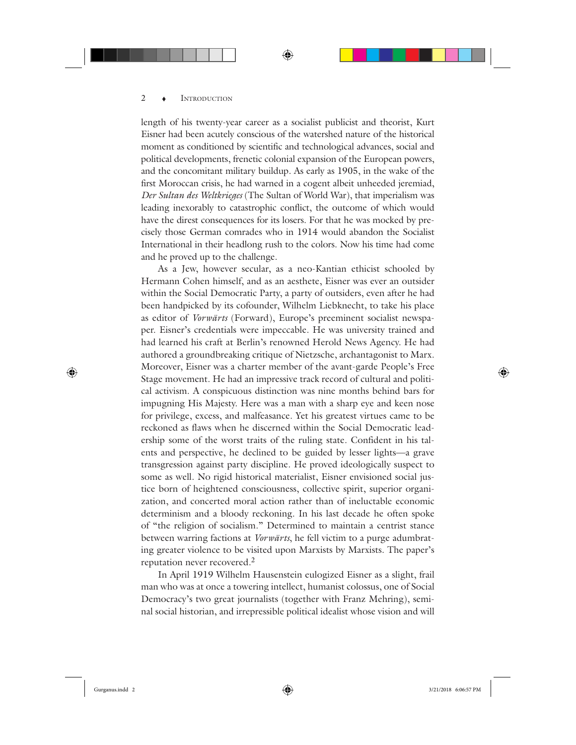length of his twenty-year career as a socialist publicist and theorist, Kurt Eisner had been acutely conscious of the watershed nature of the historical moment as conditioned by scientific and technological advances, social and political developments, frenetic colonial expansion of the European powers, and the concomitant military buildup. As early as 1905, in the wake of the first Moroccan crisis, he had warned in a cogent albeit unheeded jeremiad, *Der Sultan des Weltkrieges* (The Sultan of World War), that imperialism was leading inexorably to catastrophic conflict, the outcome of which would have the direst consequences for its losers. For that he was mocked by precisely those German comrades who in 1914 would abandon the Socialist International in their headlong rush to the colors. Now his time had come and he proved up to the challenge.

As a Jew, however secular, as a neo-Kantian ethicist schooled by Hermann Cohen himself, and as an aesthete, Eisner was ever an outsider within the Social Democratic Party, a party of outsiders, even after he had been handpicked by its cofounder, Wilhelm Liebknecht, to take his place as editor of *Vorwärts* (Forward), Europe's preeminent socialist newspaper. Eisner's credentials were impeccable. He was university trained and had learned his craft at Berlin's renowned Herold News Agency. He had authored a groundbreaking critique of Nietzsche, archantagonist to Marx. Moreover, Eisner was a charter member of the avant-garde People's Free Stage movement. He had an impressive track record of cultural and political activism. A conspicuous distinction was nine months behind bars for impugning His Majesty. Here was a man with a sharp eye and keen nose for privilege, excess, and malfeasance. Yet his greatest virtues came to be reckoned as flaws when he discerned within the Social Democratic leadership some of the worst traits of the ruling state. Confident in his talents and perspective, he declined to be guided by lesser lights—a grave transgression against party discipline. He proved ideologically suspect to some as well. No rigid historical materialist, Eisner envisioned social justice born of heightened consciousness, collective spirit, superior organization, and concerted moral action rather than of ineluctable economic determinism and a bloody reckoning. In his last decade he often spoke of "the religion of socialism." Determined to maintain a centrist stance between warring factions at *Vorwärts*, he fell victim to a purge adumbrating greater violence to be visited upon Marxists by Marxists. The paper's reputation never recovered.[2]

In April 1919 Wilhelm Hausenstein eulogized Eisner as a slight, frail man who was at once a towering intellect, humanist colossus, one of Social Democracy's two great journalists (together with Franz Mehring), seminal social historian, and irrepressible political idealist whose vision and will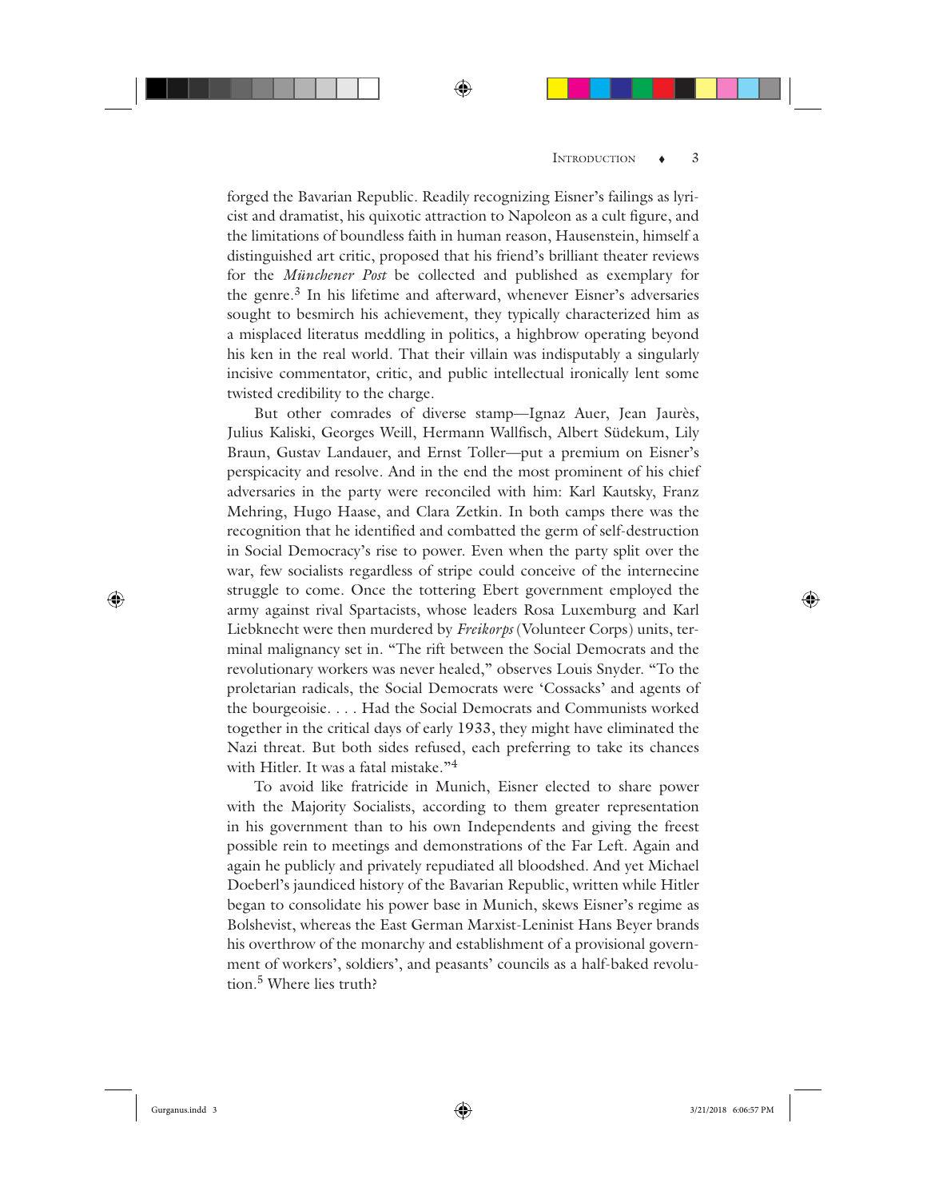forged the Bavarian Republic. Readily recognizing Eisner's failings as lyricist and dramatist, his quixotic attraction to Napoleon as a cult figure, and the limitations of boundless faith in human reason, Hausenstein, himself a distinguished art critic, proposed that his friend's brilliant theater reviews for the *Münchener Post* be collected and published as exemplary for the genre.[3] In his lifetime and afterward, whenever Eisner's adversaries sought to besmirch his achievement, they typically characterized him as a misplaced literatus meddling in politics, a highbrow operating beyond his ken in the real world. That their villain was indisputably a singularly incisive commentator, critic, and public intellectual ironically lent some twisted credibility to the charge.

But other comrades of diverse stamp—Ignaz Auer, Jean Jaurès, Julius Kaliski, Georges Weill, Hermann Wallfisch, Albert Südekum, Lily Braun, Gustav Landauer, and Ernst Toller—put a premium on Eisner's perspicacity and resolve. And in the end the most prominent of his chief adversaries in the party were reconciled with him: Karl Kautsky, Franz Mehring, Hugo Haase, and Clara Zetkin. In both camps there was the recognition that he identified and combatted the germ of self-destruction in Social Democracy's rise to power. Even when the party split over the war, few socialists regardless of stripe could conceive of the internecine struggle to come. Once the tottering Ebert government employed the army against rival Spartacists, whose leaders Rosa Luxemburg and Karl Liebknecht were then murdered by *Freikorps* (Volunteer Corps) units, terminal malignancy set in. "The rift between the Social Democrats and the revolutionary workers was never healed," observes Louis Snyder. "To the proletarian radicals, the Social Democrats were 'Cossacks' and agents of the bourgeoisie. . . . Had the Social Democrats and Communists worked together in the critical days of early 1933, they might have eliminated the Nazi threat. But both sides refused, each preferring to take its chances with Hitler. It was a fatal mistake."[4]

To avoid like fratricide in Munich, Eisner elected to share power with the Majority Socialists, according to them greater representation in his government than to his own Independents and giving the freest possible rein to meetings and demonstrations of the Far Left. Again and again he publicly and privately repudiated all bloodshed. And yet Michael Doeberl's jaundiced history of the Bavarian Republic, written while Hitler began to consolidate his power base in Munich, skews Eisner's regime as Bolshevist, whereas the East German Marxist-Leninist Hans Beyer brands his overthrow of the monarchy and establishment of a provisional government of workers', soldiers', and peasants' councils as a half-baked revolution.[5] Where lies truth?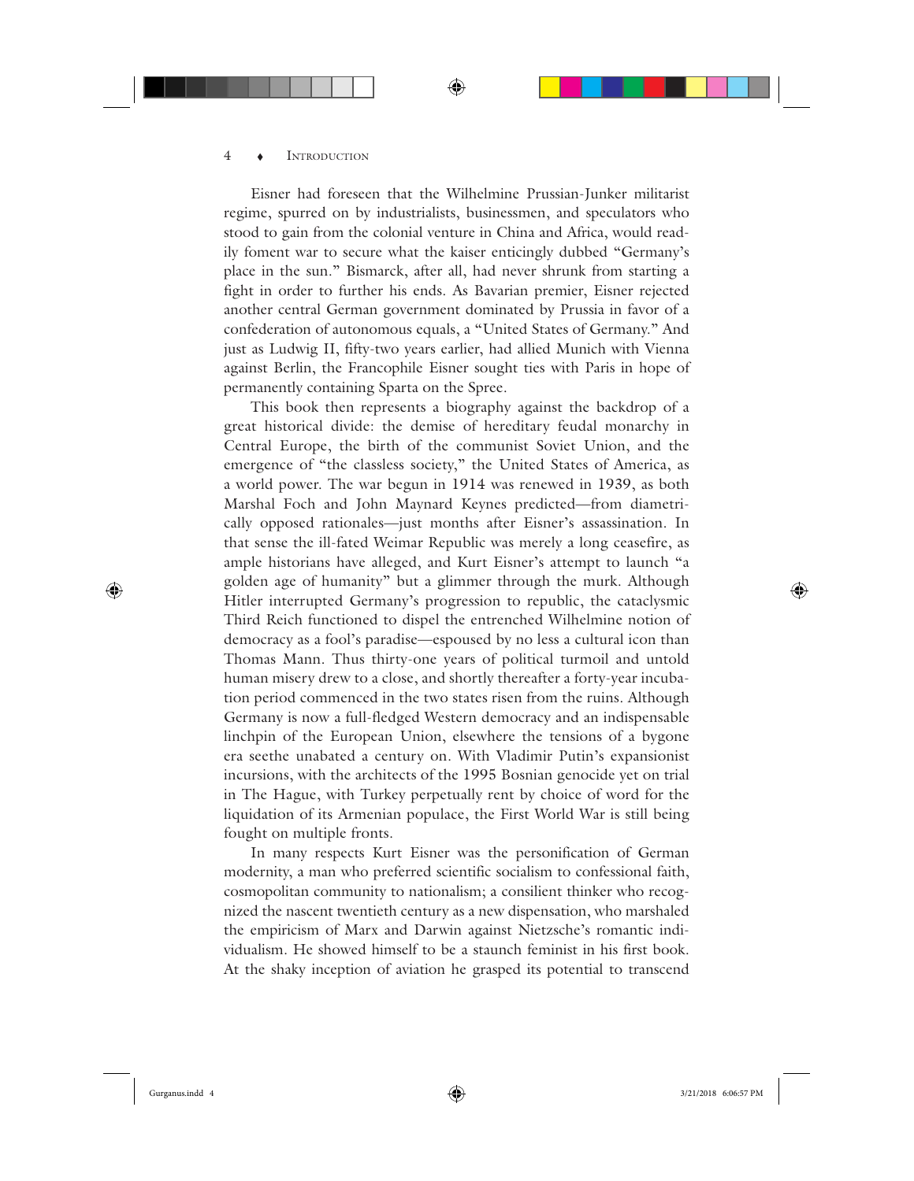Eisner had foreseen that the Wilhelmine Prussian-Junker militarist regime, spurred on by industrialists, businessmen, and speculators who stood to gain from the colonial venture in China and Africa, would readily foment war to secure what the kaiser enticingly dubbed "Germany's place in the sun." Bismarck, after all, had never shrunk from starting a fight in order to further his ends. As Bavarian premier, Eisner rejected another central German government dominated by Prussia in favor of a confederation of autonomous equals, a "United States of Germany." And just as Ludwig II, fifty-two years earlier, had allied Munich with Vienna against Berlin, the Francophile Eisner sought ties with Paris in hope of permanently containing Sparta on the Spree.

This book then represents a biography against the backdrop of a great historical divide: the demise of hereditary feudal monarchy in Central Europe, the birth of the communist Soviet Union, and the emergence of "the classless society," the United States of America, as a world power. The war begun in 1914 was renewed in 1939, as both Marshal Foch and John Maynard Keynes predicted—from diametrically opposed rationales—just months after Eisner's assassination. In that sense the ill-fated Weimar Republic was merely a long ceasefire, as ample historians have alleged, and Kurt Eisner's attempt to launch "a golden age of humanity" but a glimmer through the murk. Although Hitler interrupted Germany's progression to republic, the cataclysmic Third Reich functioned to dispel the entrenched Wilhelmine notion of democracy as a fool's paradise—espoused by no less a cultural icon than Thomas Mann. Thus thirty-one years of political turmoil and untold human misery drew to a close, and shortly thereafter a forty-year incubation period commenced in the two states risen from the ruins. Although Germany is now a full-fledged Western democracy and an indispensable linchpin of the European Union, elsewhere the tensions of a bygone era seethe unabated a century on. With Vladimir Putin's expansionist incursions, with the architects of the 1995 Bosnian genocide yet on trial in The Hague, with Turkey perpetually rent by choice of word for the liquidation of its Armenian populace, the First World War is still being fought on multiple fronts.

In many respects Kurt Eisner was the personification of German modernity, a man who preferred scientific socialism to confessional faith, cosmopolitan community to nationalism; a consilient thinker who recognized the nascent twentieth century as a new dispensation, who marshaled the empiricism of Marx and Darwin against Nietzsche's romantic individualism. He showed himself to be a staunch feminist in his first book. At the shaky inception of aviation he grasped its potential to transcend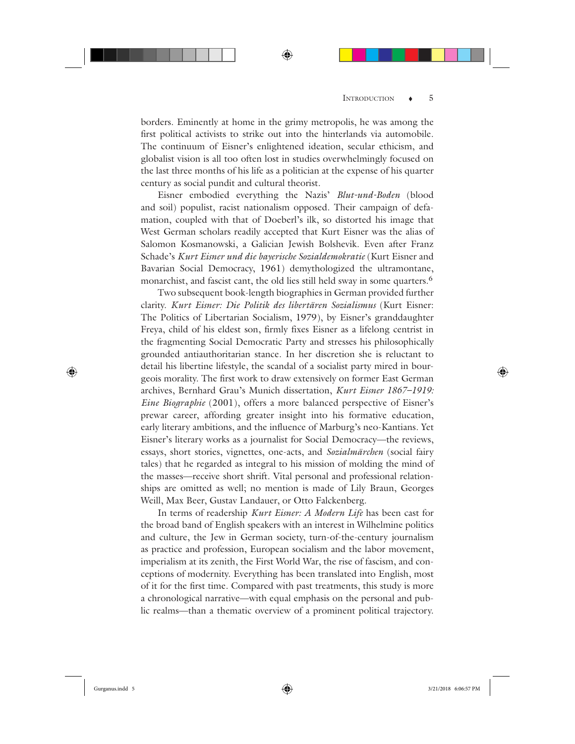borders. Eminently at home in the grimy metropolis, he was among the first political activists to strike out into the hinterlands via automobile. The continuum of Eisner's enlightened ideation, secular ethicism, and globalist vision is all too often lost in studies overwhelmingly focused on the last three months of his life as a politician at the expense of his quarter century as social pundit and cultural theorist.

Eisner embodied everything the Nazis' *Blut-und-Boden* (blood and soil) populist, racist nationalism opposed. Their campaign of defamation, coupled with that of Doeberl's ilk, so distorted his image that West German scholars readily accepted that Kurt Eisner was the alias of Salomon Kosmanowski, a Galician Jewish Bolshevik. Even after Franz Schade's *Kurt Eisner und die bayerische Sozialdemokratie* (Kurt Eisner and Bavarian Social Democracy, 1961) demythologized the ultramontane, monarchist, and fascist cant, the old lies still held sway in some quarters.[6]

Two subsequent book-length biographies in German provided further clarity. *Kurt Eisner: Die Politik des libertären Sozialismus* (Kurt Eisner: The Politics of Libertarian Socialism, 1979), by Eisner's granddaughter Freya, child of his eldest son, firmly fixes Eisner as a lifelong centrist in the fragmenting Social Democratic Party and stresses his philosophically grounded antiauthoritarian stance. In her discretion she is reluctant to detail his libertine lifestyle, the scandal of a socialist party mired in bourgeois morality. The first work to draw extensively on former East German archives, Bernhard Grau's Munich dissertation, *Kurt Eisner 1867–1919: Eine Biographie* (2001), offers a more balanced perspective of Eisner's prewar career, affording greater insight into his formative education, early literary ambitions, and the influence of Marburg's neo-Kantians. Yet Eisner's literary works as a journalist for Social Democracy—the reviews, essays, short stories, vignettes, one-acts, and *Sozialmärchen* (social fairy tales) that he regarded as integral to his mission of molding the mind of the masses—receive short shrift. Vital personal and professional relationships are omitted as well; no mention is made of Lily Braun, Georges Weill, Max Beer, Gustav Landauer, or Otto Falckenberg.

In terms of readership *Kurt Eisner: A Modern Life* has been cast for the broad band of English speakers with an interest in Wilhelmine politics and culture, the Jew in German society, turn-of-the-century journalism as practice and profession, European socialism and the labor movement, imperialism at its zenith, the First World War, the rise of fascism, and conceptions of modernity. Everything has been translated into English, most of it for the first time. Compared with past treatments, this study is more a chronological narrative—with equal emphasis on the personal and public realms—than a thematic overview of a prominent political trajectory.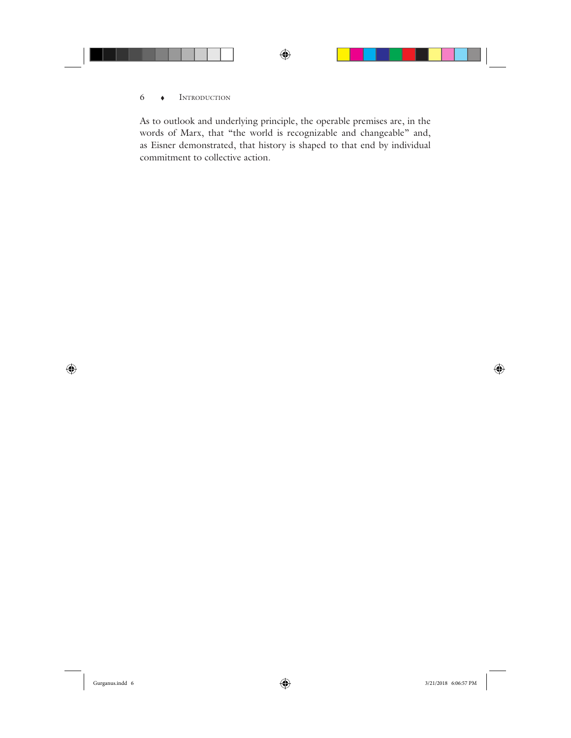As to outlook and underlying principle, the operable premises are, in the words of Marx, that "the world is recognizable and changeable" and, as Eisner demonstrated, that history is shaped to that end by individual commitment to collective action.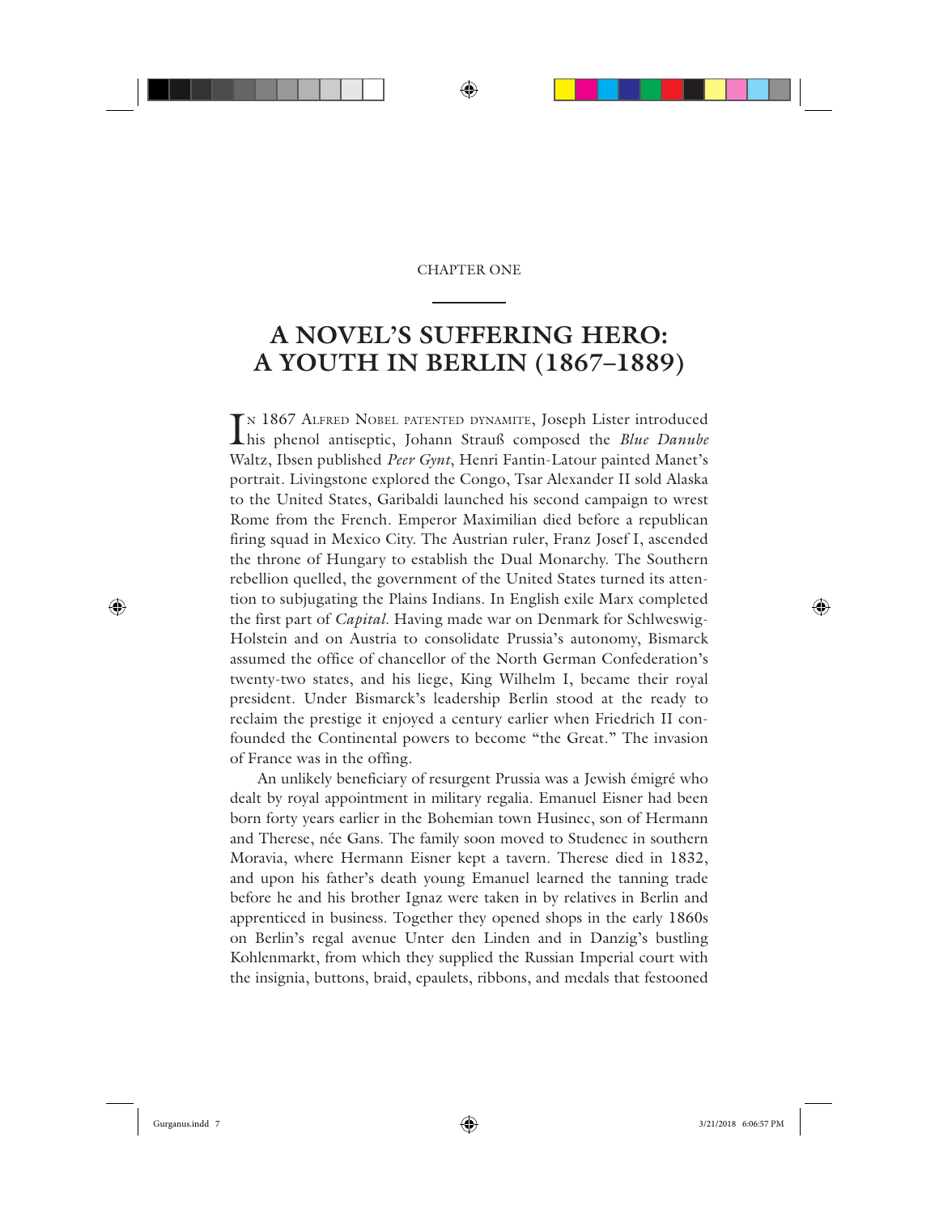CHAPTER ONE

# A NOVEL'S SUFFERING HERO: A YOUTH IN BERLIN (1867–1889)

In 1867 Alfred Nobel patented dynamite, Joseph Lister introduced his phenol antiseptic, Johann Strauß composed the *Blue Danube* Waltz, Ibsen published *Peer Gynt*, Henri Fantin-Latour painted Manet's portrait. Livingstone explored the Congo, Tsar Alexander II sold Alaska to the United States, Garibaldi launched his second campaign to wrest Rome from the French. Emperor Maximilian died before a republican firing squad in Mexico City. The Austrian ruler, Franz Josef I, ascended the throne of Hungary to establish the Dual Monarchy. The Southern rebellion quelled, the government of the United States turned its attention to subjugating the Plains Indians. In English exile Marx completed the first part of *Capital*. Having made war on Denmark for Schlweswig-Holstein and on Austria to consolidate Prussia's autonomy, Bismarck assumed the office of chancellor of the North German Confederation's twenty-two states, and his liege, King Wilhelm I, became their royal president. Under Bismarck's leadership Berlin stood at the ready to reclaim the prestige it enjoyed a century earlier when Friedrich II confounded the Continental powers to become "the Great." The invasion of France was in the offing.

An unlikely beneficiary of resurgent Prussia was a Jewish émigré who dealt by royal appointment in military regalia. Emanuel Eisner had been born forty years earlier in the Bohemian town Husinec, son of Hermann and Therese, née Gans. The family soon moved to Studenec in southern Moravia, where Hermann Eisner kept a tavern. Therese died in 1832, and upon his father's death young Emanuel learned the tanning trade before he and his brother Ignaz were taken in by relatives in Berlin and apprenticed in business. Together they opened shops in the early 1860s on Berlin's regal avenue Unter den Linden and in Danzig's bustling Kohlenmarkt, from which they supplied the Russian Imperial court with the insignia, buttons, braid, epaulets, ribbons, and medals that festooned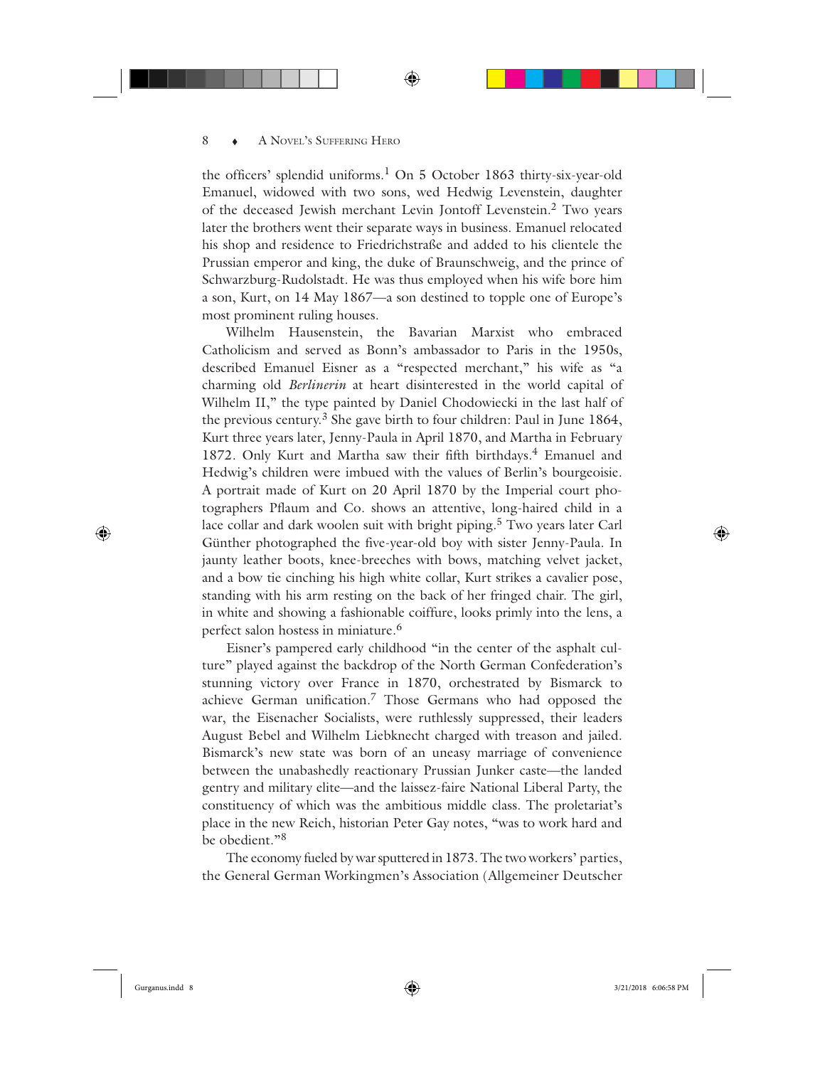the officers' splendid uniforms.[1] On 5 October 1863 thirty-six-year-old Emanuel, widowed with two sons, wed Hedwig Levenstein, daughter of the deceased Jewish merchant Levin Jontoff Levenstein.[2] Two years later the brothers went their separate ways in business. Emanuel relocated his shop and residence to Friedrichstraße and added to his clientele the Prussian emperor and king, the duke of Braunschweig, and the prince of Schwarzburg-Rudolstadt. He was thus employed when his wife bore him a son, Kurt, on 14 May 1867—a son destined to topple one of Europe's most prominent ruling houses.

Wilhelm Hausenstein, the Bavarian Marxist who embraced Catholicism and served as Bonn's ambassador to Paris in the 1950s, described Emanuel Eisner as a "respected merchant," his wife as "a charming old *Berlinerin* at heart disinterested in the world capital of Wilhelm II," the type painted by Daniel Chodowiecki in the last half of the previous century.[3] She gave birth to four children: Paul in June 1864, Kurt three years later, Jenny-Paula in April 1870, and Martha in February 1872. Only Kurt and Martha saw their fifth birthdays.[4] Emanuel and Hedwig's children were imbued with the values of Berlin's bourgeoisie. A portrait made of Kurt on 20 April 1870 by the Imperial court photographers Pflaum and Co. shows an attentive, long-haired child in a lace collar and dark woolen suit with bright piping.[5] Two years later Carl Günther photographed the five-year-old boy with sister Jenny-Paula. In jaunty leather boots, knee-breeches with bows, matching velvet jacket, and a bow tie cinching his high white collar, Kurt strikes a cavalier pose, standing with his arm resting on the back of her fringed chair. The girl, in white and showing a fashionable coiffure, looks primly into the lens, a perfect salon hostess in miniature.[6]

Eisner's pampered early childhood "in the center of the asphalt culture" played against the backdrop of the North German Confederation's stunning victory over France in 1870, orchestrated by Bismarck to achieve German unification.[7] Those Germans who had opposed the war, the Eisenacher Socialists, were ruthlessly suppressed, their leaders August Bebel and Wilhelm Liebknecht charged with treason and jailed. Bismarck's new state was born of an uneasy marriage of convenience between the unabashedly reactionary Prussian Junker caste—the landed gentry and military elite—and the laissez-faire National Liberal Party, the constituency of which was the ambitious middle class. The proletariat's place in the new Reich, historian Peter Gay notes, "was to work hard and be obedient."[8]

The economy fueled by war sputtered in 1873. The two workers' parties, the General German Workingmen's Association (Allgemeiner Deutscher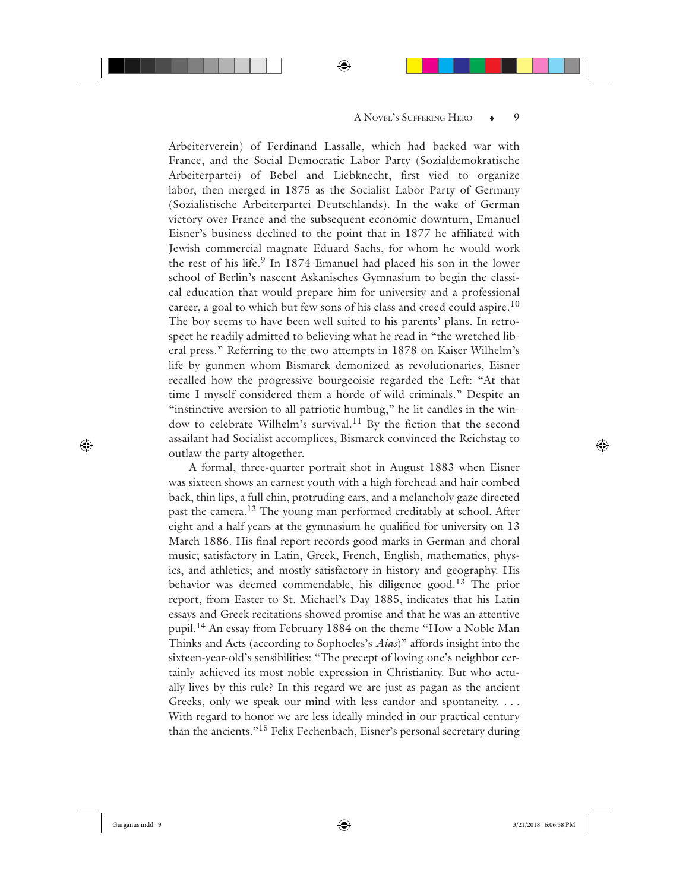Arbeiterverein) of Ferdinand Lassalle, which had backed war with France, and the Social Democratic Labor Party (Sozialdemokratische Arbeiterpartei) of Bebel and Liebknecht, first vied to organize labor, then merged in 1875 as the Socialist Labor Party of Germany (Sozialistische Arbeiterpartei Deutschlands). In the wake of German victory over France and the subsequent economic downturn, Emanuel Eisner's business declined to the point that in 1877 he affiliated with Jewish commercial magnate Eduard Sachs, for whom he would work the rest of his life.[9] In 1874 Emanuel had placed his son in the lower school of Berlin's nascent Askanisches Gymnasium to begin the classical education that would prepare him for university and a professional career, a goal to which but few sons of his class and creed could aspire.[10] The boy seems to have been well suited to his parents' plans. In retrospect he readily admitted to believing what he read in "the wretched liberal press." Referring to the two attempts in 1878 on Kaiser Wilhelm's life by gunmen whom Bismarck demonized as revolutionaries, Eisner recalled how the progressive bourgeoisie regarded the Left: "At that time I myself considered them a horde of wild criminals." Despite an "instinctive aversion to all patriotic humbug," he lit candles in the window to celebrate Wilhelm's survival.[11] By the fiction that the second assailant had Socialist accomplices, Bismarck convinced the Reichstag to outlaw the party altogether.

A formal, three-quarter portrait shot in August 1883 when Eisner was sixteen shows an earnest youth with a high forehead and hair combed back, thin lips, a full chin, protruding ears, and a melancholy gaze directed past the camera.[12] The young man performed creditably at school. After eight and a half years at the gymnasium he qualified for university on 13 March 1886. His final report records good marks in German and choral music; satisfactory in Latin, Greek, French, English, mathematics, physics, and athletics; and mostly satisfactory in history and geography. His behavior was deemed commendable, his diligence good.[13] The prior report, from Easter to St. Michael's Day 1885, indicates that his Latin essays and Greek recitations showed promise and that he was an attentive pupil.[14] An essay from February 1884 on the theme "How a Noble Man Thinks and Acts (according to Sophocles's *Aias*)" affords insight into the sixteen-year-old's sensibilities: "The precept of loving one's neighbor certainly achieved its most noble expression in Christianity. But who actually lives by this rule? In this regard we are just as pagan as the ancient Greeks, only we speak our mind with less candor and spontaneity. . . . With regard to honor we are less ideally minded in our practical century than the ancients."[15] Felix Fechenbach, Eisner's personal secretary during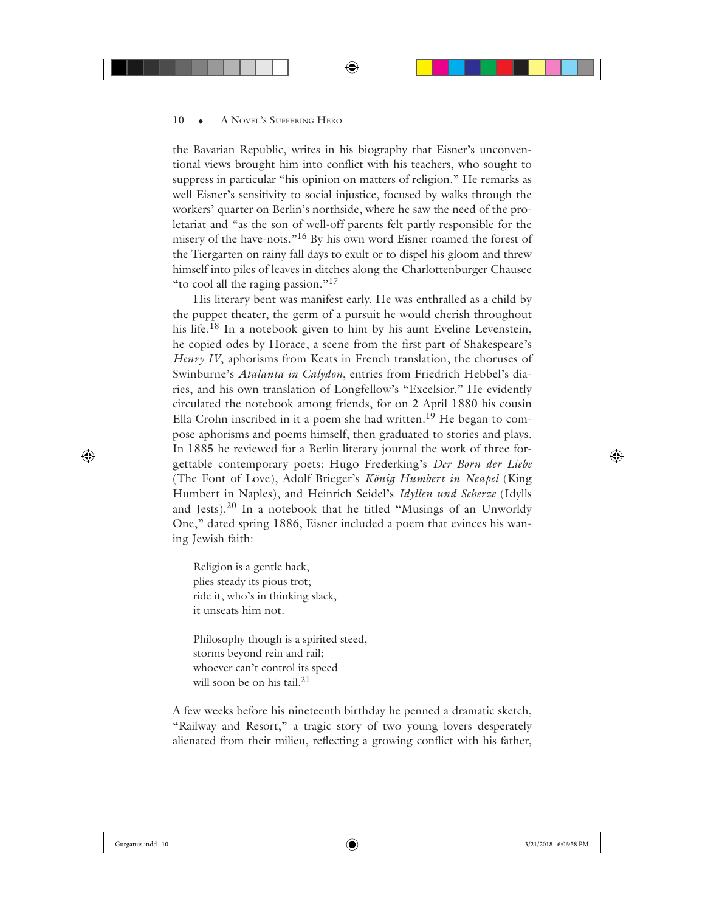the Bavarian Republic, writes in his biography that Eisner's unconventional views brought him into conflict with his teachers, who sought to suppress in particular "his opinion on matters of religion." He remarks as well Eisner's sensitivity to social injustice, focused by walks through the workers' quarter on Berlin's northside, where he saw the need of the proletariat and "as the son of well-off parents felt partly responsible for the misery of the have-nots."[16] By his own word Eisner roamed the forest of the Tiergarten on rainy fall days to exult or to dispel his gloom and threw himself into piles of leaves in ditches along the Charlottenburger Chausee "to cool all the raging passion."[17]

His literary bent was manifest early. He was enthralled as a child by the puppet theater, the germ of a pursuit he would cherish throughout his life.[18] In a notebook given to him by his aunt Eveline Levenstein, he copied odes by Horace, a scene from the first part of Shakespeare's *Henry IV*, aphorisms from Keats in French translation, the choruses of Swinburne's *Atalanta in Calydon*, entries from Friedrich Hebbel's diaries, and his own translation of Longfellow's "Excelsior." He evidently circulated the notebook among friends, for on 2 April 1880 his cousin Ella Crohn inscribed in it a poem she had written.[19] He began to compose aphorisms and poems himself, then graduated to stories and plays. In 1885 he reviewed for a Berlin literary journal the work of three forgettable contemporary poets: Hugo Frederking's *Der Born der Liebe* (The Font of Love), Adolf Brieger's *König Humbert in Neapel* (King Humbert in Naples), and Heinrich Seidel's *Idyllen und Scherze* (Idylls and Jests).[20] In a notebook that he titled "Musings of an Unworldy One," dated spring 1886, Eisner included a poem that evinces his waning Jewish faith:

> Religion is a gentle hack,
> plies steady its pious trot;
> ride it, who's in thinking slack,
> it unseats him not.
>
> Philosophy though is a spirited steed,
> storms beyond rein and rail;
> whoever can't control its speed
> will soon be on his tail.[21]

A few weeks before his nineteenth birthday he penned a dramatic sketch, "Railway and Resort," a tragic story of two young lovers desperately alienated from their milieu, reflecting a growing conflict with his father,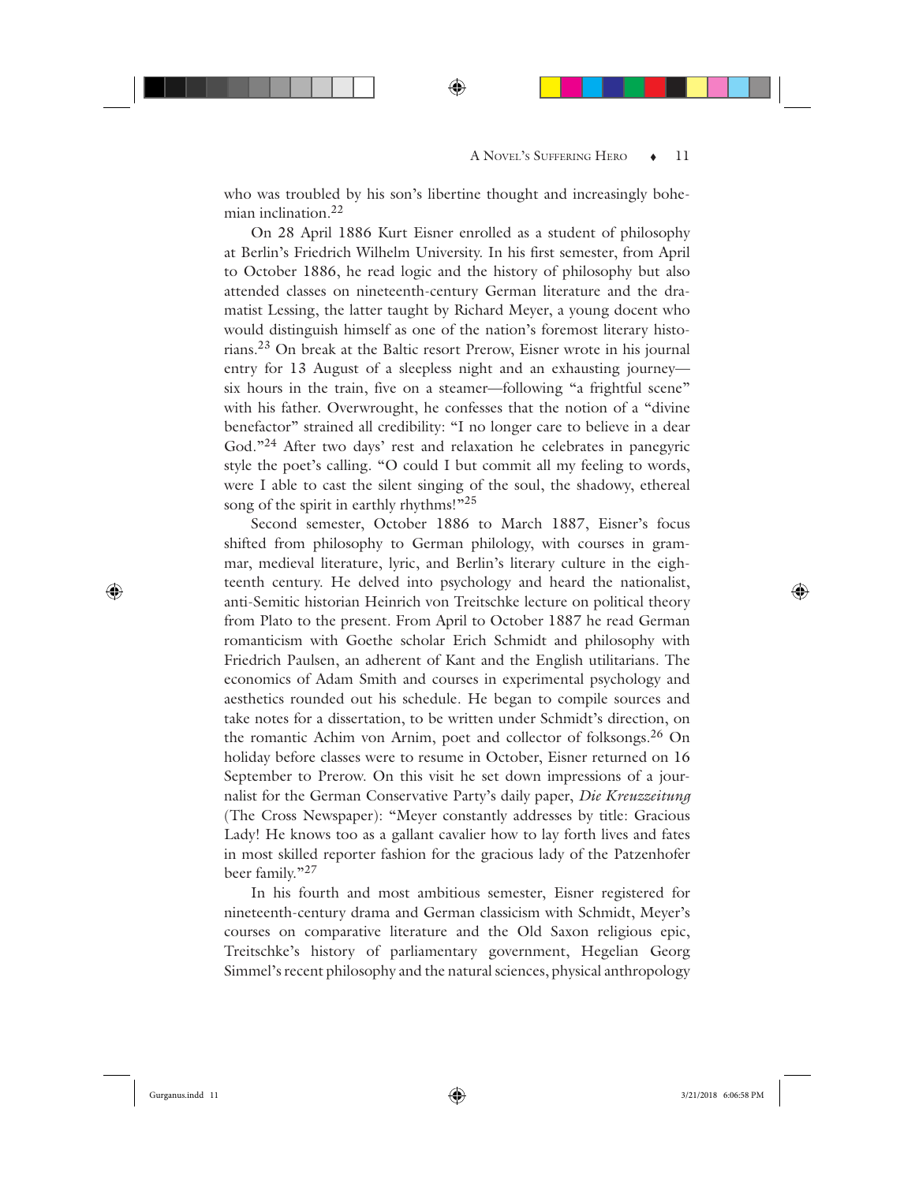who was troubled by his son's libertine thought and increasingly bohemian inclination.[22]

On 28 April 1886 Kurt Eisner enrolled as a student of philosophy at Berlin's Friedrich Wilhelm University. In his first semester, from April to October 1886, he read logic and the history of philosophy but also attended classes on nineteenth-century German literature and the dramatist Lessing, the latter taught by Richard Meyer, a young docent who would distinguish himself as one of the nation's foremost literary historians.[23] On break at the Baltic resort Prerow, Eisner wrote in his journal entry for 13 August of a sleepless night and an exhausting journey—six hours in the train, five on a steamer—following "a frightful scene" with his father. Overwrought, he confesses that the notion of a "divine benefactor" strained all credibility: "I no longer care to believe in a dear God."[24] After two days' rest and relaxation he celebrates in panegyric style the poet's calling. "O could I but commit all my feeling to words, were I able to cast the silent singing of the soul, the shadowy, ethereal song of the spirit in earthly rhythms!"[25]

Second semester, October 1886 to March 1887, Eisner's focus shifted from philosophy to German philology, with courses in grammar, medieval literature, lyric, and Berlin's literary culture in the eighteenth century. He delved into psychology and heard the nationalist, anti-Semitic historian Heinrich von Treitschke lecture on political theory from Plato to the present. From April to October 1887 he read German romanticism with Goethe scholar Erich Schmidt and philosophy with Friedrich Paulsen, an adherent of Kant and the English utilitarians. The economics of Adam Smith and courses in experimental psychology and aesthetics rounded out his schedule. He began to compile sources and take notes for a dissertation, to be written under Schmidt's direction, on the romantic Achim von Arnim, poet and collector of folksongs.[26] On holiday before classes were to resume in October, Eisner returned on 16 September to Prerow. On this visit he set down impressions of a journalist for the German Conservative Party's daily paper, *Die Kreuzzeitung* (The Cross Newspaper): "Meyer constantly addresses by title: Gracious Lady! He knows too as a gallant cavalier how to lay forth lives and fates in most skilled reporter fashion for the gracious lady of the Patzenhofer beer family."[27]

In his fourth and most ambitious semester, Eisner registered for nineteenth-century drama and German classicism with Schmidt, Meyer's courses on comparative literature and the Old Saxon religious epic, Treitschke's history of parliamentary government, Hegelian Georg Simmel's recent philosophy and the natural sciences, physical anthropology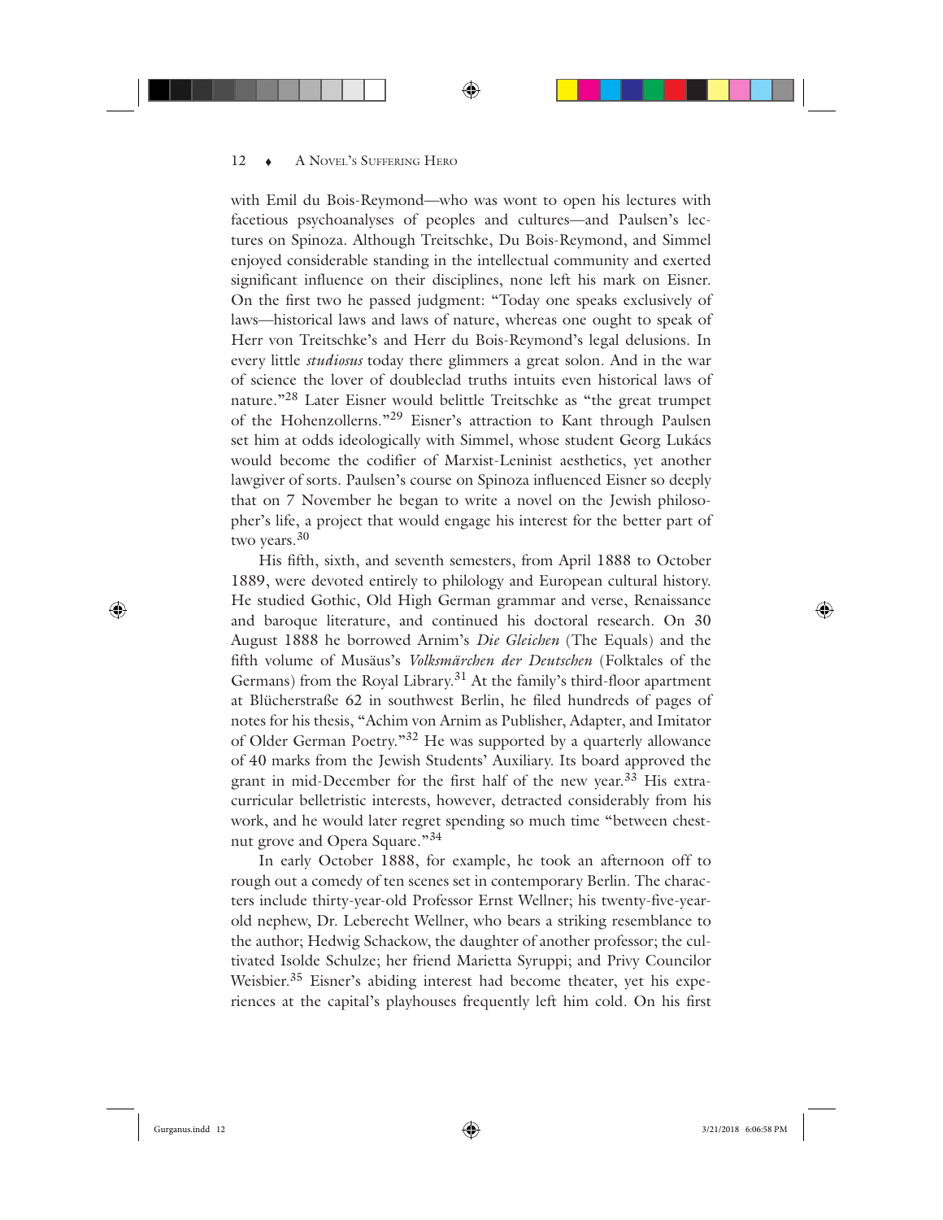with Emil du Bois-Reymond—who was wont to open his lectures with facetious psychoanalyses of peoples and cultures—and Paulsen's lectures on Spinoza. Although Treitschke, Du Bois-Reymond, and Simmel enjoyed considerable standing in the intellectual community and exerted significant influence on their disciplines, none left his mark on Eisner. On the first two he passed judgment: "Today one speaks exclusively of laws—historical laws and laws of nature, whereas one ought to speak of Herr von Treitschke's and Herr du Bois-Reymond's legal delusions. In every little *studiosus* today there glimmers a great solon. And in the war of science the lover of doubleclad truths intuits even historical laws of nature."[28] Later Eisner would belittle Treitschke as "the great trumpet of the Hohenzollerns."[29] Eisner's attraction to Kant through Paulsen set him at odds ideologically with Simmel, whose student Georg Lukács would become the codifier of Marxist-Leninist aesthetics, yet another lawgiver of sorts. Paulsen's course on Spinoza influenced Eisner so deeply that on 7 November he began to write a novel on the Jewish philosopher's life, a project that would engage his interest for the better part of two years.[30]

His fifth, sixth, and seventh semesters, from April 1888 to October 1889, were devoted entirely to philology and European cultural history. He studied Gothic, Old High German grammar and verse, Renaissance and baroque literature, and continued his doctoral research. On 30 August 1888 he borrowed Arnim's *Die Gleichen* (The Equals) and the fifth volume of Musäus's *Volksmärchen der Deutschen* (Folktales of the Germans) from the Royal Library.[31] At the family's third-floor apartment at Blücherstraße 62 in southwest Berlin, he filed hundreds of pages of notes for his thesis, "Achim von Arnim as Publisher, Adapter, and Imitator of Older German Poetry."[32] He was supported by a quarterly allowance of 40 marks from the Jewish Students' Auxiliary. Its board approved the grant in mid-December for the first half of the new year.[33] His extracurricular belletristic interests, however, detracted considerably from his work, and he would later regret spending so much time "between chestnut grove and Opera Square."[34]

In early October 1888, for example, he took an afternoon off to rough out a comedy of ten scenes set in contemporary Berlin. The characters include thirty-year-old Professor Ernst Wellner; his twenty-five-year-old nephew, Dr. Leberecht Wellner, who bears a striking resemblance to the author; Hedwig Schackow, the daughter of another professor; the cultivated Isolde Schulze; her friend Marietta Syruppi; and Privy Councilor Weisbier.[35] Eisner's abiding interest had become theater, yet his experiences at the capital's playhouses frequently left him cold. On his first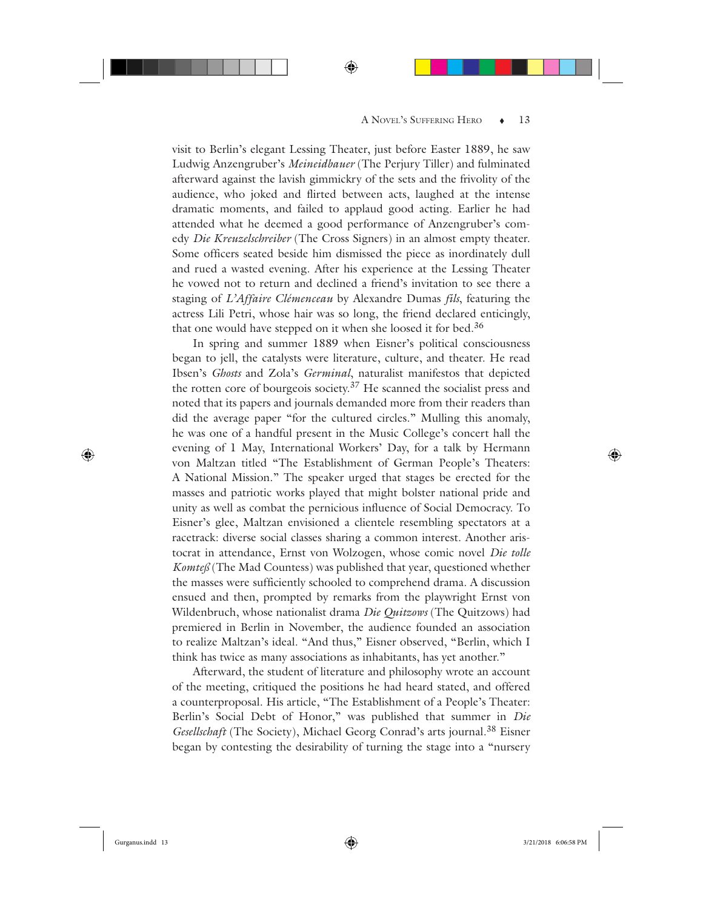visit to Berlin's elegant Lessing Theater, just before Easter 1889, he saw Ludwig Anzengruber's *Meineidbauer* (The Perjury Tiller) and fulminated afterward against the lavish gimmickry of the sets and the frivolity of the audience, who joked and flirted between acts, laughed at the intense dramatic moments, and failed to applaud good acting. Earlier he had attended what he deemed a good performance of Anzengruber's comedy *Die Kreuzelschreiber* (The Cross Signers) in an almost empty theater. Some officers seated beside him dismissed the piece as inordinately dull and rued a wasted evening. After his experience at the Lessing Theater he vowed not to return and declined a friend's invitation to see there a staging of *L'Affaire Clémenceau* by Alexandre Dumas *fils*, featuring the actress Lili Petri, whose hair was so long, the friend declared enticingly, that one would have stepped on it when she loosed it for bed.[36]

In spring and summer 1889 when Eisner's political consciousness began to jell, the catalysts were literature, culture, and theater. He read Ibsen's *Ghosts* and Zola's *Germinal*, naturalist manifestos that depicted the rotten core of bourgeois society.[37] He scanned the socialist press and noted that its papers and journals demanded more from their readers than did the average paper "for the cultured circles." Mulling this anomaly, he was one of a handful present in the Music College's concert hall the evening of 1 May, International Workers' Day, for a talk by Hermann von Maltzan titled "The Establishment of German People's Theaters: A National Mission." The speaker urged that stages be erected for the masses and patriotic works played that might bolster national pride and unity as well as combat the pernicious influence of Social Democracy. To Eisner's glee, Maltzan envisioned a clientele resembling spectators at a racetrack: diverse social classes sharing a common interest. Another aristocrat in attendance, Ernst von Wolzogen, whose comic novel *Die tolle Komteß* (The Mad Countess) was published that year, questioned whether the masses were sufficiently schooled to comprehend drama. A discussion ensued and then, prompted by remarks from the playwright Ernst von Wildenbruch, whose nationalist drama *Die Quitzows* (The Quitzows) had premiered in Berlin in November, the audience founded an association to realize Maltzan's ideal. "And thus," Eisner observed, "Berlin, which I think has twice as many associations as inhabitants, has yet another."

Afterward, the student of literature and philosophy wrote an account of the meeting, critiqued the positions he had heard stated, and offered a counterproposal. His article, "The Establishment of a People's Theater: Berlin's Social Debt of Honor," was published that summer in *Die Gesellschaft* (The Society), Michael Georg Conrad's arts journal.[38] Eisner began by contesting the desirability of turning the stage into a "nursery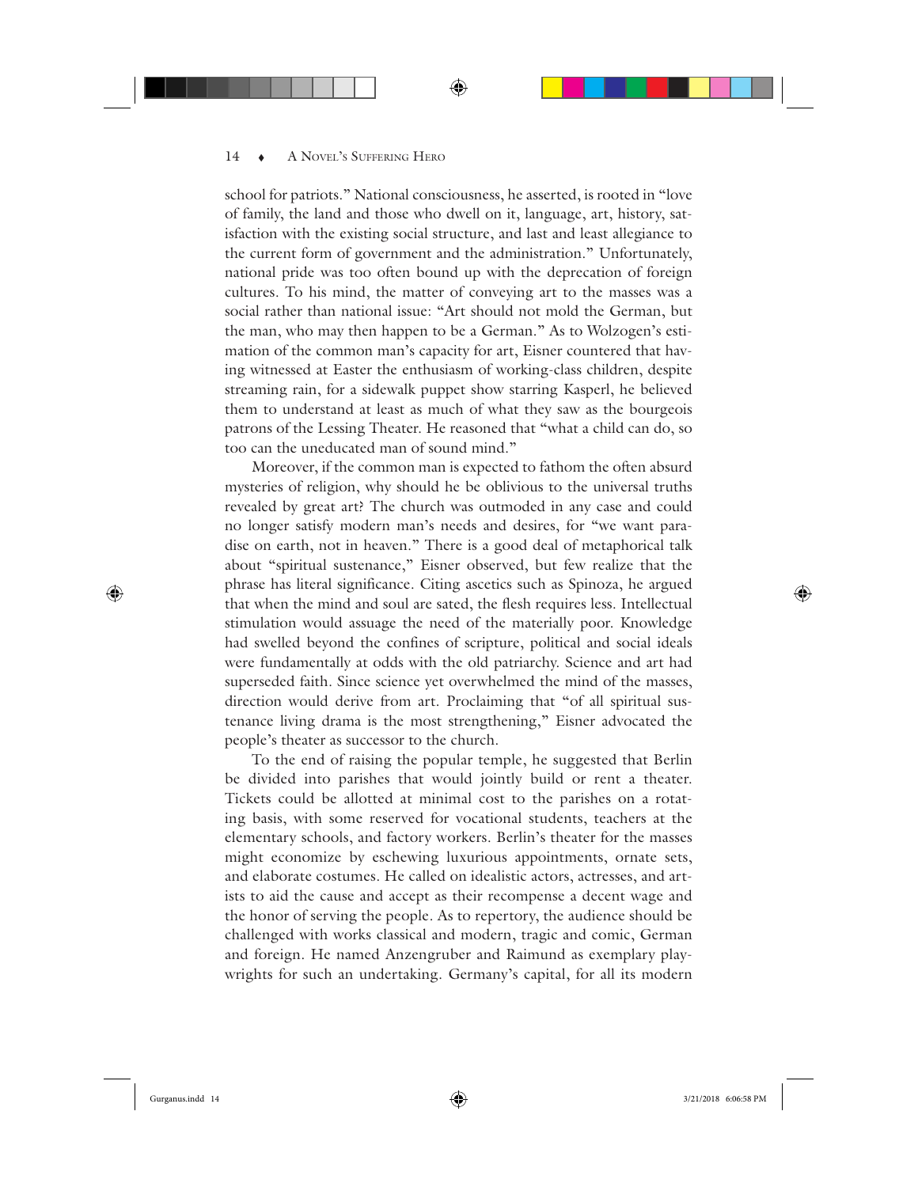school for patriots." National consciousness, he asserted, is rooted in "love of family, the land and those who dwell on it, language, art, history, satisfaction with the existing social structure, and last and least allegiance to the current form of government and the administration." Unfortunately, national pride was too often bound up with the deprecation of foreign cultures. To his mind, the matter of conveying art to the masses was a social rather than national issue: "Art should not mold the German, but the man, who may then happen to be a German." As to Wolzogen's estimation of the common man's capacity for art, Eisner countered that having witnessed at Easter the enthusiasm of working-class children, despite streaming rain, for a sidewalk puppet show starring Kasperl, he believed them to understand at least as much of what they saw as the bourgeois patrons of the Lessing Theater. He reasoned that "what a child can do, so too can the uneducated man of sound mind."

Moreover, if the common man is expected to fathom the often absurd mysteries of religion, why should he be oblivious to the universal truths revealed by great art? The church was outmoded in any case and could no longer satisfy modern man's needs and desires, for "we want paradise on earth, not in heaven." There is a good deal of metaphorical talk about "spiritual sustenance," Eisner observed, but few realize that the phrase has literal significance. Citing ascetics such as Spinoza, he argued that when the mind and soul are sated, the flesh requires less. Intellectual stimulation would assuage the need of the materially poor. Knowledge had swelled beyond the confines of scripture, political and social ideals were fundamentally at odds with the old patriarchy. Science and art had superseded faith. Since science yet overwhelmed the mind of the masses, direction would derive from art. Proclaiming that "of all spiritual sustenance living drama is the most strengthening," Eisner advocated the people's theater as successor to the church.

To the end of raising the popular temple, he suggested that Berlin be divided into parishes that would jointly build or rent a theater. Tickets could be allotted at minimal cost to the parishes on a rotating basis, with some reserved for vocational students, teachers at the elementary schools, and factory workers. Berlin's theater for the masses might economize by eschewing luxurious appointments, ornate sets, and elaborate costumes. He called on idealistic actors, actresses, and artists to aid the cause and accept as their recompense a decent wage and the honor of serving the people. As to repertory, the audience should be challenged with works classical and modern, tragic and comic, German and foreign. He named Anzengruber and Raimund as exemplary playwrights for such an undertaking. Germany's capital, for all its modern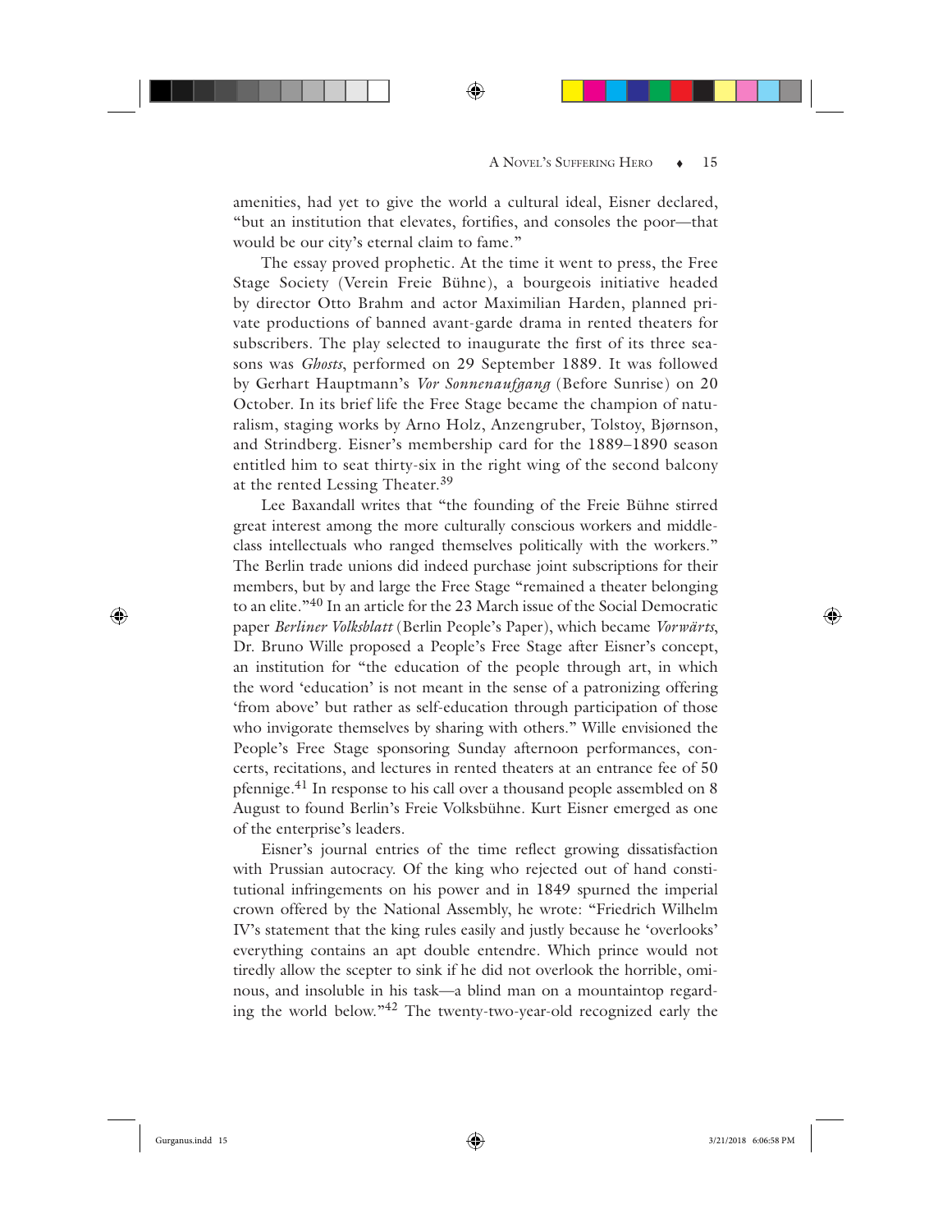amenities, had yet to give the world a cultural ideal, Eisner declared, "but an institution that elevates, fortifies, and consoles the poor—that would be our city's eternal claim to fame."

The essay proved prophetic. At the time it went to press, the Free Stage Society (Verein Freie Bühne), a bourgeois initiative headed by director Otto Brahm and actor Maximilian Harden, planned private productions of banned avant-garde drama in rented theaters for subscribers. The play selected to inaugurate the first of its three seasons was *Ghosts*, performed on 29 September 1889. It was followed by Gerhart Hauptmann's *Vor Sonnenaufgang* (Before Sunrise) on 20 October. In its brief life the Free Stage became the champion of naturalism, staging works by Arno Holz, Anzengruber, Tolstoy, Bjørnson, and Strindberg. Eisner's membership card for the 1889–1890 season entitled him to seat thirty-six in the right wing of the second balcony at the rented Lessing Theater.[39]

Lee Baxandall writes that "the founding of the Freie Bühne stirred great interest among the more culturally conscious workers and middle-class intellectuals who ranged themselves politically with the workers." The Berlin trade unions did indeed purchase joint subscriptions for their members, but by and large the Free Stage "remained a theater belonging to an elite."[40] In an article for the 23 March issue of the Social Democratic paper *Berliner Volksblatt* (Berlin People's Paper), which became *Vorwärts*, Dr. Bruno Wille proposed a People's Free Stage after Eisner's concept, an institution for "the education of the people through art, in which the word 'education' is not meant in the sense of a patronizing offering 'from above' but rather as self-education through participation of those who invigorate themselves by sharing with others." Wille envisioned the People's Free Stage sponsoring Sunday afternoon performances, concerts, recitations, and lectures in rented theaters at an entrance fee of 50 pfennige.[41] In response to his call over a thousand people assembled on 8 August to found Berlin's Freie Volksbühne. Kurt Eisner emerged as one of the enterprise's leaders.

Eisner's journal entries of the time reflect growing dissatisfaction with Prussian autocracy. Of the king who rejected out of hand constitutional infringements on his power and in 1849 spurned the imperial crown offered by the National Assembly, he wrote: "Friedrich Wilhelm IV's statement that the king rules easily and justly because he 'overlooks' everything contains an apt double entendre. Which prince would not tiredly allow the scepter to sink if he did not overlook the horrible, ominous, and insoluble in his task—a blind man on a mountaintop regarding the world below."[42] The twenty-two-year-old recognized early the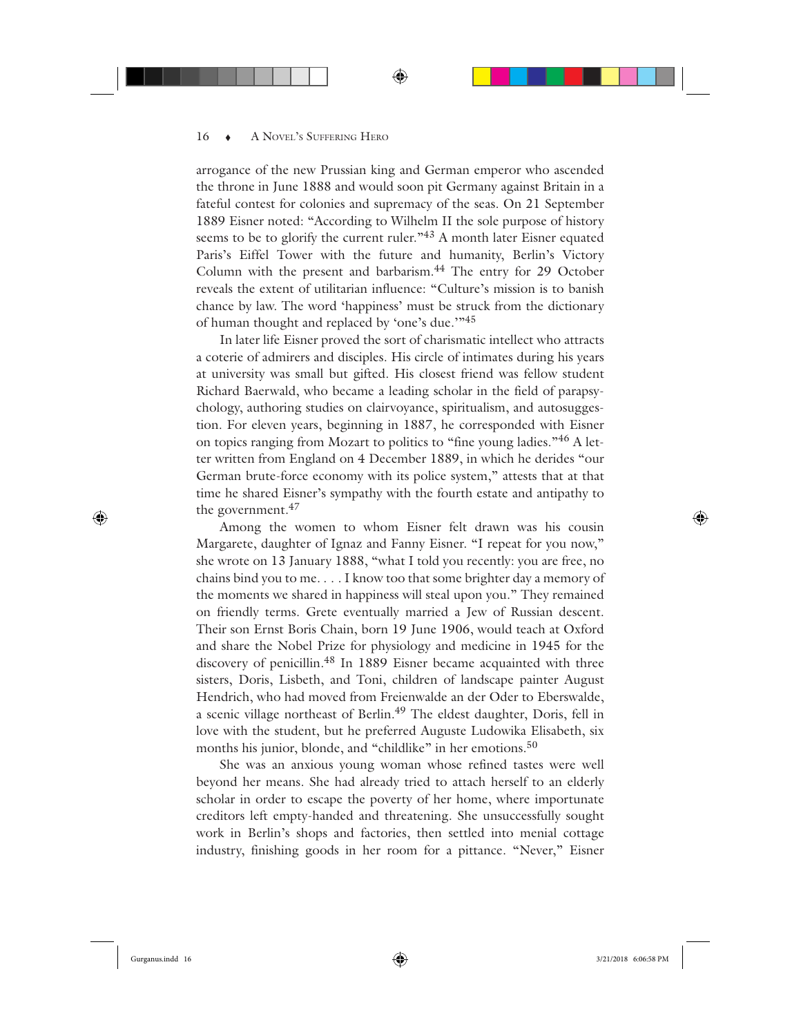arrogance of the new Prussian king and German emperor who ascended the throne in June 1888 and would soon pit Germany against Britain in a fateful contest for colonies and supremacy of the seas. On 21 September 1889 Eisner noted: "According to Wilhelm II the sole purpose of history seems to be to glorify the current ruler."[43] A month later Eisner equated Paris's Eiffel Tower with the future and humanity, Berlin's Victory Column with the present and barbarism.[44] The entry for 29 October reveals the extent of utilitarian influence: "Culture's mission is to banish chance by law. The word 'happiness' must be struck from the dictionary of human thought and replaced by 'one's due.'"[45]

In later life Eisner proved the sort of charismatic intellect who attracts a coterie of admirers and disciples. His circle of intimates during his years at university was small but gifted. His closest friend was fellow student Richard Baerwald, who became a leading scholar in the field of parapsychology, authoring studies on clairvoyance, spiritualism, and autosuggestion. For eleven years, beginning in 1887, he corresponded with Eisner on topics ranging from Mozart to politics to "fine young ladies."[46] A letter written from England on 4 December 1889, in which he derides "our German brute-force economy with its police system," attests that at that time he shared Eisner's sympathy with the fourth estate and antipathy to the government.[47]

Among the women to whom Eisner felt drawn was his cousin Margarete, daughter of Ignaz and Fanny Eisner. "I repeat for you now," she wrote on 13 January 1888, "what I told you recently: you are free, no chains bind you to me. . . . I know too that some brighter day a memory of the moments we shared in happiness will steal upon you." They remained on friendly terms. Grete eventually married a Jew of Russian descent. Their son Ernst Boris Chain, born 19 June 1906, would teach at Oxford and share the Nobel Prize for physiology and medicine in 1945 for the discovery of penicillin.[48] In 1889 Eisner became acquainted with three sisters, Doris, Lisbeth, and Toni, children of landscape painter August Hendrich, who had moved from Freienwalde an der Oder to Eberswalde, a scenic village northeast of Berlin.[49] The eldest daughter, Doris, fell in love with the student, but he preferred Auguste Ludowika Elisabeth, six months his junior, blonde, and "childlike" in her emotions.[50]

She was an anxious young woman whose refined tastes were well beyond her means. She had already tried to attach herself to an elderly scholar in order to escape the poverty of her home, where importunate creditors left empty-handed and threatening. She unsuccessfully sought work in Berlin's shops and factories, then settled into menial cottage industry, finishing goods in her room for a pittance. "Never," Eisner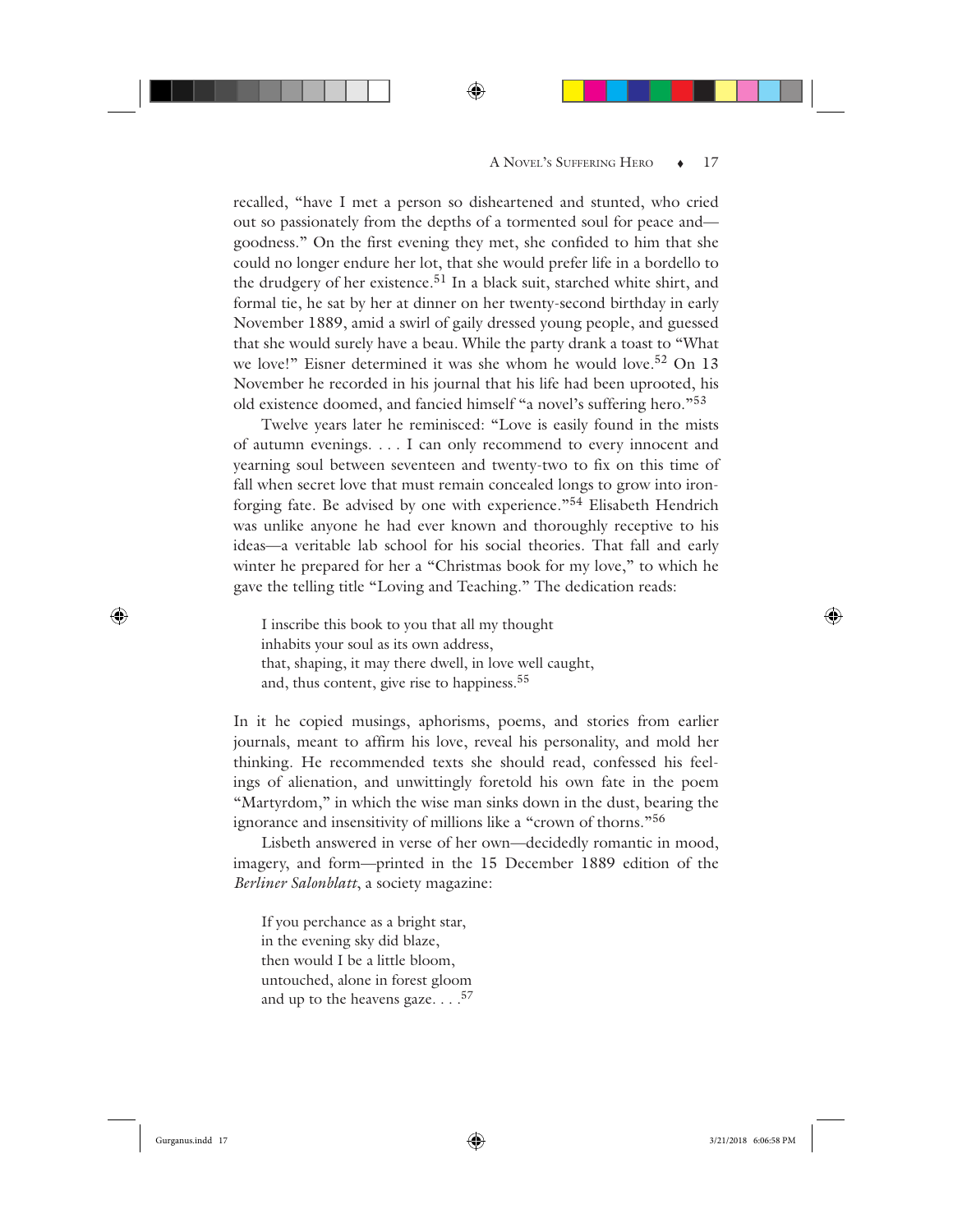recalled, "have I met a person so disheartened and stunted, who cried out so passionately from the depths of a tormented soul for peace and—goodness." On the first evening they met, she confided to him that she could no longer endure her lot, that she would prefer life in a bordello to the drudgery of her existence.[51] In a black suit, starched white shirt, and formal tie, he sat by her at dinner on her twenty-second birthday in early November 1889, amid a swirl of gaily dressed young people, and guessed that she would surely have a beau. While the party drank a toast to "What we love!" Eisner determined it was she whom he would love.[52] On 13 November he recorded in his journal that his life had been uprooted, his old existence doomed, and fancied himself "a novel's suffering hero."[53]

Twelve years later he reminisced: "Love is easily found in the mists of autumn evenings. . . . I can only recommend to every innocent and yearning soul between seventeen and twenty-two to fix on this time of fall when secret love that must remain concealed longs to grow into iron-forging fate. Be advised by one with experience."[54] Elisabeth Hendrich was unlike anyone he had ever known and thoroughly receptive to his ideas—a veritable lab school for his social theories. That fall and early winter he prepared for her a "Christmas book for my love," to which he gave the telling title "Loving and Teaching." The dedication reads:

> I inscribe this book to you that all my thought
> inhabits your soul as its own address,
> that, shaping, it may there dwell, in love well caught,
> and, thus content, give rise to happiness.[55]

In it he copied musings, aphorisms, poems, and stories from earlier journals, meant to affirm his love, reveal his personality, and mold her thinking. He recommended texts she should read, confessed his feelings of alienation, and unwittingly foretold his own fate in the poem "Martyrdom," in which the wise man sinks down in the dust, bearing the ignorance and insensitivity of millions like a "crown of thorns."[56]

Lisbeth answered in verse of her own—decidedly romantic in mood, imagery, and form—printed in the 15 December 1889 edition of the *Berliner Salonblatt*, a society magazine:

> If you perchance as a bright star,
> in the evening sky did blaze,
> then would I be a little bloom,
> untouched, alone in forest gloom
> and up to the heavens gaze. . . .[57]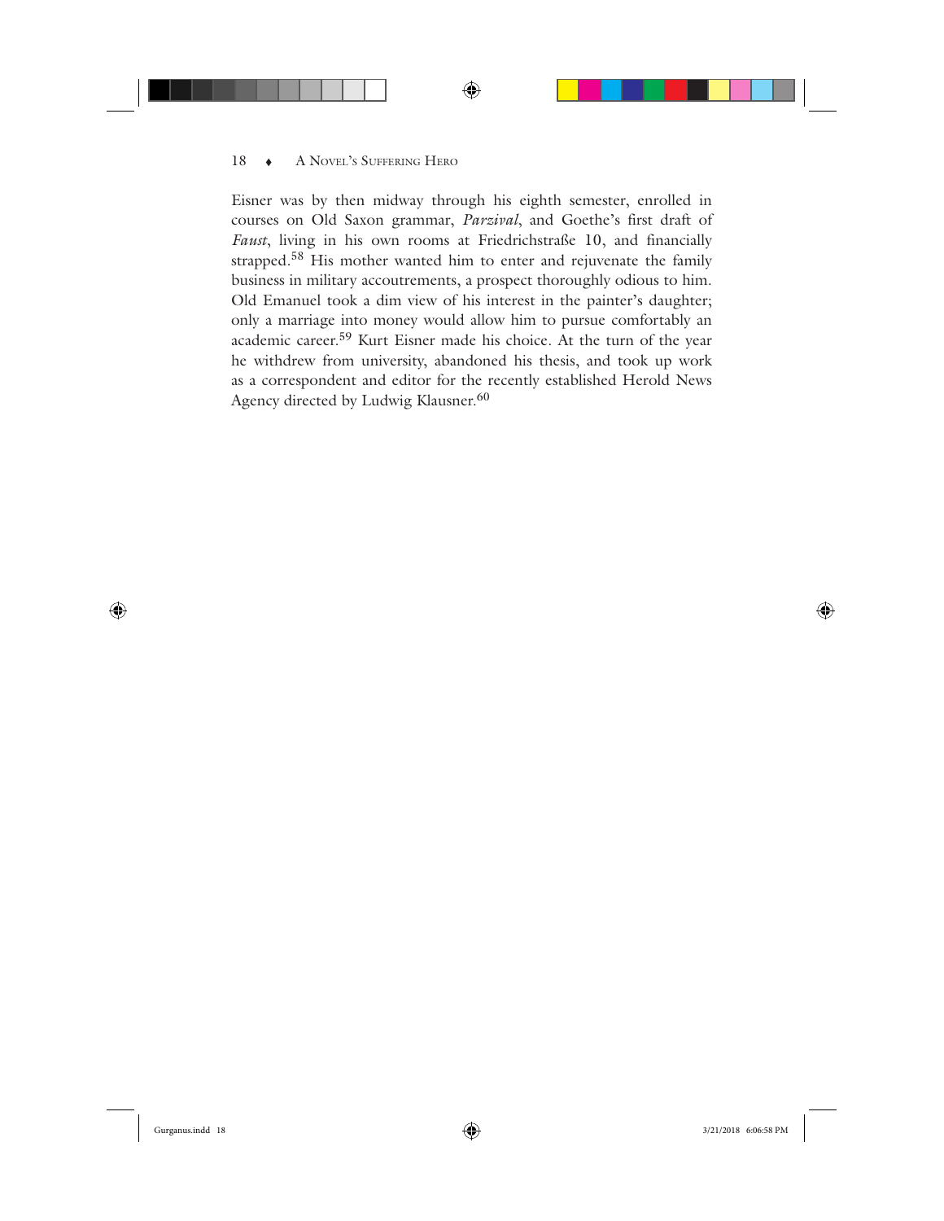Eisner was by then midway through his eighth semester, enrolled in courses on Old Saxon grammar, *Parzival*, and Goethe's first draft of *Faust*, living in his own rooms at Friedrichstraße 10, and financially strapped.[58] His mother wanted him to enter and rejuvenate the family business in military accoutrements, a prospect thoroughly odious to him. Old Emanuel took a dim view of his interest in the painter's daughter; only a marriage into money would allow him to pursue comfortably an academic career.[59] Kurt Eisner made his choice. At the turn of the year he withdrew from university, abandoned his thesis, and took up work as a correspondent and editor for the recently established Herold News Agency directed by Ludwig Klausner.[60]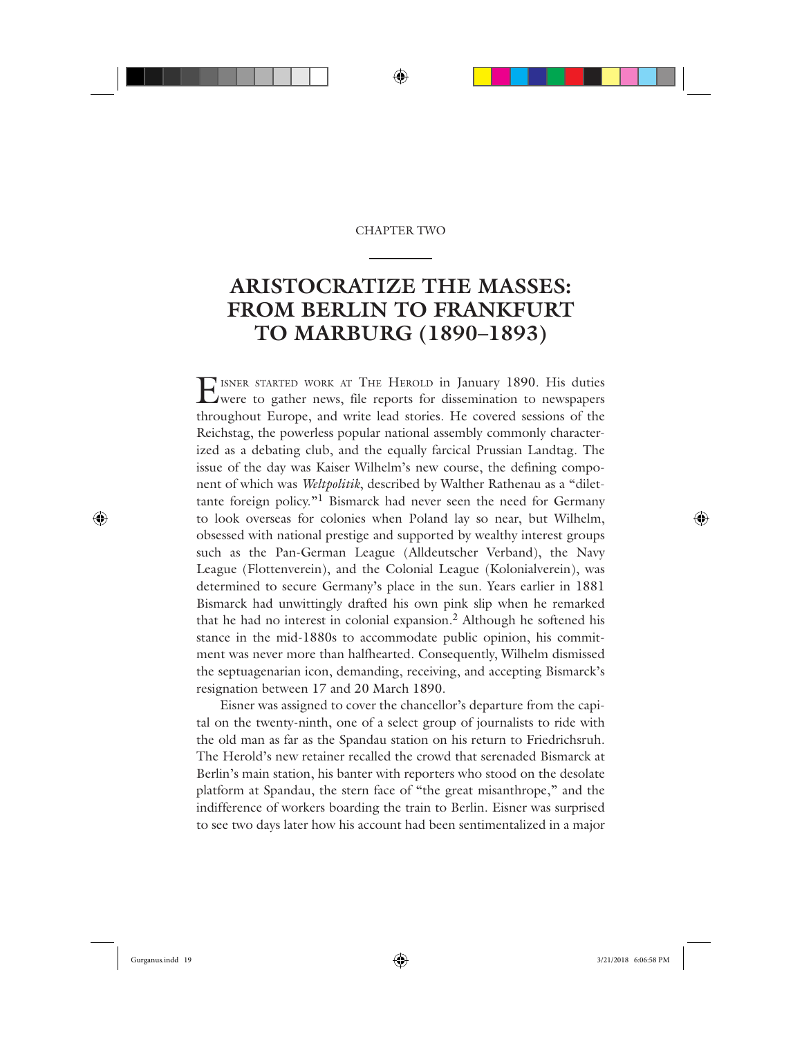CHAPTER TWO

# ARISTOCRATIZE THE MASSES: FROM BERLIN TO FRANKFURT TO MARBURG (1890–1893)

Eisner started work at The Herold in January 1890. His duties were to gather news, file reports for dissemination to newspapers throughout Europe, and write lead stories. He covered sessions of the Reichstag, the powerless popular national assembly commonly characterized as a debating club, and the equally farcical Prussian Landtag. The issue of the day was Kaiser Wilhelm's new course, the defining component of which was *Weltpolitik*, described by Walther Rathenau as a "dilettante foreign policy."[1] Bismarck had never seen the need for Germany to look overseas for colonies when Poland lay so near, but Wilhelm, obsessed with national prestige and supported by wealthy interest groups such as the Pan-German League (Alldeutscher Verband), the Navy League (Flottenverein), and the Colonial League (Kolonialverein), was determined to secure Germany's place in the sun. Years earlier in 1881 Bismarck had unwittingly drafted his own pink slip when he remarked that he had no interest in colonial expansion.[2] Although he softened his stance in the mid-1880s to accommodate public opinion, his commitment was never more than halfhearted. Consequently, Wilhelm dismissed the septuagenarian icon, demanding, receiving, and accepting Bismarck's resignation between 17 and 20 March 1890.

Eisner was assigned to cover the chancellor's departure from the capital on the twenty-ninth, one of a select group of journalists to ride with the old man as far as the Spandau station on his return to Friedrichsruh. The Herold's new retainer recalled the crowd that serenaded Bismarck at Berlin's main station, his banter with reporters who stood on the desolate platform at Spandau, the stern face of "the great misanthrope," and the indifference of workers boarding the train to Berlin. Eisner was surprised to see two days later how his account had been sentimentalized in a major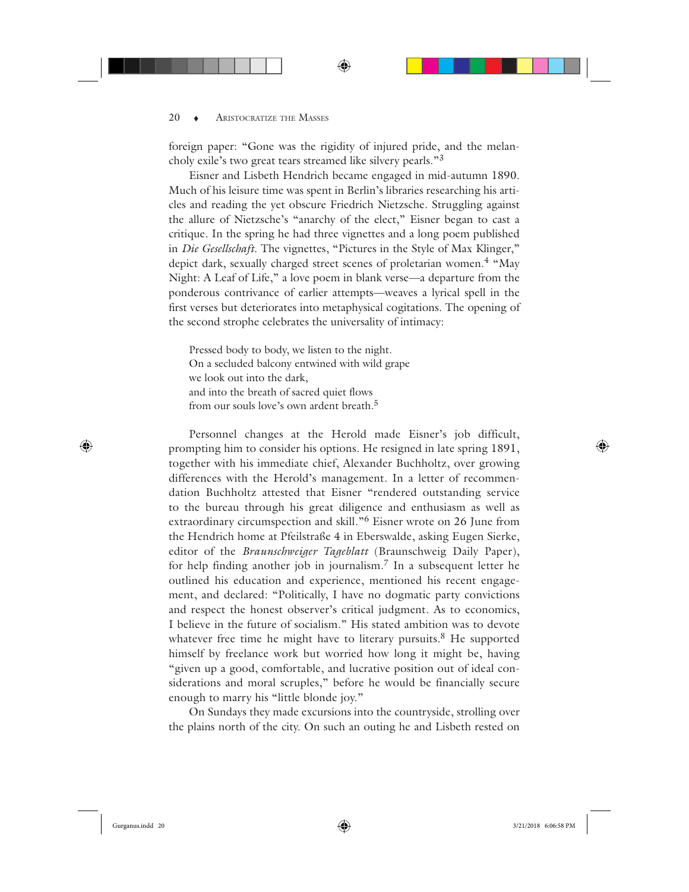foreign paper: "Gone was the rigidity of injured pride, and the melancholy exile's two great tears streamed like silvery pearls."[3]

Eisner and Lisbeth Hendrich became engaged in mid-autumn 1890. Much of his leisure time was spent in Berlin's libraries researching his articles and reading the yet obscure Friedrich Nietzsche. Struggling against the allure of Nietzsche's "anarchy of the elect," Eisner began to cast a critique. In the spring he had three vignettes and a long poem published in *Die Gesellschaft*. The vignettes, "Pictures in the Style of Max Klinger," depict dark, sexually charged street scenes of proletarian women.[4] "May Night: A Leaf of Life," a love poem in blank verse—a departure from the ponderous contrivance of earlier attempts—weaves a lyrical spell in the first verses but deteriorates into metaphysical cogitations. The opening of the second strophe celebrates the universality of intimacy:

> Pressed body to body, we listen to the night.
> On a secluded balcony entwined with wild grape
> we look out into the dark,
> and into the breath of sacred quiet flows
> from our souls love's own ardent breath.[5]

Personnel changes at the Herold made Eisner's job difficult, prompting him to consider his options. He resigned in late spring 1891, together with his immediate chief, Alexander Buchholtz, over growing differences with the Herold's management. In a letter of recommendation Buchholtz attested that Eisner "rendered outstanding service to the bureau through his great diligence and enthusiasm as well as extraordinary circumspection and skill."[6] Eisner wrote on 26 June from the Hendrich home at Pfeilstraße 4 in Eberswalde, asking Eugen Sierke, editor of the *Braunschweiger Tageblatt* (Braunschweig Daily Paper), for help finding another job in journalism.[7] In a subsequent letter he outlined his education and experience, mentioned his recent engagement, and declared: "Politically, I have no dogmatic party convictions and respect the honest observer's critical judgment. As to economics, I believe in the future of socialism." His stated ambition was to devote whatever free time he might have to literary pursuits.[8] He supported himself by freelance work but worried how long it might be, having "given up a good, comfortable, and lucrative position out of ideal considerations and moral scruples," before he would be financially secure enough to marry his "little blonde joy."

On Sundays they made excursions into the countryside, strolling over the plains north of the city. On such an outing he and Lisbeth rested on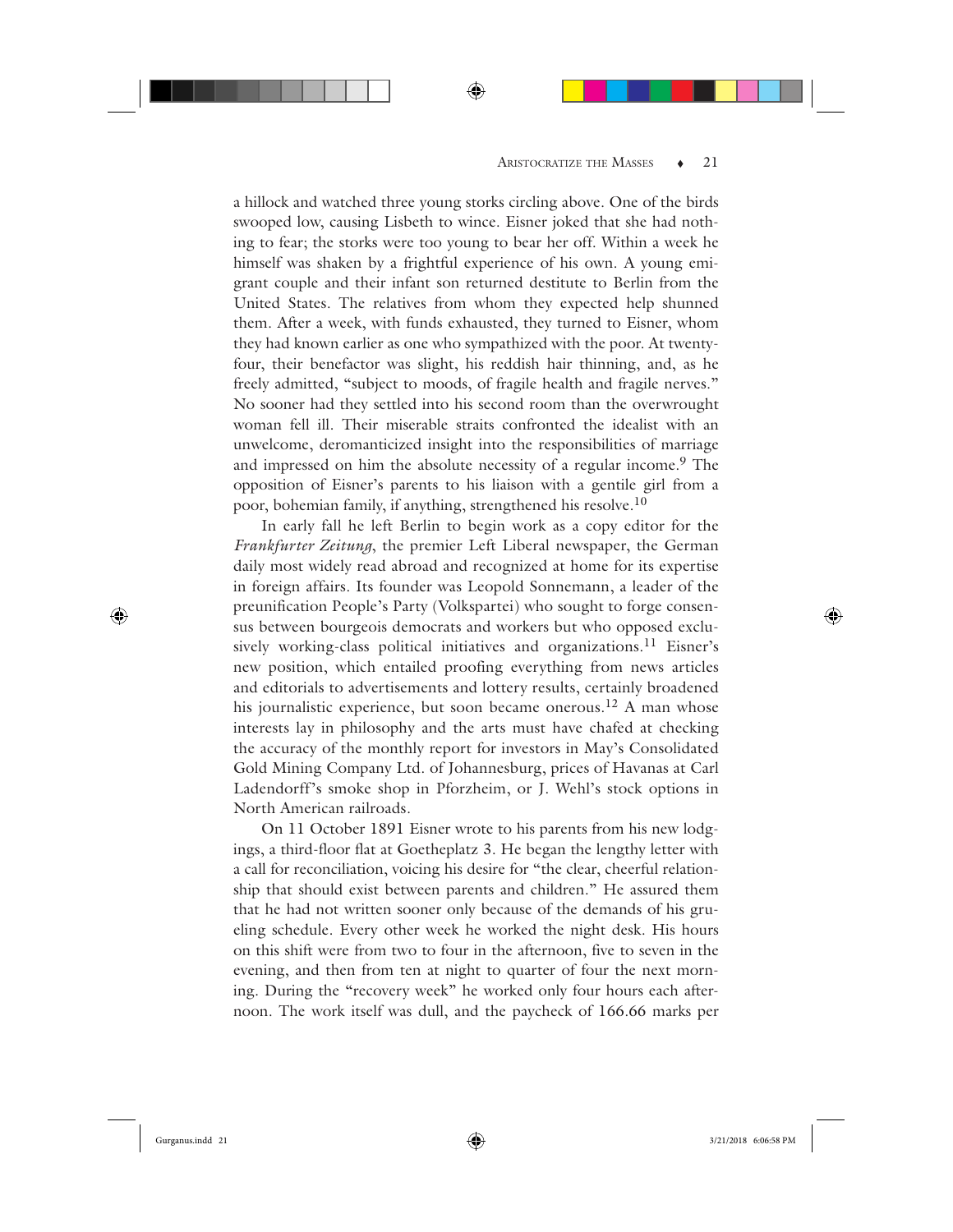a hillock and watched three young storks circling above. One of the birds swooped low, causing Lisbeth to wince. Eisner joked that she had nothing to fear; the storks were too young to bear her off. Within a week he himself was shaken by a frightful experience of his own. A young emigrant couple and their infant son returned destitute to Berlin from the United States. The relatives from whom they expected help shunned them. After a week, with funds exhausted, they turned to Eisner, whom they had known earlier as one who sympathized with the poor. At twenty-four, their benefactor was slight, his reddish hair thinning, and, as he freely admitted, "subject to moods, of fragile health and fragile nerves." No sooner had they settled into his second room than the overwrought woman fell ill. Their miserable straits confronted the idealist with an unwelcome, deromanticized insight into the responsibilities of marriage and impressed on him the absolute necessity of a regular income.[9] The opposition of Eisner's parents to his liaison with a gentile girl from a poor, bohemian family, if anything, strengthened his resolve.[10]

In early fall he left Berlin to begin work as a copy editor for the *Frankfurter Zeitung*, the premier Left Liberal newspaper, the German daily most widely read abroad and recognized at home for its expertise in foreign affairs. Its founder was Leopold Sonnemann, a leader of the preunification People's Party (Volkspartei) who sought to forge consensus between bourgeois democrats and workers but who opposed exclusively working-class political initiatives and organizations.[11] Eisner's new position, which entailed proofing everything from news articles and editorials to advertisements and lottery results, certainly broadened his journalistic experience, but soon became onerous.[12] A man whose interests lay in philosophy and the arts must have chafed at checking the accuracy of the monthly report for investors in May's Consolidated Gold Mining Company Ltd. of Johannesburg, prices of Havanas at Carl Ladendorff's smoke shop in Pforzheim, or J. Wehl's stock options in North American railroads.

On 11 October 1891 Eisner wrote to his parents from his new lodgings, a third-floor flat at Goetheplatz 3. He began the lengthy letter with a call for reconciliation, voicing his desire for "the clear, cheerful relationship that should exist between parents and children." He assured them that he had not written sooner only because of the demands of his grueling schedule. Every other week he worked the night desk. His hours on this shift were from two to four in the afternoon, five to seven in the evening, and then from ten at night to quarter of four the next morning. During the "recovery week" he worked only four hours each afternoon. The work itself was dull, and the paycheck of 166.66 marks per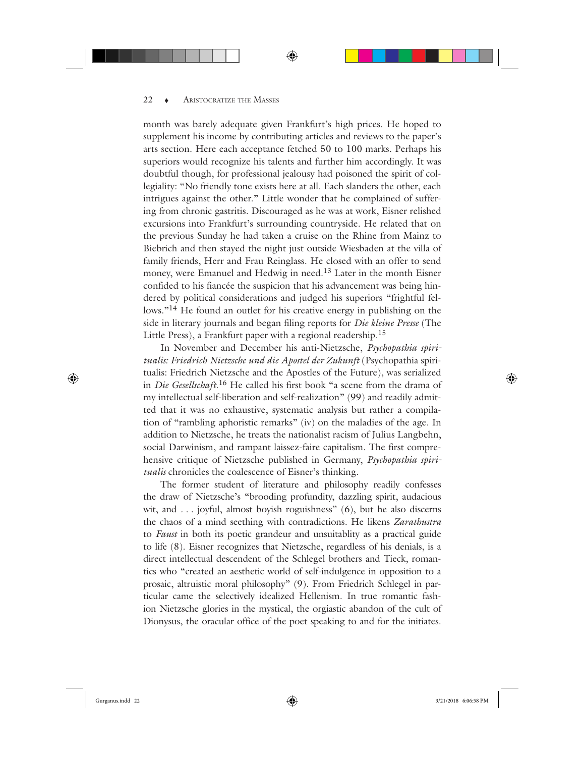month was barely adequate given Frankfurt's high prices. He hoped to supplement his income by contributing articles and reviews to the paper's arts section. Here each acceptance fetched 50 to 100 marks. Perhaps his superiors would recognize his talents and further him accordingly. It was doubtful though, for professional jealousy had poisoned the spirit of collegiality: "No friendly tone exists here at all. Each slanders the other, each intrigues against the other." Little wonder that he complained of suffering from chronic gastritis. Discouraged as he was at work, Eisner relished excursions into Frankfurt's surrounding countryside. He related that on the previous Sunday he had taken a cruise on the Rhine from Mainz to Biebrich and then stayed the night just outside Wiesbaden at the villa of family friends, Herr and Frau Reinglass. He closed with an offer to send money, were Emanuel and Hedwig in need.[13] Later in the month Eisner confided to his fiancée the suspicion that his advancement was being hindered by political considerations and judged his superiors "frightful fellows."[14] He found an outlet for his creative energy in publishing on the side in literary journals and began filing reports for *Die kleine Presse* (The Little Press), a Frankfurt paper with a regional readership.[15]

In November and December his anti-Nietzsche, *Psychopathia spiritualis: Friedrich Nietzsche und die Apostel der Zukunft* (Psychopathia spiritualis: Friedrich Nietzsche and the Apostles of the Future), was serialized in *Die Gesellschaft*.[16] He called his first book "a scene from the drama of my intellectual self-liberation and self-realization" (99) and readily admitted that it was no exhaustive, systematic analysis but rather a compilation of "rambling aphoristic remarks" (iv) on the maladies of the age. In addition to Nietzsche, he treats the nationalist racism of Julius Langbehn, social Darwinism, and rampant laissez-faire capitalism. The first comprehensive critique of Nietzsche published in Germany, *Psychopathia spiritualis* chronicles the coalescence of Eisner's thinking.

The former student of literature and philosophy readily confesses the draw of Nietzsche's "brooding profundity, dazzling spirit, audacious wit, and . . . joyful, almost boyish roguishness" (6), but he also discerns the chaos of a mind seething with contradictions. He likens *Zarathustra* to *Faust* in both its poetic grandeur and unsuitablity as a practical guide to life (8). Eisner recognizes that Nietzsche, regardless of his denials, is a direct intellectual descendent of the Schlegel brothers and Tieck, romantics who "created an aesthetic world of self-indulgence in opposition to a prosaic, altruistic moral philosophy" (9). From Friedrich Schlegel in particular came the selectively idealized Hellenism. In true romantic fashion Nietzsche glories in the mystical, the orgiastic abandon of the cult of Dionysus, the oracular office of the poet speaking to and for the initiates.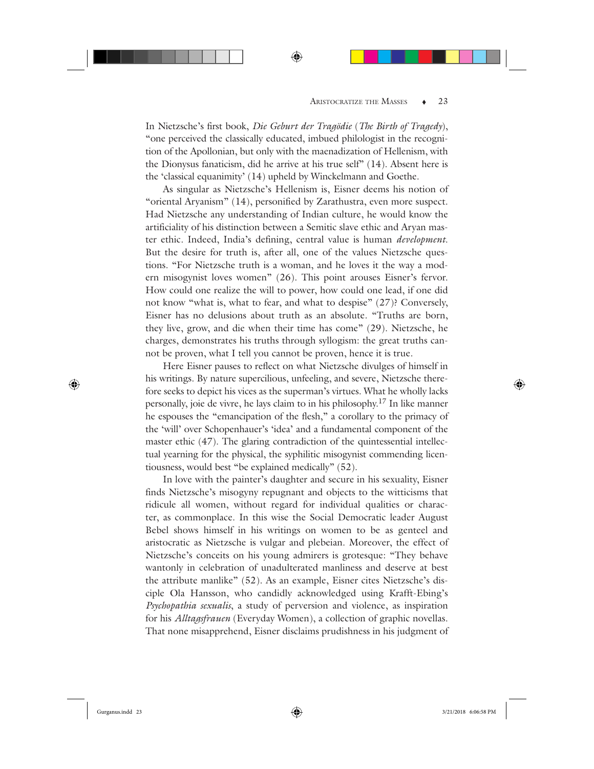In Nietzsche's first book, *Die Geburt der Tragödie* (*The Birth of Tragedy*), "one perceived the classically educated, imbued philologist in the recognition of the Apollonian, but only with the maenadization of Hellenism, with the Dionysus fanaticism, did he arrive at his true self" (14). Absent here is the 'classical equanimity' (14) upheld by Winckelmann and Goethe.

As singular as Nietzsche's Hellenism is, Eisner deems his notion of "oriental Aryanism" (14), personified by Zarathustra, even more suspect. Had Nietzsche any understanding of Indian culture, he would know the artificiality of his distinction between a Semitic slave ethic and Aryan master ethic. Indeed, India's defining, central value is human *development*. But the desire for truth is, after all, one of the values Nietzsche questions. "For Nietzsche truth is a woman, and he loves it the way a modern misogynist loves women" (26). This point arouses Eisner's fervor. How could one realize the will to power, how could one lead, if one did not know "what is, what to fear, and what to despise" (27)? Conversely, Eisner has no delusions about truth as an absolute. "Truths are born, they live, grow, and die when their time has come" (29). Nietzsche, he charges, demonstrates his truths through syllogism: the great truths cannot be proven, what I tell you cannot be proven, hence it is true.

Here Eisner pauses to reflect on what Nietzsche divulges of himself in his writings. By nature supercilious, unfeeling, and severe, Nietzsche therefore seeks to depict his vices as the superman's virtues. What he wholly lacks personally, joie de vivre, he lays claim to in his philosophy.[17] In like manner he espouses the "emancipation of the flesh," a corollary to the primacy of the 'will' over Schopenhauer's 'idea' and a fundamental component of the master ethic (47). The glaring contradiction of the quintessential intellectual yearning for the physical, the syphilitic misogynist commending licentiousness, would best "be explained medically" (52).

In love with the painter's daughter and secure in his sexuality, Eisner finds Nietzsche's misogyny repugnant and objects to the witticisms that ridicule all women, without regard for individual qualities or character, as commonplace. In this wise the Social Democratic leader August Bebel shows himself in his writings on women to be as genteel and aristocratic as Nietzsche is vulgar and plebeian. Moreover, the effect of Nietzsche's conceits on his young admirers is grotesque: "They behave wantonly in celebration of unadulterated manliness and deserve at best the attribute manlike" (52). As an example, Eisner cites Nietzsche's disciple Ola Hansson, who candidly acknowledged using Krafft-Ebing's *Psychopathia sexualis*, a study of perversion and violence, as inspiration for his *Alltagsfrauen* (Everyday Women), a collection of graphic novellas. That none misapprehend, Eisner disclaims prudishness in his judgment of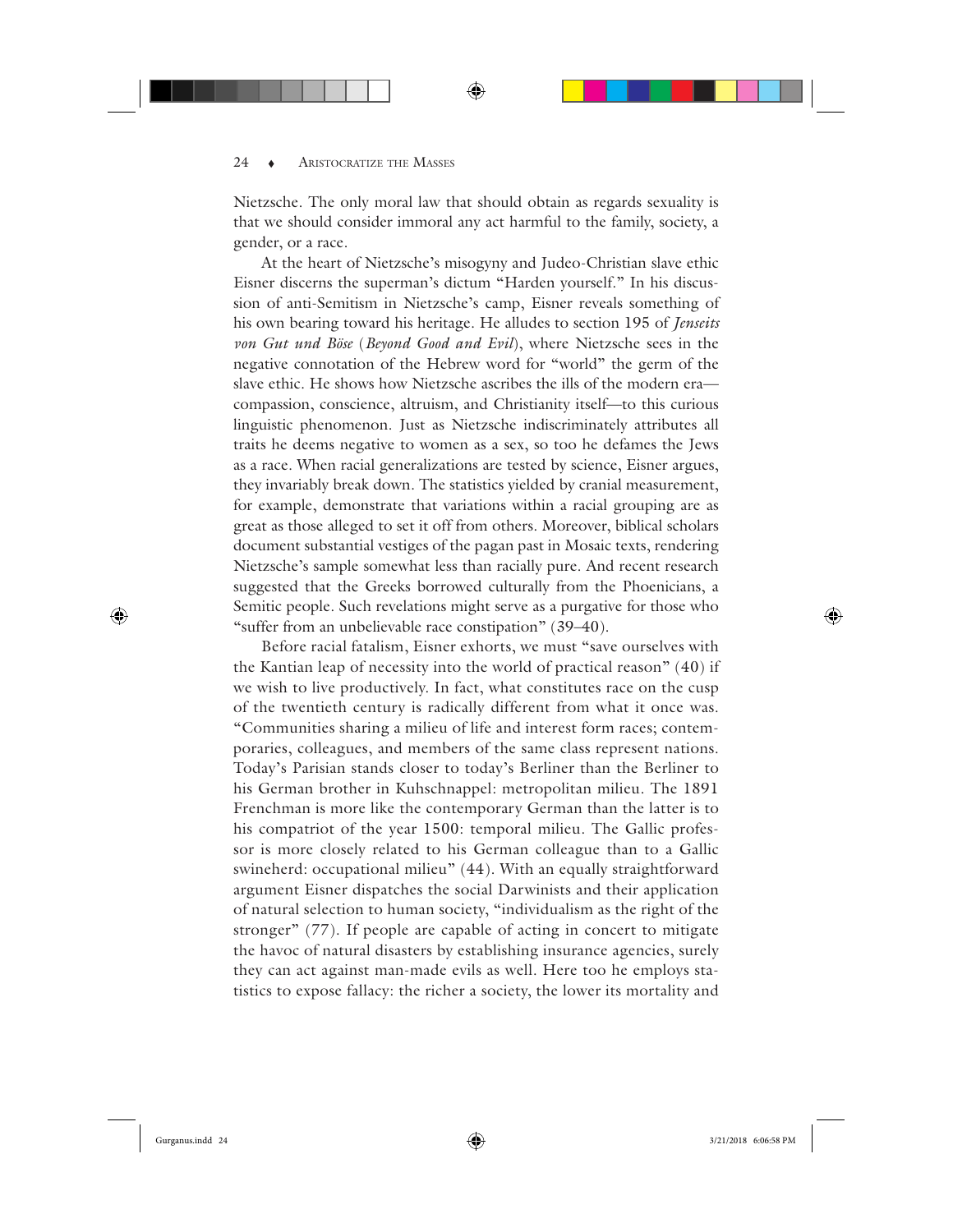Nietzsche. The only moral law that should obtain as regards sexuality is that we should consider immoral any act harmful to the family, society, a gender, or a race.

At the heart of Nietzsche's misogyny and Judeo-Christian slave ethic Eisner discerns the superman's dictum "Harden yourself." In his discussion of anti-Semitism in Nietzsche's camp, Eisner reveals something of his own bearing toward his heritage. He alludes to section 195 of *Jenseits von Gut und Böse* (*Beyond Good and Evil*), where Nietzsche sees in the negative connotation of the Hebrew word for "world" the germ of the slave ethic. He shows how Nietzsche ascribes the ills of the modern era—compassion, conscience, altruism, and Christianity itself—to this curious linguistic phenomenon. Just as Nietzsche indiscriminately attributes all traits he deems negative to women as a sex, so too he defames the Jews as a race. When racial generalizations are tested by science, Eisner argues, they invariably break down. The statistics yielded by cranial measurement, for example, demonstrate that variations within a racial grouping are as great as those alleged to set it off from others. Moreover, biblical scholars document substantial vestiges of the pagan past in Mosaic texts, rendering Nietzsche's sample somewhat less than racially pure. And recent research suggested that the Greeks borrowed culturally from the Phoenicians, a Semitic people. Such revelations might serve as a purgative for those who "suffer from an unbelievable race constipation" (39–40).

Before racial fatalism, Eisner exhorts, we must "save ourselves with the Kantian leap of necessity into the world of practical reason" (40) if we wish to live productively. In fact, what constitutes race on the cusp of the twentieth century is radically different from what it once was. "Communities sharing a milieu of life and interest form races; contemporaries, colleagues, and members of the same class represent nations. Today's Parisian stands closer to today's Berliner than the Berliner to his German brother in Kuhschnappel: metropolitan milieu. The 1891 Frenchman is more like the contemporary German than the latter is to his compatriot of the year 1500: temporal milieu. The Gallic professor is more closely related to his German colleague than to a Gallic swineherd: occupational milieu" (44). With an equally straightforward argument Eisner dispatches the social Darwinists and their application of natural selection to human society, "individualism as the right of the stronger" (77). If people are capable of acting in concert to mitigate the havoc of natural disasters by establishing insurance agencies, surely they can act against man-made evils as well. Here too he employs statistics to expose fallacy: the richer a society, the lower its mortality and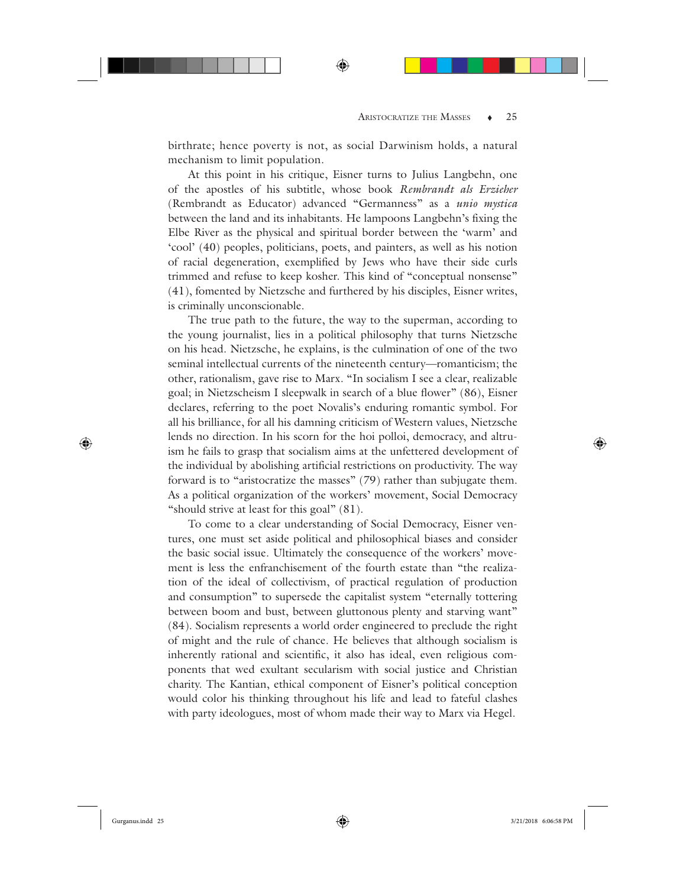birthrate; hence poverty is not, as social Darwinism holds, a natural mechanism to limit population.

At this point in his critique, Eisner turns to Julius Langbehn, one of the apostles of his subtitle, whose book *Rembrandt als Erzieher* (Rembrandt as Educator) advanced "Germanness" as a *unio mystica* between the land and its inhabitants. He lampoons Langbehn's fixing the Elbe River as the physical and spiritual border between the 'warm' and 'cool' (40) peoples, politicians, poets, and painters, as well as his notion of racial degeneration, exemplified by Jews who have their side curls trimmed and refuse to keep kosher. This kind of "conceptual nonsense" (41), fomented by Nietzsche and furthered by his disciples, Eisner writes, is criminally unconscionable.

The true path to the future, the way to the superman, according to the young journalist, lies in a political philosophy that turns Nietzsche on his head. Nietzsche, he explains, is the culmination of one of the two seminal intellectual currents of the nineteenth century—romanticism; the other, rationalism, gave rise to Marx. "In socialism I see a clear, realizable goal; in Nietzscheism I sleepwalk in search of a blue flower" (86), Eisner declares, referring to the poet Novalis's enduring romantic symbol. For all his brilliance, for all his damning criticism of Western values, Nietzsche lends no direction. In his scorn for the hoi polloi, democracy, and altruism he fails to grasp that socialism aims at the unfettered development of the individual by abolishing artificial restrictions on productivity. The way forward is to "aristocratize the masses" (79) rather than subjugate them. As a political organization of the workers' movement, Social Democracy "should strive at least for this goal" (81).

To come to a clear understanding of Social Democracy, Eisner ventures, one must set aside political and philosophical biases and consider the basic social issue. Ultimately the consequence of the workers' movement is less the enfranchisement of the fourth estate than "the realization of the ideal of collectivism, of practical regulation of production and consumption" to supersede the capitalist system "eternally tottering between boom and bust, between gluttonous plenty and starving want" (84). Socialism represents a world order engineered to preclude the right of might and the rule of chance. He believes that although socialism is inherently rational and scientific, it also has ideal, even religious components that wed exultant secularism with social justice and Christian charity. The Kantian, ethical component of Eisner's political conception would color his thinking throughout his life and lead to fateful clashes with party ideologues, most of whom made their way to Marx via Hegel.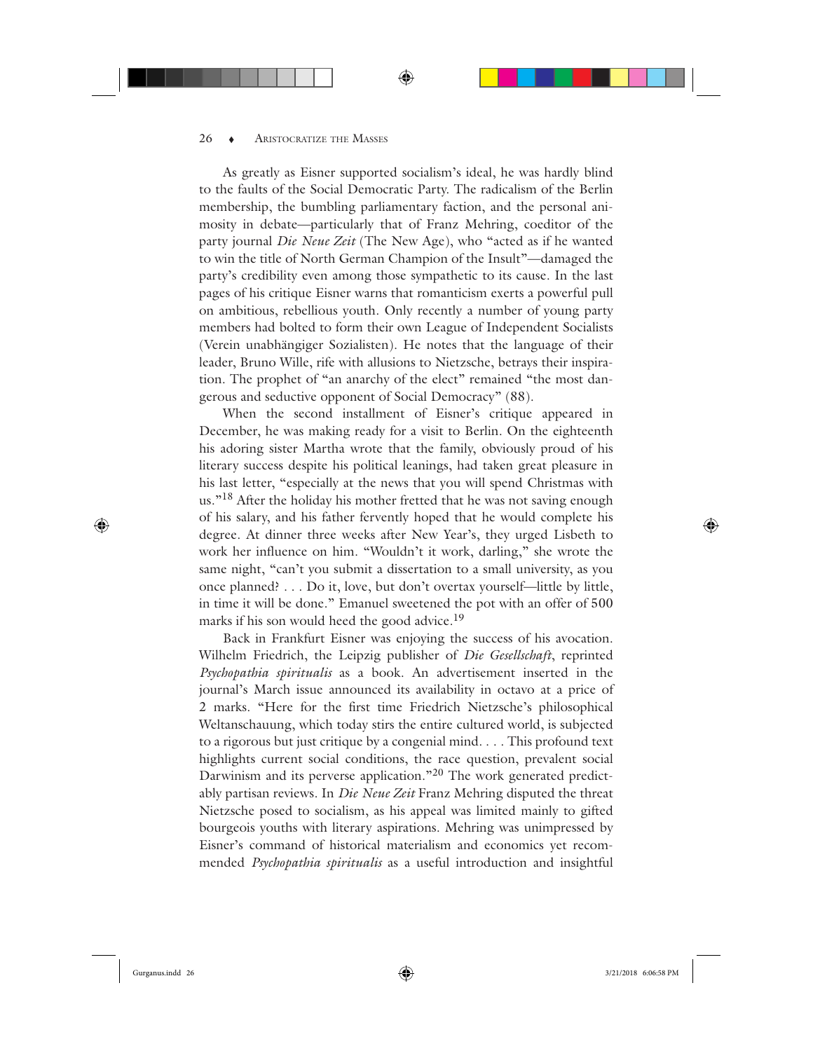As greatly as Eisner supported socialism's ideal, he was hardly blind to the faults of the Social Democratic Party. The radicalism of the Berlin membership, the bumbling parliamentary faction, and the personal animosity in debate—particularly that of Franz Mehring, coeditor of the party journal *Die Neue Zeit* (The New Age), who "acted as if he wanted to win the title of North German Champion of the Insult"—damaged the party's credibility even among those sympathetic to its cause. In the last pages of his critique Eisner warns that romanticism exerts a powerful pull on ambitious, rebellious youth. Only recently a number of young party members had bolted to form their own League of Independent Socialists (Verein unabhängiger Sozialisten). He notes that the language of their leader, Bruno Wille, rife with allusions to Nietzsche, betrays their inspiration. The prophet of "an anarchy of the elect" remained "the most dangerous and seductive opponent of Social Democracy" (88).

When the second installment of Eisner's critique appeared in December, he was making ready for a visit to Berlin. On the eighteenth his adoring sister Martha wrote that the family, obviously proud of his literary success despite his political leanings, had taken great pleasure in his last letter, "especially at the news that you will spend Christmas with us."[18] After the holiday his mother fretted that he was not saving enough of his salary, and his father fervently hoped that he would complete his degree. At dinner three weeks after New Year's, they urged Lisbeth to work her influence on him. "Wouldn't it work, darling," she wrote the same night, "can't you submit a dissertation to a small university, as you once planned? . . . Do it, love, but don't overtax yourself—little by little, in time it will be done." Emanuel sweetened the pot with an offer of 500 marks if his son would heed the good advice.[19]

Back in Frankfurt Eisner was enjoying the success of his avocation. Wilhelm Friedrich, the Leipzig publisher of *Die Gesellschaft*, reprinted *Psychopathia spiritualis* as a book. An advertisement inserted in the journal's March issue announced its availability in octavo at a price of 2 marks. "Here for the first time Friedrich Nietzsche's philosophical Weltanschauung, which today stirs the entire cultured world, is subjected to a rigorous but just critique by a congenial mind. . . . This profound text highlights current social conditions, the race question, prevalent social Darwinism and its perverse application."[20] The work generated predictably partisan reviews. In *Die Neue Zeit* Franz Mehring disputed the threat Nietzsche posed to socialism, as his appeal was limited mainly to gifted bourgeois youths with literary aspirations. Mehring was unimpressed by Eisner's command of historical materialism and economics yet recommended *Psychopathia spiritualis* as a useful introduction and insightful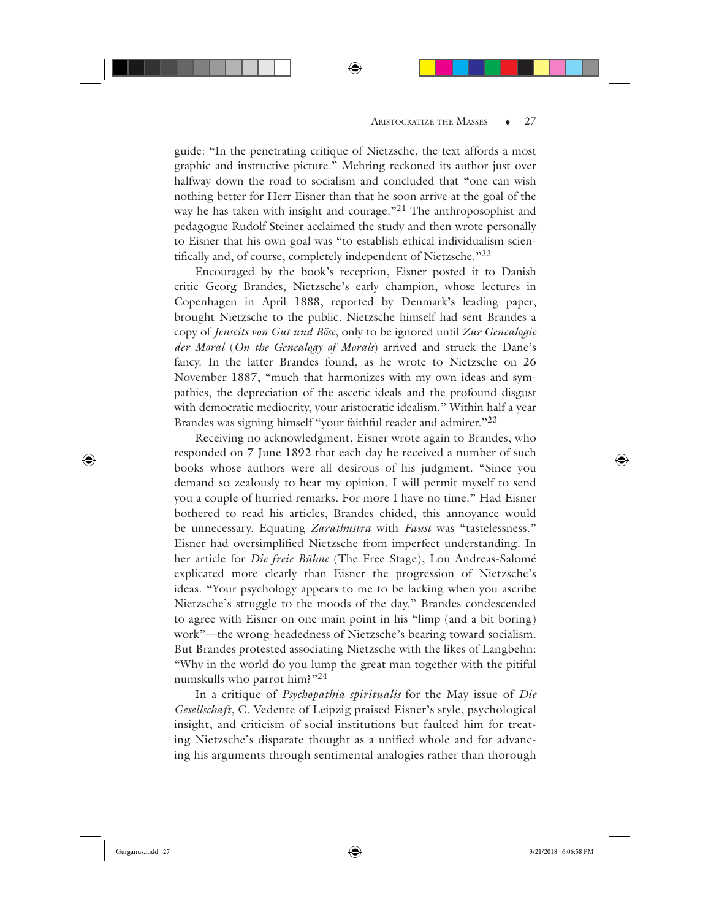guide: "In the penetrating critique of Nietzsche, the text affords a most graphic and instructive picture." Mehring reckoned its author just over halfway down the road to socialism and concluded that "one can wish nothing better for Herr Eisner than that he soon arrive at the goal of the way he has taken with insight and courage."[21] The anthroposophist and pedagogue Rudolf Steiner acclaimed the study and then wrote personally to Eisner that his own goal was "to establish ethical individualism scientifically and, of course, completely independent of Nietzsche."[22]

Encouraged by the book's reception, Eisner posted it to Danish critic Georg Brandes, Nietzsche's early champion, whose lectures in Copenhagen in April 1888, reported by Denmark's leading paper, brought Nietzsche to the public. Nietzsche himself had sent Brandes a copy of *Jenseits von Gut und Böse*, only to be ignored until *Zur Genealogie der Moral* (*On the Genealogy of Morals*) arrived and struck the Dane's fancy. In the latter Brandes found, as he wrote to Nietzsche on 26 November 1887, "much that harmonizes with my own ideas and sympathies, the depreciation of the ascetic ideals and the profound disgust with democratic mediocrity, your aristocratic idealism." Within half a year Brandes was signing himself "your faithful reader and admirer."[23]

Receiving no acknowledgment, Eisner wrote again to Brandes, who responded on 7 June 1892 that each day he received a number of such books whose authors were all desirous of his judgment. "Since you demand so zealously to hear my opinion, I will permit myself to send you a couple of hurried remarks. For more I have no time." Had Eisner bothered to read his articles, Brandes chided, this annoyance would be unnecessary. Equating *Zarathustra* with *Faust* was "tastelessness." Eisner had oversimplified Nietzsche from imperfect understanding. In her article for *Die freie Bühne* (The Free Stage), Lou Andreas-Salomé explicated more clearly than Eisner the progression of Nietzsche's ideas. "Your psychology appears to me to be lacking when you ascribe Nietzsche's struggle to the moods of the day." Brandes condescended to agree with Eisner on one main point in his "limp (and a bit boring) work"—the wrong-headedness of Nietzsche's bearing toward socialism. But Brandes protested associating Nietzsche with the likes of Langbehn: "Why in the world do you lump the great man together with the pitiful numskulls who parrot him?"[24]

In a critique of *Psychopathia spiritualis* for the May issue of *Die Gesellschaft*, C. Vedente of Leipzig praised Eisner's style, psychological insight, and criticism of social institutions but faulted him for treating Nietzsche's disparate thought as a unified whole and for advancing his arguments through sentimental analogies rather than thorough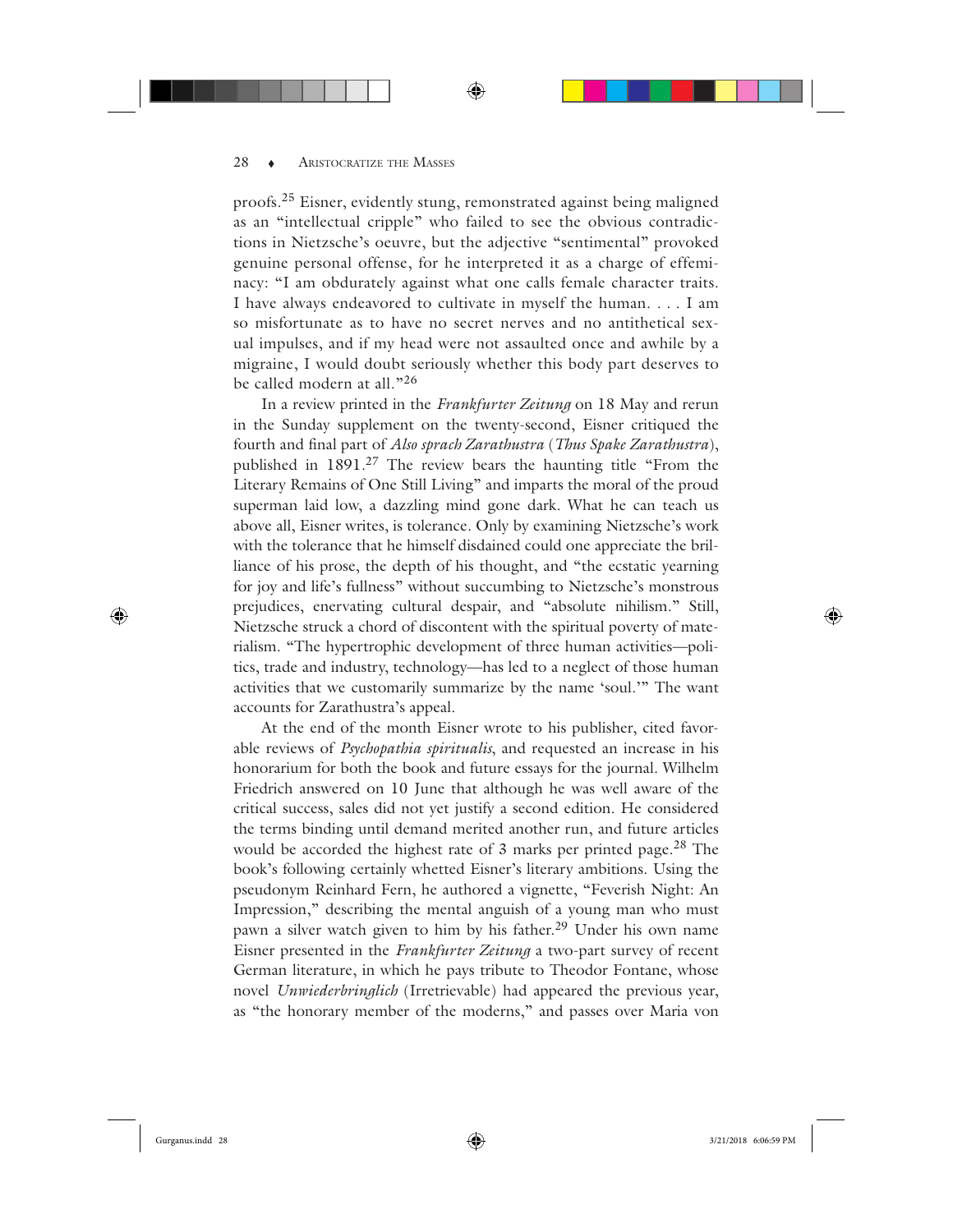proofs.[25] Eisner, evidently stung, remonstrated against being maligned as an "intellectual cripple" who failed to see the obvious contradictions in Nietzsche's oeuvre, but the adjective "sentimental" provoked genuine personal offense, for he interpreted it as a charge of effeminacy: "I am obdurately against what one calls female character traits. I have always endeavored to cultivate in myself the human. . . . I am so misfortunate as to have no secret nerves and no antithetical sexual impulses, and if my head were not assaulted once and awhile by a migraine, I would doubt seriously whether this body part deserves to be called modern at all."[26]

In a review printed in the *Frankfurter Zeitung* on 18 May and rerun in the Sunday supplement on the twenty-second, Eisner critiqued the fourth and final part of *Also sprach Zarathustra* (*Thus Spake Zarathustra*), published in 1891.[27] The review bears the haunting title "From the Literary Remains of One Still Living" and imparts the moral of the proud superman laid low, a dazzling mind gone dark. What he can teach us above all, Eisner writes, is tolerance. Only by examining Nietzsche's work with the tolerance that he himself disdained could one appreciate the brilliance of his prose, the depth of his thought, and "the ecstatic yearning for joy and life's fullness" without succumbing to Nietzsche's monstrous prejudices, enervating cultural despair, and "absolute nihilism." Still, Nietzsche struck a chord of discontent with the spiritual poverty of materialism. "The hypertrophic development of three human activities—politics, trade and industry, technology—has led to a neglect of those human activities that we customarily summarize by the name 'soul.'" The want accounts for Zarathustra's appeal.

At the end of the month Eisner wrote to his publisher, cited favorable reviews of *Psychopathia spiritualis*, and requested an increase in his honorarium for both the book and future essays for the journal. Wilhelm Friedrich answered on 10 June that although he was well aware of the critical success, sales did not yet justify a second edition. He considered the terms binding until demand merited another run, and future articles would be accorded the highest rate of 3 marks per printed page.[28] The book's following certainly whetted Eisner's literary ambitions. Using the pseudonym Reinhard Fern, he authored a vignette, "Feverish Night: An Impression," describing the mental anguish of a young man who must pawn a silver watch given to him by his father.[29] Under his own name Eisner presented in the *Frankfurter Zeitung* a two-part survey of recent German literature, in which he pays tribute to Theodor Fontane, whose novel *Unwiederbringlich* (Irretrievable) had appeared the previous year, as "the honorary member of the moderns," and passes over Maria von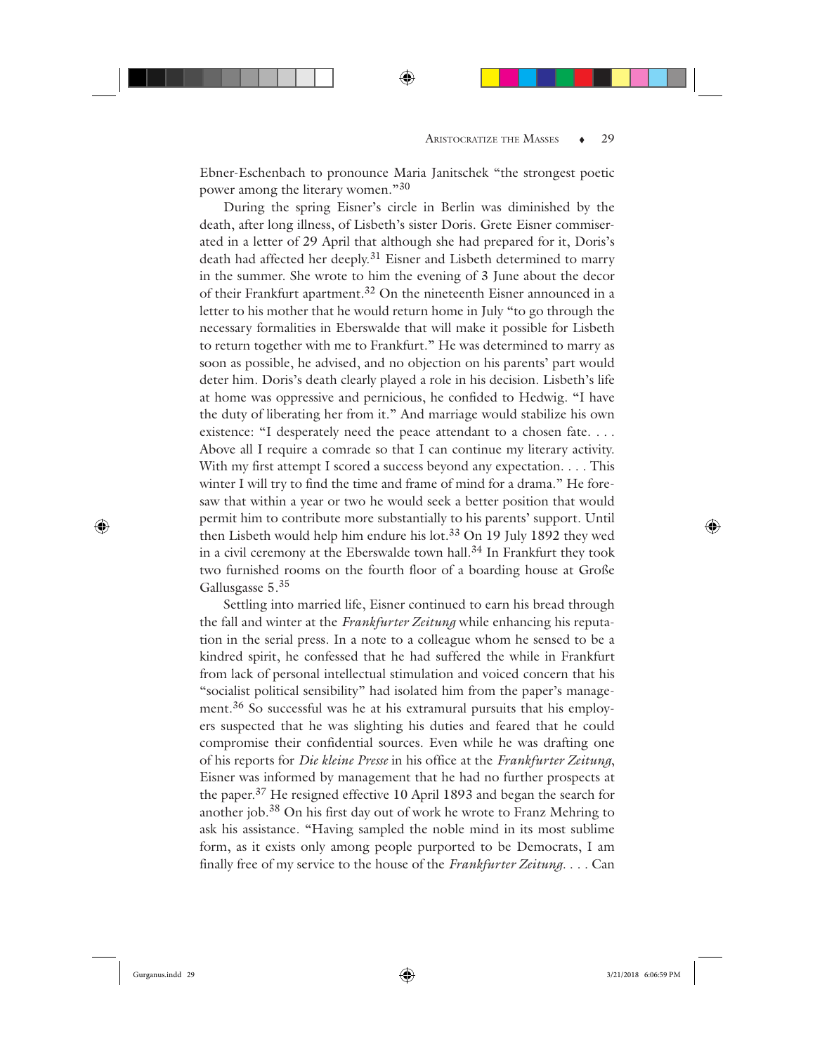Ebner-Eschenbach to pronounce Maria Janitschek "the strongest poetic power among the literary women."[30]

During the spring Eisner's circle in Berlin was diminished by the death, after long illness, of Lisbeth's sister Doris. Grete Eisner commiserated in a letter of 29 April that although she had prepared for it, Doris's death had affected her deeply.[31] Eisner and Lisbeth determined to marry in the summer. She wrote to him the evening of 3 June about the decor of their Frankfurt apartment.[32] On the nineteenth Eisner announced in a letter to his mother that he would return home in July "to go through the necessary formalities in Eberswalde that will make it possible for Lisbeth to return together with me to Frankfurt." He was determined to marry as soon as possible, he advised, and no objection on his parents' part would deter him. Doris's death clearly played a role in his decision. Lisbeth's life at home was oppressive and pernicious, he confided to Hedwig. "I have the duty of liberating her from it." And marriage would stabilize his own existence: "I desperately need the peace attendant to a chosen fate. . . . Above all I require a comrade so that I can continue my literary activity. With my first attempt I scored a success beyond any expectation. . . . This winter I will try to find the time and frame of mind for a drama." He foresaw that within a year or two he would seek a better position that would permit him to contribute more substantially to his parents' support. Until then Lisbeth would help him endure his lot.[33] On 19 July 1892 they wed in a civil ceremony at the Eberswalde town hall.[34] In Frankfurt they took two furnished rooms on the fourth floor of a boarding house at Große Gallusgasse 5.[35]

Settling into married life, Eisner continued to earn his bread through the fall and winter at the *Frankfurter Zeitung* while enhancing his reputation in the serial press. In a note to a colleague whom he sensed to be a kindred spirit, he confessed that he had suffered the while in Frankfurt from lack of personal intellectual stimulation and voiced concern that his "socialist political sensibility" had isolated him from the paper's management.[36] So successful was he at his extramural pursuits that his employers suspected that he was slighting his duties and feared that he could compromise their confidential sources. Even while he was drafting one of his reports for *Die kleine Presse* in his office at the *Frankfurter Zeitung*, Eisner was informed by management that he had no further prospects at the paper.[37] He resigned effective 10 April 1893 and began the search for another job.[38] On his first day out of work he wrote to Franz Mehring to ask his assistance. "Having sampled the noble mind in its most sublime form, as it exists only among people purported to be Democrats, I am finally free of my service to the house of the *Frankfurter Zeitung*. . . . Can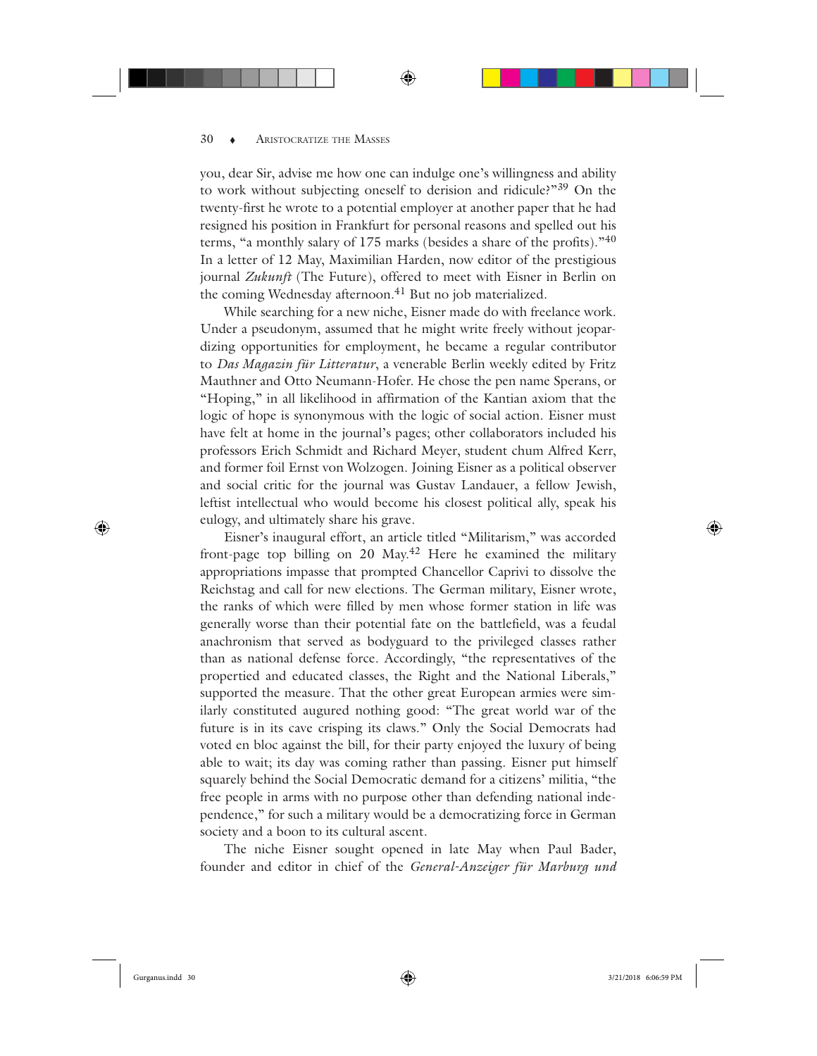you, dear Sir, advise me how one can indulge one's willingness and ability to work without subjecting oneself to derision and ridicule?"[39] On the twenty-first he wrote to a potential employer at another paper that he had resigned his position in Frankfurt for personal reasons and spelled out his terms, "a monthly salary of 175 marks (besides a share of the profits)."[40] In a letter of 12 May, Maximilian Harden, now editor of the prestigious journal *Zukunft* (The Future), offered to meet with Eisner in Berlin on the coming Wednesday afternoon.[41] But no job materialized.

While searching for a new niche, Eisner made do with freelance work. Under a pseudonym, assumed that he might write freely without jeopardizing opportunities for employment, he became a regular contributor to *Das Magazin für Litteratur*, a venerable Berlin weekly edited by Fritz Mauthner and Otto Neumann-Hofer. He chose the pen name Sperans, or "Hoping," in all likelihood in affirmation of the Kantian axiom that the logic of hope is synonymous with the logic of social action. Eisner must have felt at home in the journal's pages; other collaborators included his professors Erich Schmidt and Richard Meyer, student chum Alfred Kerr, and former foil Ernst von Wolzogen. Joining Eisner as a political observer and social critic for the journal was Gustav Landauer, a fellow Jewish, leftist intellectual who would become his closest political ally, speak his eulogy, and ultimately share his grave.

Eisner's inaugural effort, an article titled "Militarism," was accorded front-page top billing on 20 May.[42] Here he examined the military appropriations impasse that prompted Chancellor Caprivi to dissolve the Reichstag and call for new elections. The German military, Eisner wrote, the ranks of which were filled by men whose former station in life was generally worse than their potential fate on the battlefield, was a feudal anachronism that served as bodyguard to the privileged classes rather than as national defense force. Accordingly, "the representatives of the propertied and educated classes, the Right and the National Liberals," supported the measure. That the other great European armies were similarly constituted augured nothing good: "The great world war of the future is in its cave crisping its claws." Only the Social Democrats had voted en bloc against the bill, for their party enjoyed the luxury of being able to wait; its day was coming rather than passing. Eisner put himself squarely behind the Social Democratic demand for a citizens' militia, "the free people in arms with no purpose other than defending national independence," for such a military would be a democratizing force in German society and a boon to its cultural ascent.

The niche Eisner sought opened in late May when Paul Bader, founder and editor in chief of the *General-Anzeiger für Marburg und*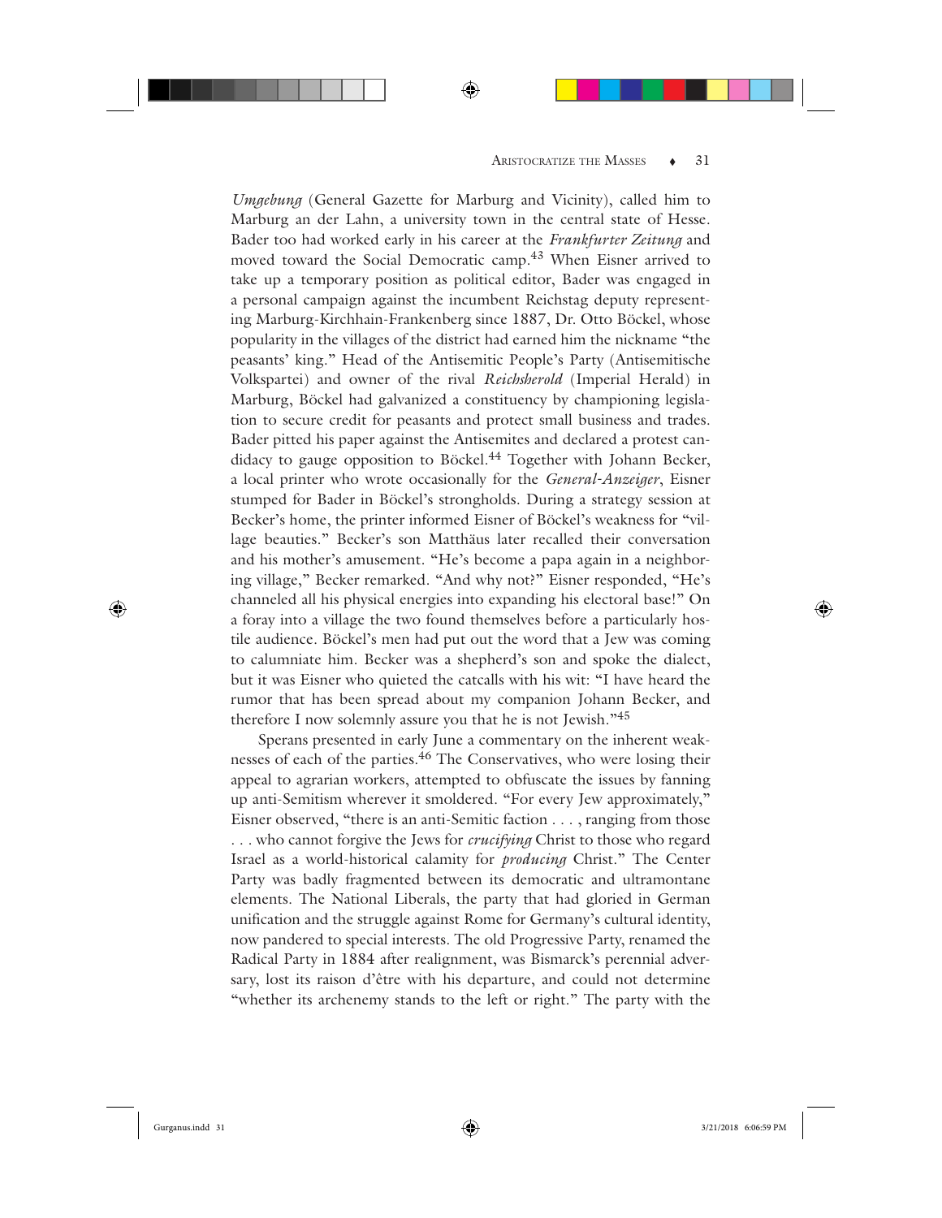*Umgebung* (General Gazette for Marburg and Vicinity), called him to Marburg an der Lahn, a university town in the central state of Hesse. Bader too had worked early in his career at the *Frankfurter Zeitung* and moved toward the Social Democratic camp.[43] When Eisner arrived to take up a temporary position as political editor, Bader was engaged in a personal campaign against the incumbent Reichstag deputy representing Marburg-Kirchhain-Frankenberg since 1887, Dr. Otto Böckel, whose popularity in the villages of the district had earned him the nickname "the peasants' king." Head of the Antisemitic People's Party (Antisemitische Volkspartei) and owner of the rival *Reichsherold* (Imperial Herald) in Marburg, Böckel had galvanized a constituency by championing legislation to secure credit for peasants and protect small business and trades. Bader pitted his paper against the Antisemites and declared a protest candidacy to gauge opposition to Böckel.[44] Together with Johann Becker, a local printer who wrote occasionally for the *General-Anzeiger*, Eisner stumped for Bader in Böckel's strongholds. During a strategy session at Becker's home, the printer informed Eisner of Böckel's weakness for "village beauties." Becker's son Matthäus later recalled their conversation and his mother's amusement. "He's become a papa again in a neighboring village," Becker remarked. "And why not?" Eisner responded, "He's channeled all his physical energies into expanding his electoral base!" On a foray into a village the two found themselves before a particularly hostile audience. Böckel's men had put out the word that a Jew was coming to calumniate him. Becker was a shepherd's son and spoke the dialect, but it was Eisner who quieted the catcalls with his wit: "I have heard the rumor that has been spread about my companion Johann Becker, and therefore I now solemnly assure you that he is not Jewish."[45]

Sperans presented in early June a commentary on the inherent weaknesses of each of the parties.[46] The Conservatives, who were losing their appeal to agrarian workers, attempted to obfuscate the issues by fanning up anti-Semitism wherever it smoldered. "For every Jew approximately," Eisner observed, "there is an anti-Semitic faction . . . , ranging from those . . . who cannot forgive the Jews for *crucifying* Christ to those who regard Israel as a world-historical calamity for *producing* Christ." The Center Party was badly fragmented between its democratic and ultramontane elements. The National Liberals, the party that had gloried in German unification and the struggle against Rome for Germany's cultural identity, now pandered to special interests. The old Progressive Party, renamed the Radical Party in 1884 after realignment, was Bismarck's perennial adversary, lost its raison d'être with his departure, and could not determine "whether its archenemy stands to the left or right." The party with the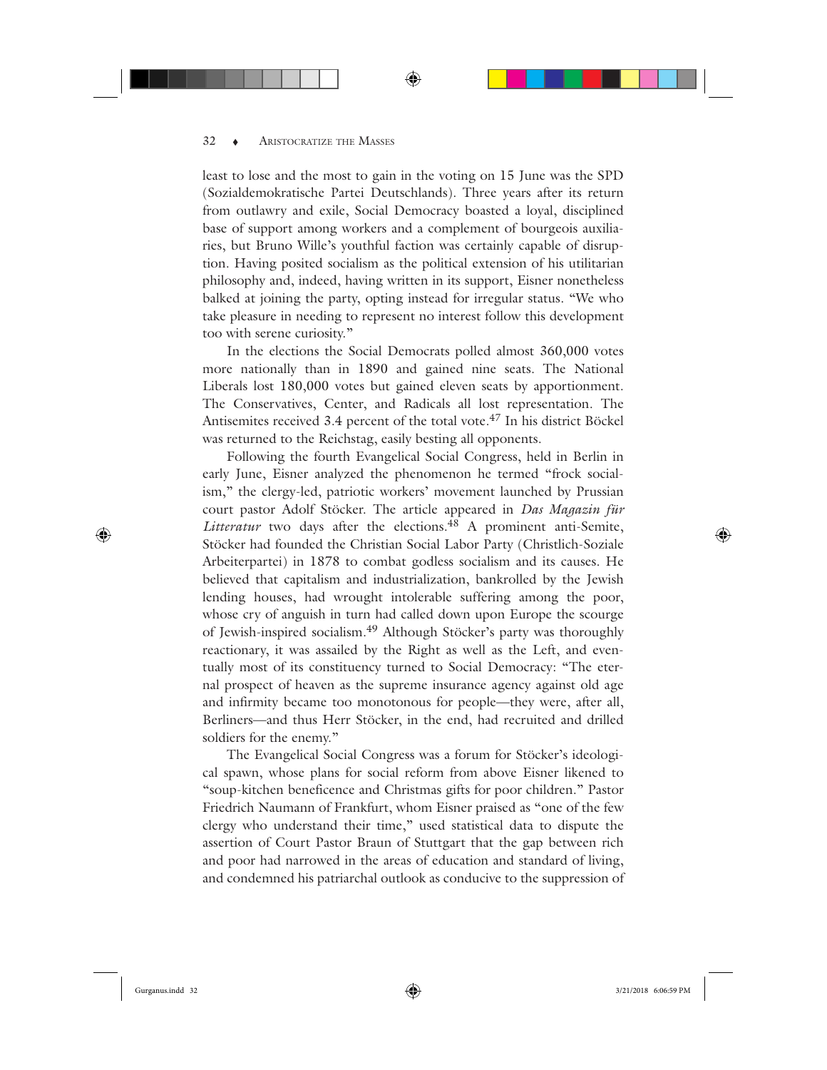least to lose and the most to gain in the voting on 15 June was the SPD (Sozialdemokratische Partei Deutschlands). Three years after its return from outlawry and exile, Social Democracy boasted a loyal, disciplined base of support among workers and a complement of bourgeois auxiliaries, but Bruno Wille's youthful faction was certainly capable of disruption. Having posited socialism as the political extension of his utilitarian philosophy and, indeed, having written in its support, Eisner nonetheless balked at joining the party, opting instead for irregular status. "We who take pleasure in needing to represent no interest follow this development too with serene curiosity."

In the elections the Social Democrats polled almost 360,000 votes more nationally than in 1890 and gained nine seats. The National Liberals lost 180,000 votes but gained eleven seats by apportionment. The Conservatives, Center, and Radicals all lost representation. The Antisemites received 3.4 percent of the total vote.[47] In his district Böckel was returned to the Reichstag, easily besting all opponents.

Following the fourth Evangelical Social Congress, held in Berlin in early June, Eisner analyzed the phenomenon he termed "frock socialism," the clergy-led, patriotic workers' movement launched by Prussian court pastor Adolf Stöcker. The article appeared in *Das Magazin für Litteratur* two days after the elections.[48] A prominent anti-Semite, Stöcker had founded the Christian Social Labor Party (Christlich-Soziale Arbeiterpartei) in 1878 to combat godless socialism and its causes. He believed that capitalism and industrialization, bankrolled by the Jewish lending houses, had wrought intolerable suffering among the poor, whose cry of anguish in turn had called down upon Europe the scourge of Jewish-inspired socialism.[49] Although Stöcker's party was thoroughly reactionary, it was assailed by the Right as well as the Left, and eventually most of its constituency turned to Social Democracy: "The eternal prospect of heaven as the supreme insurance agency against old age and infirmity became too monotonous for people—they were, after all, Berliners—and thus Herr Stöcker, in the end, had recruited and drilled soldiers for the enemy."

The Evangelical Social Congress was a forum for Stöcker's ideological spawn, whose plans for social reform from above Eisner likened to "soup-kitchen beneficence and Christmas gifts for poor children." Pastor Friedrich Naumann of Frankfurt, whom Eisner praised as "one of the few clergy who understand their time," used statistical data to dispute the assertion of Court Pastor Braun of Stuttgart that the gap between rich and poor had narrowed in the areas of education and standard of living, and condemned his patriarchal outlook as conducive to the suppression of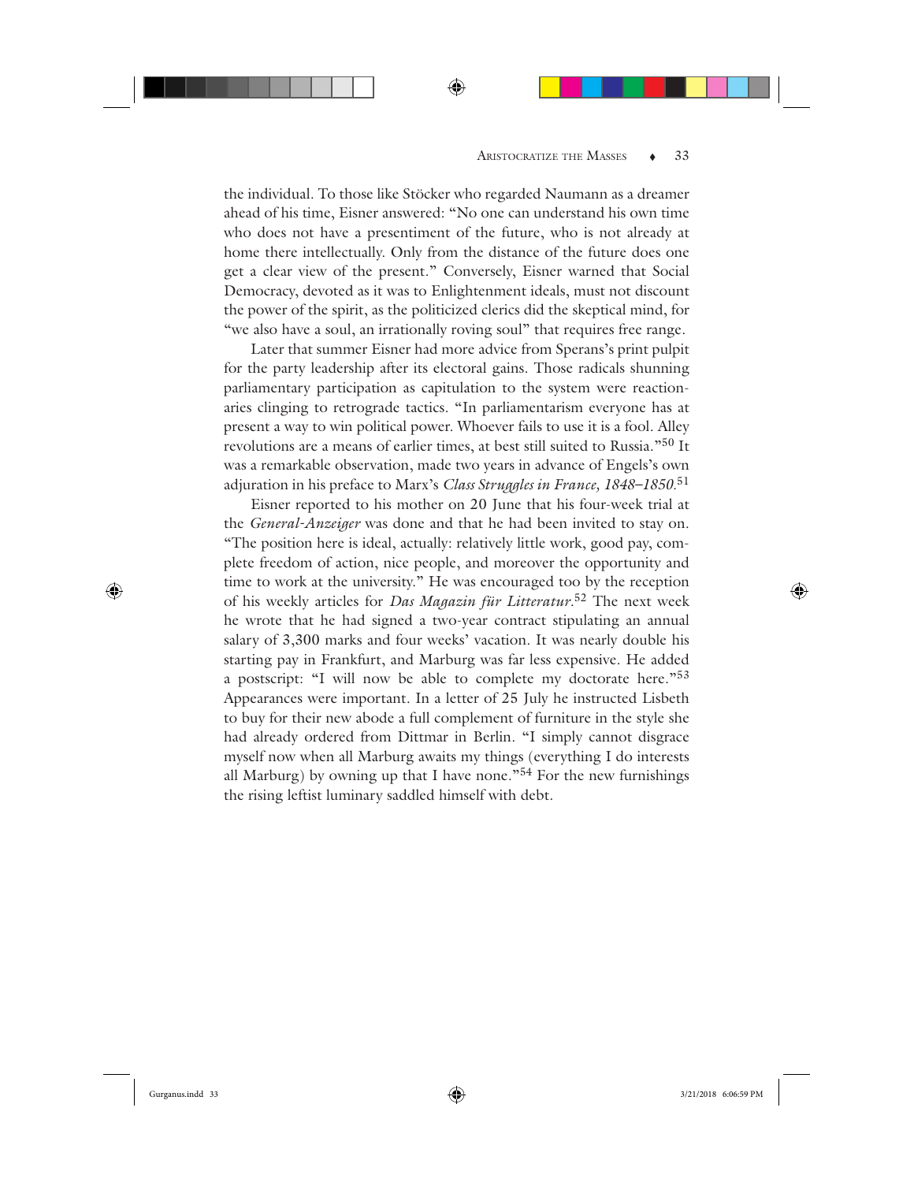the individual. To those like Stöcker who regarded Naumann as a dreamer ahead of his time, Eisner answered: "No one can understand his own time who does not have a presentiment of the future, who is not already at home there intellectually. Only from the distance of the future does one get a clear view of the present." Conversely, Eisner warned that Social Democracy, devoted as it was to Enlightenment ideals, must not discount the power of the spirit, as the politicized clerics did the skeptical mind, for "we also have a soul, an irrationally roving soul" that requires free range.

Later that summer Eisner had more advice from Sperans's print pulpit for the party leadership after its electoral gains. Those radicals shunning parliamentary participation as capitulation to the system were reactionaries clinging to retrograde tactics. "In parliamentarism everyone has at present a way to win political power. Whoever fails to use it is a fool. Alley revolutions are a means of earlier times, at best still suited to Russia."[50] It was a remarkable observation, made two years in advance of Engels's own adjuration in his preface to Marx's *Class Struggles in France, 1848–1850*.[51]

Eisner reported to his mother on 20 June that his four-week trial at the *General-Anzeiger* was done and that he had been invited to stay on. "The position here is ideal, actually: relatively little work, good pay, complete freedom of action, nice people, and moreover the opportunity and time to work at the university." He was encouraged too by the reception of his weekly articles for *Das Magazin für Litteratur*.[52] The next week he wrote that he had signed a two-year contract stipulating an annual salary of 3,300 marks and four weeks' vacation. It was nearly double his starting pay in Frankfurt, and Marburg was far less expensive. He added a postscript: "I will now be able to complete my doctorate here."[53] Appearances were important. In a letter of 25 July he instructed Lisbeth to buy for their new abode a full complement of furniture in the style she had already ordered from Dittmar in Berlin. "I simply cannot disgrace myself now when all Marburg awaits my things (everything I do interests all Marburg) by owning up that I have none."[54] For the new furnishings the rising leftist luminary saddled himself with debt.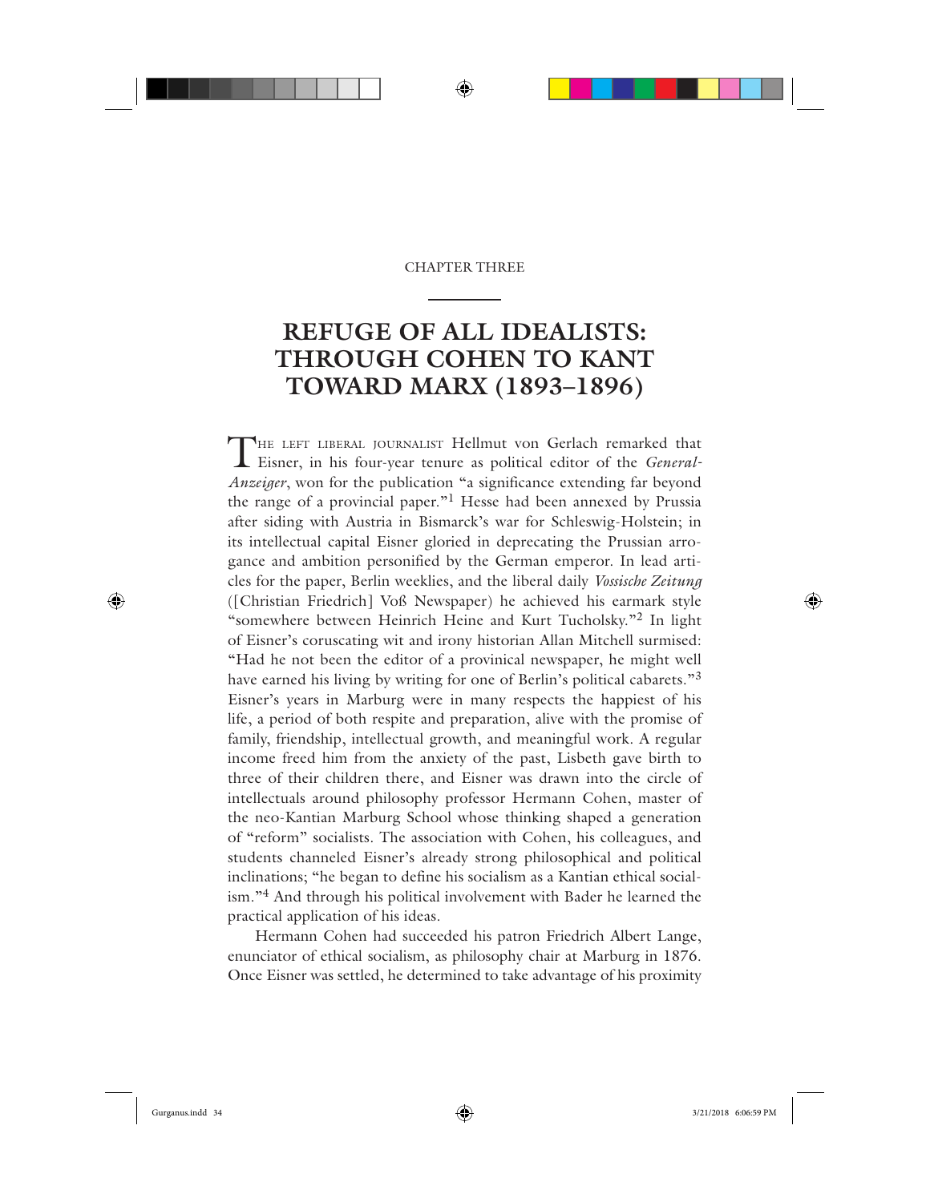CHAPTER THREE

# REFUGE OF ALL IDEALISTS: THROUGH COHEN TO KANT TOWARD MARX (1893–1896)

The left liberal journalist Hellmut von Gerlach remarked that Eisner, in his four-year tenure as political editor of the *General-Anzeiger*, won for the publication "a significance extending far beyond the range of a provincial paper."[1] Hesse had been annexed by Prussia after siding with Austria in Bismarck's war for Schleswig-Holstein; in its intellectual capital Eisner gloried in deprecating the Prussian arrogance and ambition personified by the German emperor. In lead articles for the paper, Berlin weeklies, and the liberal daily *Vossische Zeitung* ([Christian Friedrich] Voß Newspaper) he achieved his earmark style "somewhere between Heinrich Heine and Kurt Tucholsky."[2] In light of Eisner's coruscating wit and irony historian Allan Mitchell surmised: "Had he not been the editor of a provinical newspaper, he might well have earned his living by writing for one of Berlin's political cabarets."[3] Eisner's years in Marburg were in many respects the happiest of his life, a period of both respite and preparation, alive with the promise of family, friendship, intellectual growth, and meaningful work. A regular income freed him from the anxiety of the past, Lisbeth gave birth to three of their children there, and Eisner was drawn into the circle of intellectuals around philosophy professor Hermann Cohen, master of the neo-Kantian Marburg School whose thinking shaped a generation of "reform" socialists. The association with Cohen, his colleagues, and students channeled Eisner's already strong philosophical and political inclinations; "he began to define his socialism as a Kantian ethical socialism."[4] And through his political involvement with Bader he learned the practical application of his ideas.

Hermann Cohen had succeeded his patron Friedrich Albert Lange, enunciator of ethical socialism, as philosophy chair at Marburg in 1876. Once Eisner was settled, he determined to take advantage of his proximity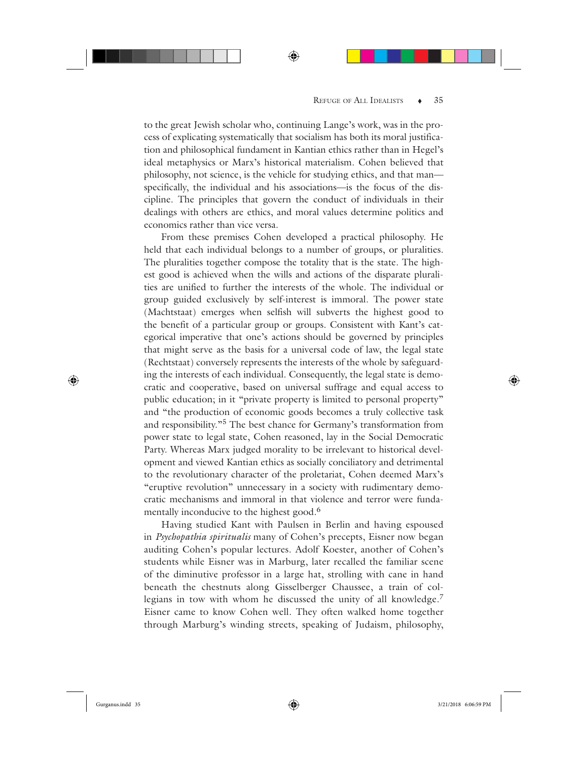to the great Jewish scholar who, continuing Lange's work, was in the process of explicating systematically that socialism has both its moral justification and philosophical fundament in Kantian ethics rather than in Hegel's ideal metaphysics or Marx's historical materialism. Cohen believed that philosophy, not science, is the vehicle for studying ethics, and that man—specifically, the individual and his associations—is the focus of the discipline. The principles that govern the conduct of individuals in their dealings with others are ethics, and moral values determine politics and economics rather than vice versa.

From these premises Cohen developed a practical philosophy. He held that each individual belongs to a number of groups, or pluralities. The pluralities together compose the totality that is the state. The highest good is achieved when the wills and actions of the disparate pluralities are unified to further the interests of the whole. The individual or group guided exclusively by self-interest is immoral. The power state (Machtstaat) emerges when selfish will subverts the highest good to the benefit of a particular group or groups. Consistent with Kant's categorical imperative that one's actions should be governed by principles that might serve as the basis for a universal code of law, the legal state (Rechtstaat) conversely represents the interests of the whole by safeguarding the interests of each individual. Consequently, the legal state is democratic and cooperative, based on universal suffrage and equal access to public education; in it "private property is limited to personal property" and "the production of economic goods becomes a truly collective task and responsibility."[5] The best chance for Germany's transformation from power state to legal state, Cohen reasoned, lay in the Social Democratic Party. Whereas Marx judged morality to be irrelevant to historical development and viewed Kantian ethics as socially conciliatory and detrimental to the revolutionary character of the proletariat, Cohen deemed Marx's "eruptive revolution" unnecessary in a society with rudimentary democratic mechanisms and immoral in that violence and terror were fundamentally inconducive to the highest good.[6]

Having studied Kant with Paulsen in Berlin and having espoused in *Psychopathia spiritualis* many of Cohen's precepts, Eisner now began auditing Cohen's popular lectures. Adolf Koester, another of Cohen's students while Eisner was in Marburg, later recalled the familiar scene of the diminutive professor in a large hat, strolling with cane in hand beneath the chestnuts along Gisselberger Chaussee, a train of collegians in tow with whom he discussed the unity of all knowledge.[7] Eisner came to know Cohen well. They often walked home together through Marburg's winding streets, speaking of Judaism, philosophy,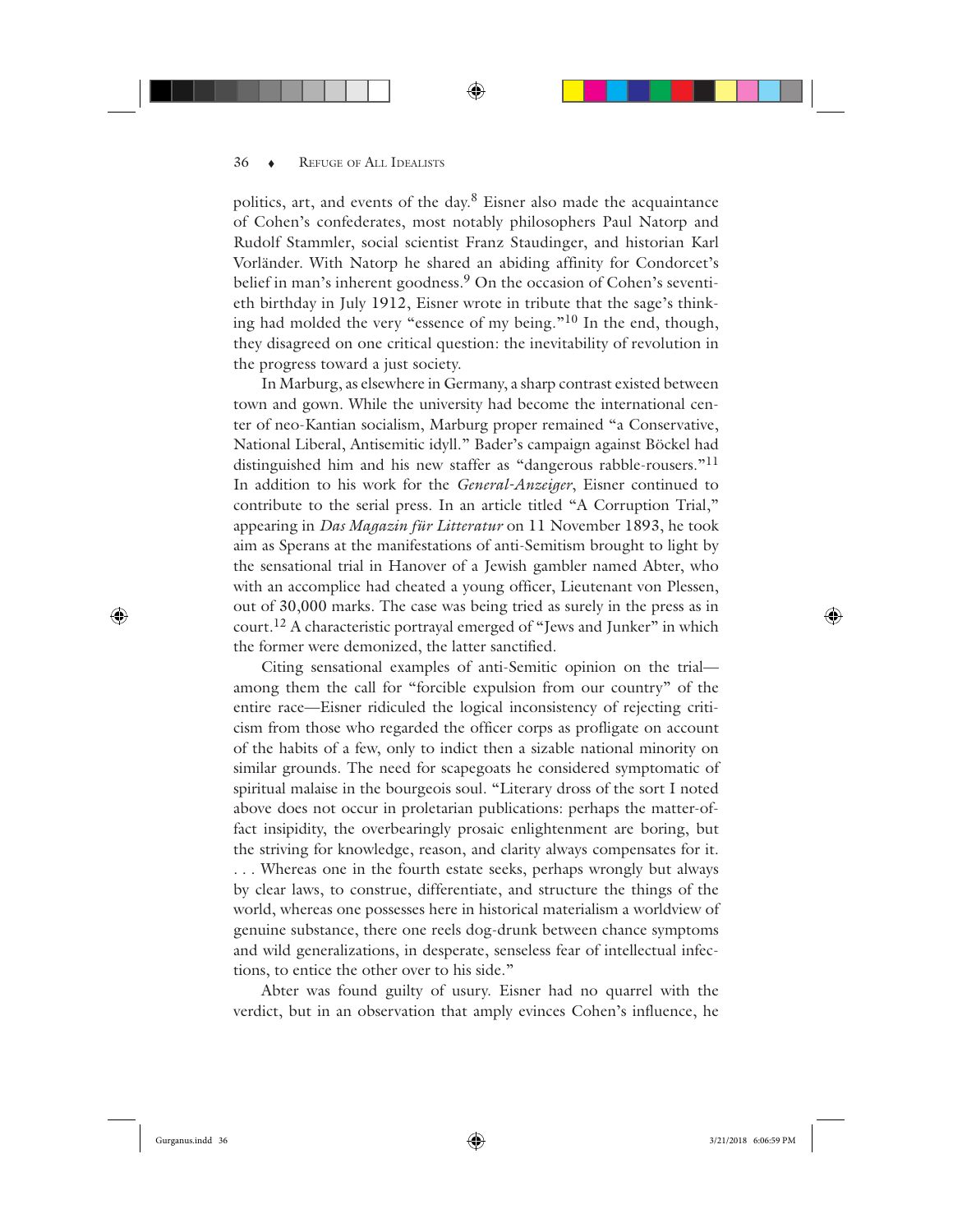politics, art, and events of the day.[8] Eisner also made the acquaintance of Cohen's confederates, most notably philosophers Paul Natorp and Rudolf Stammler, social scientist Franz Staudinger, and historian Karl Vorländer. With Natorp he shared an abiding affinity for Condorcet's belief in man's inherent goodness.[9] On the occasion of Cohen's seventieth birthday in July 1912, Eisner wrote in tribute that the sage's thinking had molded the very "essence of my being."[10] In the end, though, they disagreed on one critical question: the inevitability of revolution in the progress toward a just society.

In Marburg, as elsewhere in Germany, a sharp contrast existed between town and gown. While the university had become the international center of neo-Kantian socialism, Marburg proper remained "a Conservative, National Liberal, Antisemitic idyll." Bader's campaign against Böckel had distinguished him and his new staffer as "dangerous rabble-rousers."[11] In addition to his work for the *General-Anzeiger*, Eisner continued to contribute to the serial press. In an article titled "A Corruption Trial," appearing in *Das Magazin für Litteratur* on 11 November 1893, he took aim as Sperans at the manifestations of anti-Semitism brought to light by the sensational trial in Hanover of a Jewish gambler named Abter, who with an accomplice had cheated a young officer, Lieutenant von Plessen, out of 30,000 marks. The case was being tried as surely in the press as in court.[12] A characteristic portrayal emerged of "Jews and Junker" in which the former were demonized, the latter sanctified.

Citing sensational examples of anti-Semitic opinion on the trial—among them the call for "forcible expulsion from our country" of the entire race—Eisner ridiculed the logical inconsistency of rejecting criticism from those who regarded the officer corps as profligate on account of the habits of a few, only to indict then a sizable national minority on similar grounds. The need for scapegoats he considered symptomatic of spiritual malaise in the bourgeois soul. "Literary dross of the sort I noted above does not occur in proletarian publications: perhaps the matter-of-fact insipidity, the overbearingly prosaic enlightenment are boring, but the striving for knowledge, reason, and clarity always compensates for it. . . . Whereas one in the fourth estate seeks, perhaps wrongly but always by clear laws, to construe, differentiate, and structure the things of the world, whereas one possesses here in historical materialism a worldview of genuine substance, there one reels dog-drunk between chance symptoms and wild generalizations, in desperate, senseless fear of intellectual infections, to entice the other over to his side."

Abter was found guilty of usury. Eisner had no quarrel with the verdict, but in an observation that amply evinces Cohen's influence, he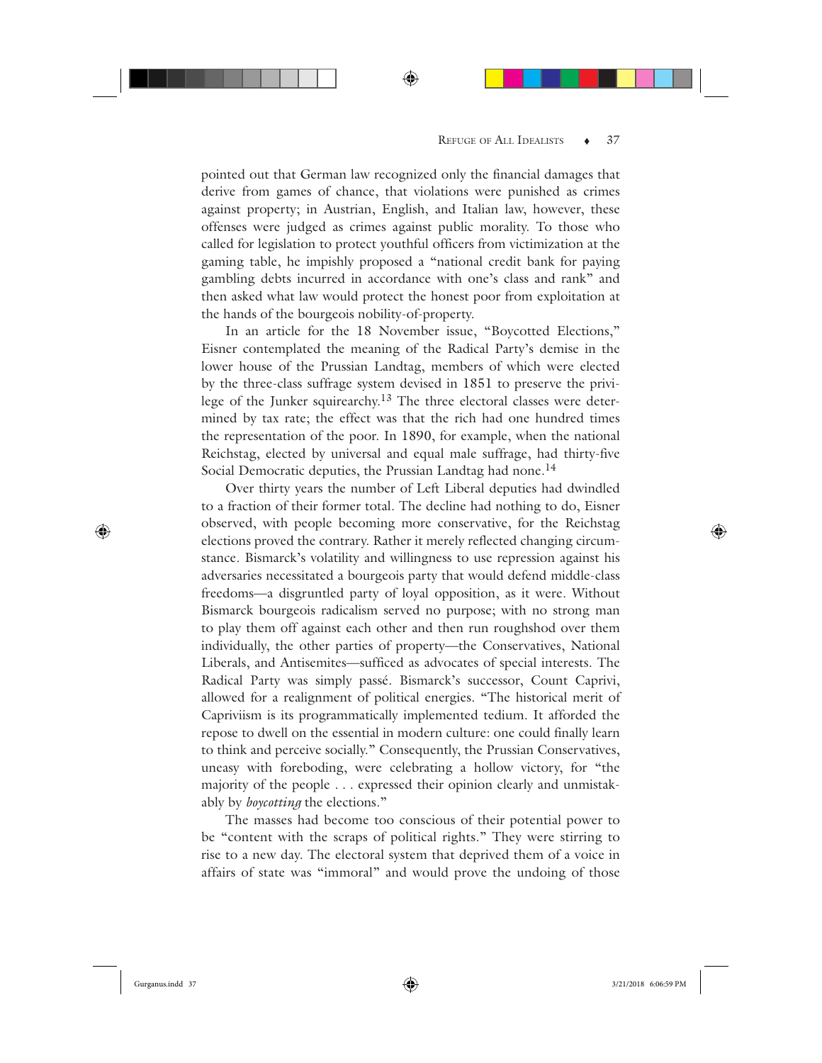pointed out that German law recognized only the financial damages that derive from games of chance, that violations were punished as crimes against property; in Austrian, English, and Italian law, however, these offenses were judged as crimes against public morality. To those who called for legislation to protect youthful officers from victimization at the gaming table, he impishly proposed a "national credit bank for paying gambling debts incurred in accordance with one's class and rank" and then asked what law would protect the honest poor from exploitation at the hands of the bourgeois nobility-of-property.

In an article for the 18 November issue, "Boycotted Elections," Eisner contemplated the meaning of the Radical Party's demise in the lower house of the Prussian Landtag, members of which were elected by the three-class suffrage system devised in 1851 to preserve the privilege of the Junker squirearchy.[13] The three electoral classes were determined by tax rate; the effect was that the rich had one hundred times the representation of the poor. In 1890, for example, when the national Reichstag, elected by universal and equal male suffrage, had thirty-five Social Democratic deputies, the Prussian Landtag had none.[14]

Over thirty years the number of Left Liberal deputies had dwindled to a fraction of their former total. The decline had nothing to do, Eisner observed, with people becoming more conservative, for the Reichstag elections proved the contrary. Rather it merely reflected changing circumstance. Bismarck's volatility and willingness to use repression against his adversaries necessitated a bourgeois party that would defend middle-class freedoms—a disgruntled party of loyal opposition, as it were. Without Bismarck bourgeois radicalism served no purpose; with no strong man to play them off against each other and then run roughshod over them individually, the other parties of property—the Conservatives, National Liberals, and Antisemites—sufficed as advocates of special interests. The Radical Party was simply passé. Bismarck's successor, Count Caprivi, allowed for a realignment of political energies. "The historical merit of Capriviism is its programmatically implemented tedium. It afforded the repose to dwell on the essential in modern culture: one could finally learn to think and perceive socially." Consequently, the Prussian Conservatives, uneasy with foreboding, were celebrating a hollow victory, for "the majority of the people . . . expressed their opinion clearly and unmistakably by *boycotting* the elections."

The masses had become too conscious of their potential power to be "content with the scraps of political rights." They were stirring to rise to a new day. The electoral system that deprived them of a voice in affairs of state was "immoral" and would prove the undoing of those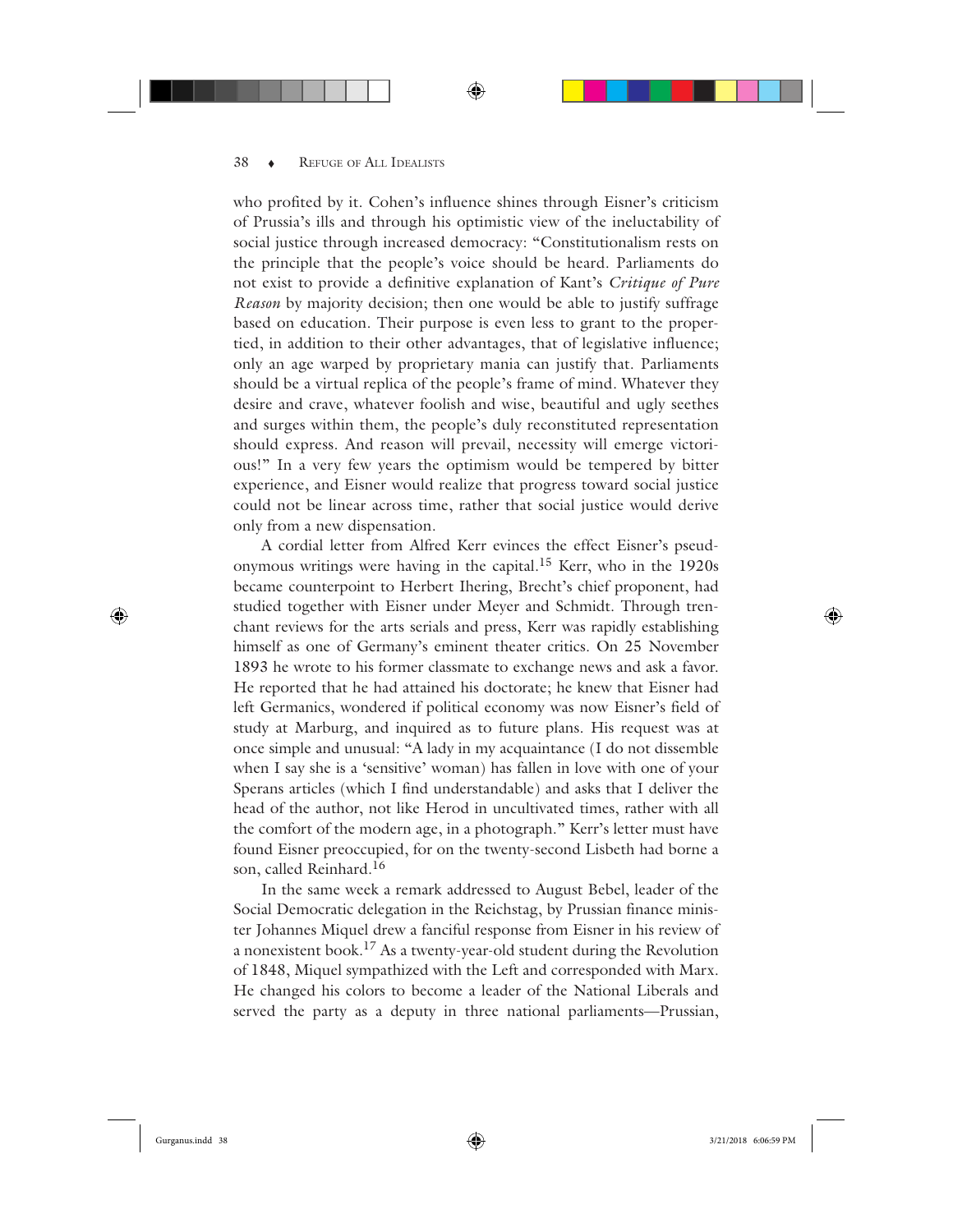who profited by it. Cohen's influence shines through Eisner's criticism of Prussia's ills and through his optimistic view of the ineluctability of social justice through increased democracy: "Constitutionalism rests on the principle that the people's voice should be heard. Parliaments do not exist to provide a definitive explanation of Kant's *Critique of Pure Reason* by majority decision; then one would be able to justify suffrage based on education. Their purpose is even less to grant to the propertied, in addition to their other advantages, that of legislative influence; only an age warped by proprietary mania can justify that. Parliaments should be a virtual replica of the people's frame of mind. Whatever they desire and crave, whatever foolish and wise, beautiful and ugly seethes and surges within them, the people's duly reconstituted representation should express. And reason will prevail, necessity will emerge victorious!" In a very few years the optimism would be tempered by bitter experience, and Eisner would realize that progress toward social justice could not be linear across time, rather that social justice would derive only from a new dispensation.

A cordial letter from Alfred Kerr evinces the effect Eisner's pseudonymous writings were having in the capital.[15] Kerr, who in the 1920s became counterpoint to Herbert Ihering, Brecht's chief proponent, had studied together with Eisner under Meyer and Schmidt. Through trenchant reviews for the arts serials and press, Kerr was rapidly establishing himself as one of Germany's eminent theater critics. On 25 November 1893 he wrote to his former classmate to exchange news and ask a favor. He reported that he had attained his doctorate; he knew that Eisner had left Germanics, wondered if political economy was now Eisner's field of study at Marburg, and inquired as to future plans. His request was at once simple and unusual: "A lady in my acquaintance (I do not dissemble when I say she is a 'sensitive' woman) has fallen in love with one of your Sperans articles (which I find understandable) and asks that I deliver the head of the author, not like Herod in uncultivated times, rather with all the comfort of the modern age, in a photograph." Kerr's letter must have found Eisner preoccupied, for on the twenty-second Lisbeth had borne a son, called Reinhard.[16]

In the same week a remark addressed to August Bebel, leader of the Social Democratic delegation in the Reichstag, by Prussian finance minister Johannes Miquel drew a fanciful response from Eisner in his review of a nonexistent book.[17] As a twenty-year-old student during the Revolution of 1848, Miquel sympathized with the Left and corresponded with Marx. He changed his colors to become a leader of the National Liberals and served the party as a deputy in three national parliaments—Prussian,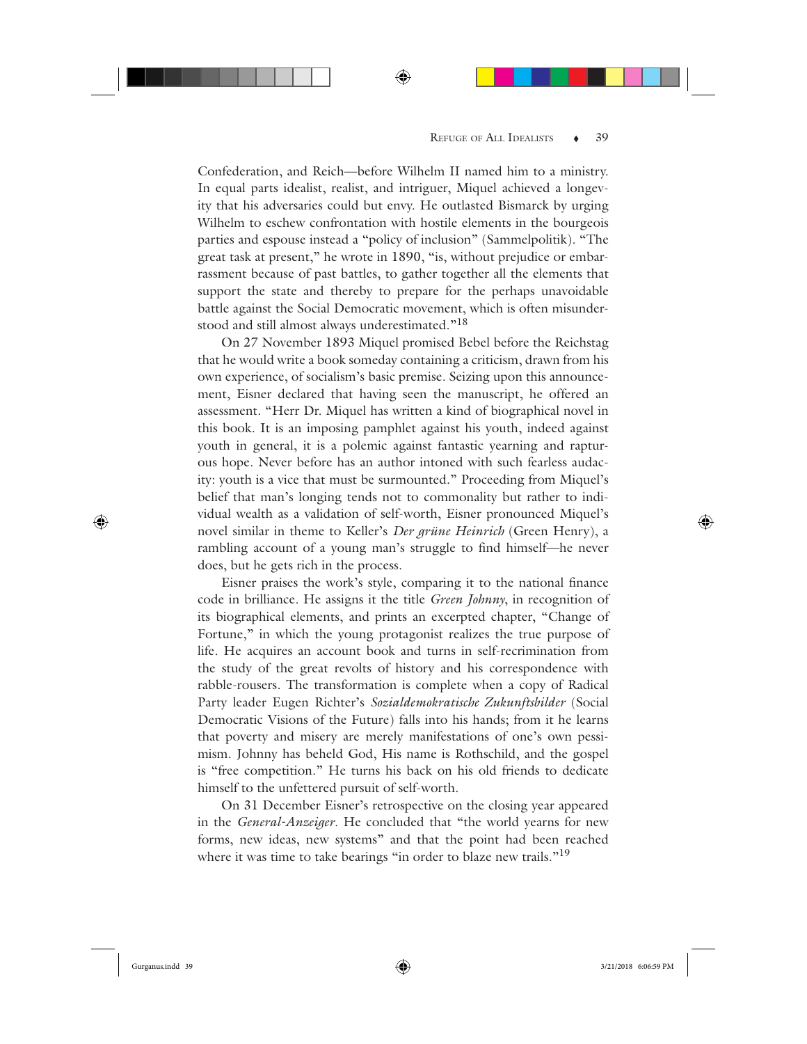Confederation, and Reich—before Wilhelm II named him to a ministry. In equal parts idealist, realist, and intriguer, Miquel achieved a longevity that his adversaries could but envy. He outlasted Bismarck by urging Wilhelm to eschew confrontation with hostile elements in the bourgeois parties and espouse instead a "policy of inclusion" (Sammelpolitik). "The great task at present," he wrote in 1890, "is, without prejudice or embarrassment because of past battles, to gather together all the elements that support the state and thereby to prepare for the perhaps unavoidable battle against the Social Democratic movement, which is often misunderstood and still almost always underestimated."[18]

On 27 November 1893 Miquel promised Bebel before the Reichstag that he would write a book someday containing a criticism, drawn from his own experience, of socialism's basic premise. Seizing upon this announcement, Eisner declared that having seen the manuscript, he offered an assessment. "Herr Dr. Miquel has written a kind of biographical novel in this book. It is an imposing pamphlet against his youth, indeed against youth in general, it is a polemic against fantastic yearning and rapturous hope. Never before has an author intoned with such fearless audacity: youth is a vice that must be surmounted." Proceeding from Miquel's belief that man's longing tends not to commonality but rather to individual wealth as a validation of self-worth, Eisner pronounced Miquel's novel similar in theme to Keller's *Der grüne Heinrich* (Green Henry), a rambling account of a young man's struggle to find himself—he never does, but he gets rich in the process.

Eisner praises the work's style, comparing it to the national finance code in brilliance. He assigns it the title *Green Johnny*, in recognition of its biographical elements, and prints an excerpted chapter, "Change of Fortune," in which the young protagonist realizes the true purpose of life. He acquires an account book and turns in self-recrimination from the study of the great revolts of history and his correspondence with rabble-rousers. The transformation is complete when a copy of Radical Party leader Eugen Richter's *Sozialdemokratische Zukunftsbilder* (Social Democratic Visions of the Future) falls into his hands; from it he learns that poverty and misery are merely manifestations of one's own pessimism. Johnny has beheld God, His name is Rothschild, and the gospel is "free competition." He turns his back on his old friends to dedicate himself to the unfettered pursuit of self-worth.

On 31 December Eisner's retrospective on the closing year appeared in the *General-Anzeiger*. He concluded that "the world yearns for new forms, new ideas, new systems" and that the point had been reached where it was time to take bearings "in order to blaze new trails."[19]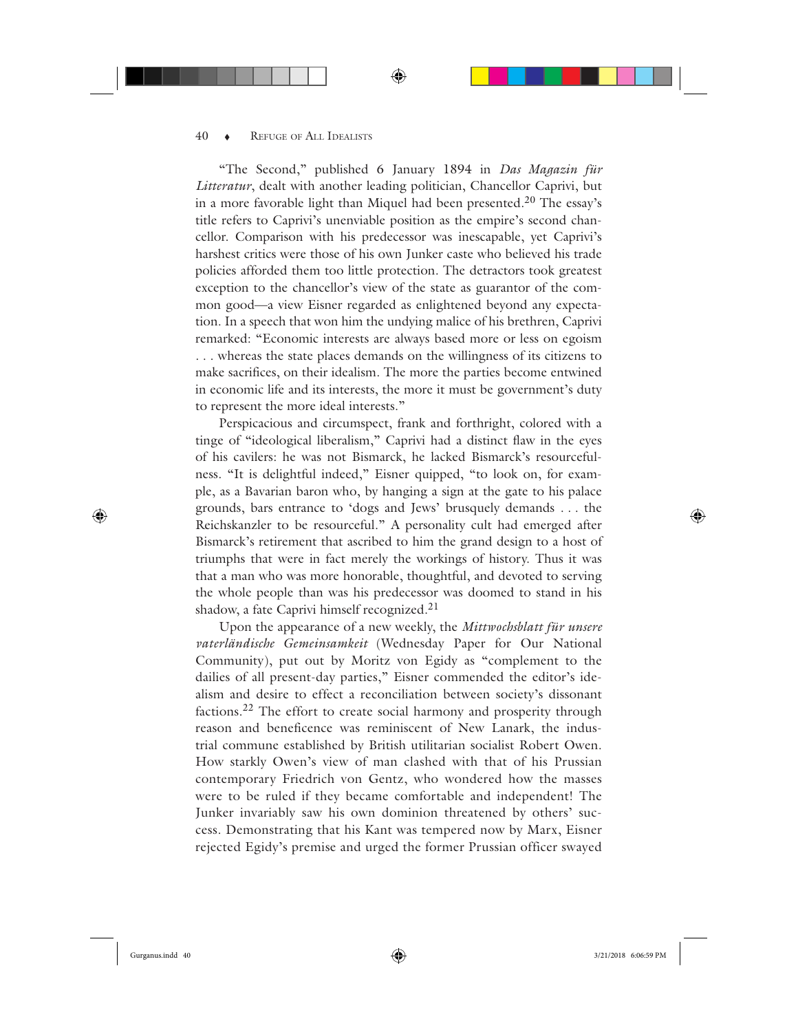"The Second," published 6 January 1894 in *Das Magazin für Litteratur*, dealt with another leading politician, Chancellor Caprivi, but in a more favorable light than Miquel had been presented.[20] The essay's title refers to Caprivi's unenviable position as the empire's second chancellor. Comparison with his predecessor was inescapable, yet Caprivi's harshest critics were those of his own Junker caste who believed his trade policies afforded them too little protection. The detractors took greatest exception to the chancellor's view of the state as guarantor of the common good—a view Eisner regarded as enlightened beyond any expectation. In a speech that won him the undying malice of his brethren, Caprivi remarked: "Economic interests are always based more or less on egoism . . . whereas the state places demands on the willingness of its citizens to make sacrifices, on their idealism. The more the parties become entwined in economic life and its interests, the more it must be government's duty to represent the more ideal interests."

Perspicacious and circumspect, frank and forthright, colored with a tinge of "ideological liberalism," Caprivi had a distinct flaw in the eyes of his cavilers: he was not Bismarck, he lacked Bismarck's resourcefulness. "It is delightful indeed," Eisner quipped, "to look on, for example, as a Bavarian baron who, by hanging a sign at the gate to his palace grounds, bars entrance to 'dogs and Jews' brusquely demands . . . the Reichskanzler to be resourceful." A personality cult had emerged after Bismarck's retirement that ascribed to him the grand design to a host of triumphs that were in fact merely the workings of history. Thus it was that a man who was more honorable, thoughtful, and devoted to serving the whole people than was his predecessor was doomed to stand in his shadow, a fate Caprivi himself recognized.[21]

Upon the appearance of a new weekly, the *Mittwochsblatt für unsere vaterländische Gemeinsamkeit* (Wednesday Paper for Our National Community), put out by Moritz von Egidy as "complement to the dailies of all present-day parties," Eisner commended the editor's idealism and desire to effect a reconciliation between society's dissonant factions.[22] The effort to create social harmony and prosperity through reason and beneficence was reminiscent of New Lanark, the industrial commune established by British utilitarian socialist Robert Owen. How starkly Owen's view of man clashed with that of his Prussian contemporary Friedrich von Gentz, who wondered how the masses were to be ruled if they became comfortable and independent! The Junker invariably saw his own dominion threatened by others' success. Demonstrating that his Kant was tempered now by Marx, Eisner rejected Egidy's premise and urged the former Prussian officer swayed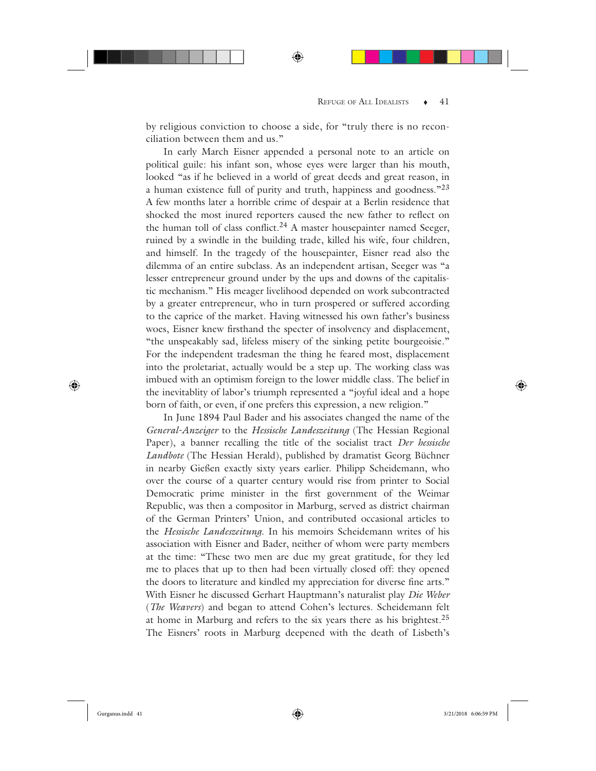by religious conviction to choose a side, for "truly there is no reconciliation between them and us."

In early March Eisner appended a personal note to an article on political guile: his infant son, whose eyes were larger than his mouth, looked "as if he believed in a world of great deeds and great reason, in a human existence full of purity and truth, happiness and goodness."[23] A few months later a horrible crime of despair at a Berlin residence that shocked the most inured reporters caused the new father to reflect on the human toll of class conflict.[24] A master housepainter named Seeger, ruined by a swindle in the building trade, killed his wife, four children, and himself. In the tragedy of the housepainter, Eisner read also the dilemma of an entire subclass. As an independent artisan, Seeger was "a lesser entrepreneur ground under by the ups and downs of the capitalistic mechanism." His meager livelihood depended on work subcontracted by a greater entrepreneur, who in turn prospered or suffered according to the caprice of the market. Having witnessed his own father's business woes, Eisner knew firsthand the specter of insolvency and displacement, "the unspeakably sad, lifeless misery of the sinking petite bourgeoisie." For the independent tradesman the thing he feared most, displacement into the proletariat, actually would be a step up. The working class was imbued with an optimism foreign to the lower middle class. The belief in the inevitablity of labor's triumph represented a "joyful ideal and a hope born of faith, or even, if one prefers this expression, a new religion."

In June 1894 Paul Bader and his associates changed the name of the *General-Anzeiger* to the *Hessische Landeszeitung* (The Hessian Regional Paper), a banner recalling the title of the socialist tract *Der hessische Landbote* (The Hessian Herald), published by dramatist Georg Büchner in nearby Gießen exactly sixty years earlier. Philipp Scheidemann, who over the course of a quarter century would rise from printer to Social Democratic prime minister in the first government of the Weimar Republic, was then a compositor in Marburg, served as district chairman of the German Printers' Union, and contributed occasional articles to the *Hessische Landeszeitung*. In his memoirs Scheidemann writes of his association with Eisner and Bader, neither of whom were party members at the time: "These two men are due my great gratitude, for they led me to places that up to then had been virtually closed off: they opened the doors to literature and kindled my appreciation for diverse fine arts." With Eisner he discussed Gerhart Hauptmann's naturalist play *Die Weber* (*The Weavers*) and began to attend Cohen's lectures. Scheidemann felt at home in Marburg and refers to the six years there as his brightest.[25] The Eisners' roots in Marburg deepened with the death of Lisbeth's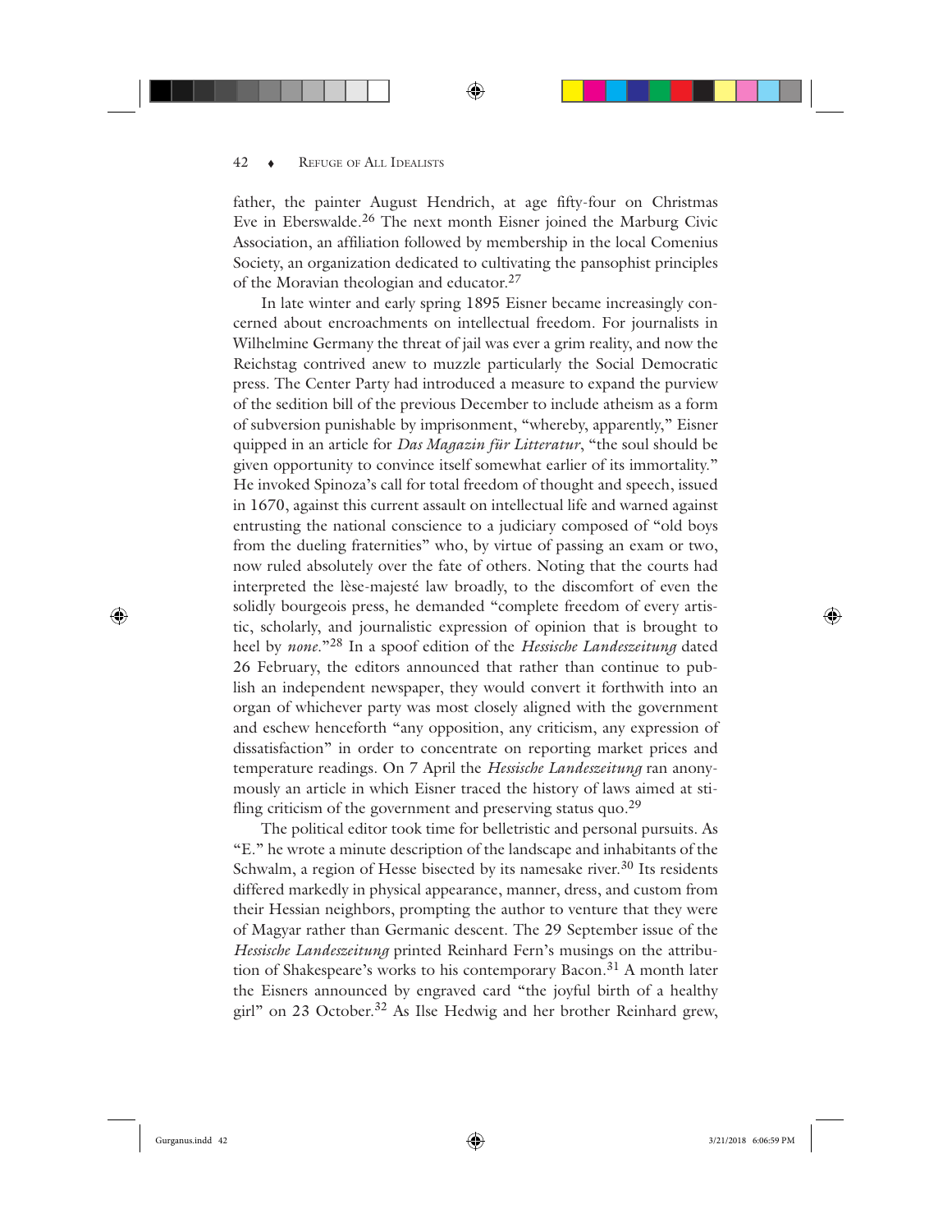father, the painter August Hendrich, at age fifty-four on Christmas Eve in Eberswalde.[26] The next month Eisner joined the Marburg Civic Association, an affiliation followed by membership in the local Comenius Society, an organization dedicated to cultivating the pansophist principles of the Moravian theologian and educator.[27]

In late winter and early spring 1895 Eisner became increasingly concerned about encroachments on intellectual freedom. For journalists in Wilhelmine Germany the threat of jail was ever a grim reality, and now the Reichstag contrived anew to muzzle particularly the Social Democratic press. The Center Party had introduced a measure to expand the purview of the sedition bill of the previous December to include atheism as a form of subversion punishable by imprisonment, "whereby, apparently," Eisner quipped in an article for *Das Magazin für Litteratur*, "the soul should be given opportunity to convince itself somewhat earlier of its immortality." He invoked Spinoza's call for total freedom of thought and speech, issued in 1670, against this current assault on intellectual life and warned against entrusting the national conscience to a judiciary composed of "old boys from the dueling fraternities" who, by virtue of passing an exam or two, now ruled absolutely over the fate of others. Noting that the courts had interpreted the lèse-majesté law broadly, to the discomfort of even the solidly bourgeois press, he demanded "complete freedom of every artistic, scholarly, and journalistic expression of opinion that is brought to heel by *none*."[28] In a spoof edition of the *Hessische Landeszeitung* dated 26 February, the editors announced that rather than continue to publish an independent newspaper, they would convert it forthwith into an organ of whichever party was most closely aligned with the government and eschew henceforth "any opposition, any criticism, any expression of dissatisfaction" in order to concentrate on reporting market prices and temperature readings. On 7 April the *Hessische Landeszeitung* ran anonymously an article in which Eisner traced the history of laws aimed at stifling criticism of the government and preserving status quo.[29]

The political editor took time for belletristic and personal pursuits. As "E." he wrote a minute description of the landscape and inhabitants of the Schwalm, a region of Hesse bisected by its namesake river.[30] Its residents differed markedly in physical appearance, manner, dress, and custom from their Hessian neighbors, prompting the author to venture that they were of Magyar rather than Germanic descent. The 29 September issue of the *Hessische Landeszeitung* printed Reinhard Fern's musings on the attribution of Shakespeare's works to his contemporary Bacon.[31] A month later the Eisners announced by engraved card "the joyful birth of a healthy girl" on 23 October.[32] As Ilse Hedwig and her brother Reinhard grew,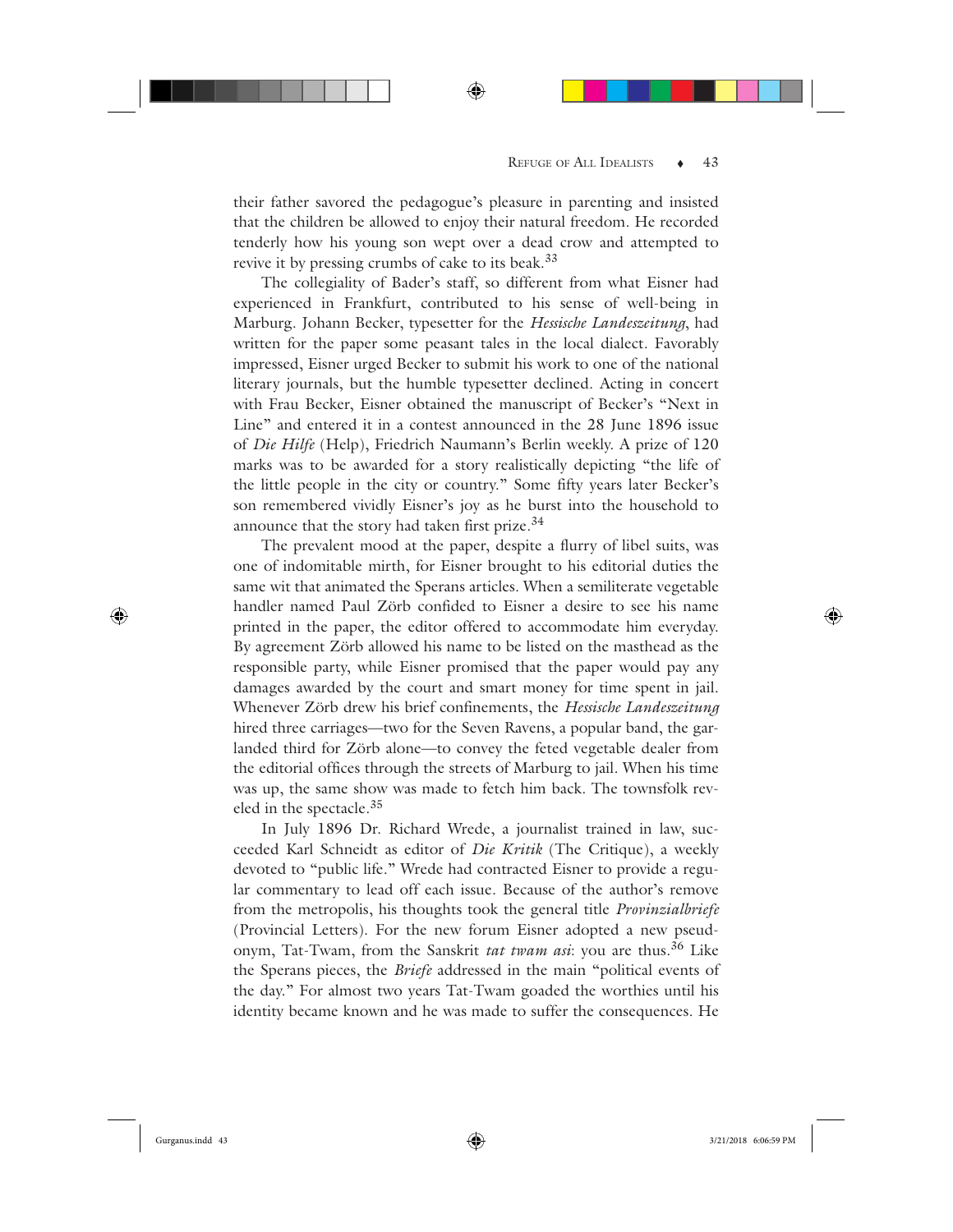their father savored the pedagogue's pleasure in parenting and insisted that the children be allowed to enjoy their natural freedom. He recorded tenderly how his young son wept over a dead crow and attempted to revive it by pressing crumbs of cake to its beak.[33]

The collegiality of Bader's staff, so different from what Eisner had experienced in Frankfurt, contributed to his sense of well-being in Marburg. Johann Becker, typesetter for the *Hessische Landeszeitung*, had written for the paper some peasant tales in the local dialect. Favorably impressed, Eisner urged Becker to submit his work to one of the national literary journals, but the humble typesetter declined. Acting in concert with Frau Becker, Eisner obtained the manuscript of Becker's "Next in Line" and entered it in a contest announced in the 28 June 1896 issue of *Die Hilfe* (Help), Friedrich Naumann's Berlin weekly. A prize of 120 marks was to be awarded for a story realistically depicting "the life of the little people in the city or country." Some fifty years later Becker's son remembered vividly Eisner's joy as he burst into the household to announce that the story had taken first prize.[34]

The prevalent mood at the paper, despite a flurry of libel suits, was one of indomitable mirth, for Eisner brought to his editorial duties the same wit that animated the Sperans articles. When a semiliterate vegetable handler named Paul Zörb confided to Eisner a desire to see his name printed in the paper, the editor offered to accommodate him everyday. By agreement Zörb allowed his name to be listed on the masthead as the responsible party, while Eisner promised that the paper would pay any damages awarded by the court and smart money for time spent in jail. Whenever Zörb drew his brief confinements, the *Hessische Landeszeitung* hired three carriages—two for the Seven Ravens, a popular band, the garlanded third for Zörb alone—to convey the feted vegetable dealer from the editorial offices through the streets of Marburg to jail. When his time was up, the same show was made to fetch him back. The townsfolk reveled in the spectacle.[35]

In July 1896 Dr. Richard Wrede, a journalist trained in law, succeeded Karl Schneidt as editor of *Die Kritik* (The Critique), a weekly devoted to "public life." Wrede had contracted Eisner to provide a regular commentary to lead off each issue. Because of the author's remove from the metropolis, his thoughts took the general title *Provinzialbriefe* (Provincial Letters). For the new forum Eisner adopted a new pseudonym, Tat-Twam, from the Sanskrit *tat twam asi*: you are thus.[36] Like the Sperans pieces, the *Briefe* addressed in the main "political events of the day." For almost two years Tat-Twam goaded the worthies until his identity became known and he was made to suffer the consequences. He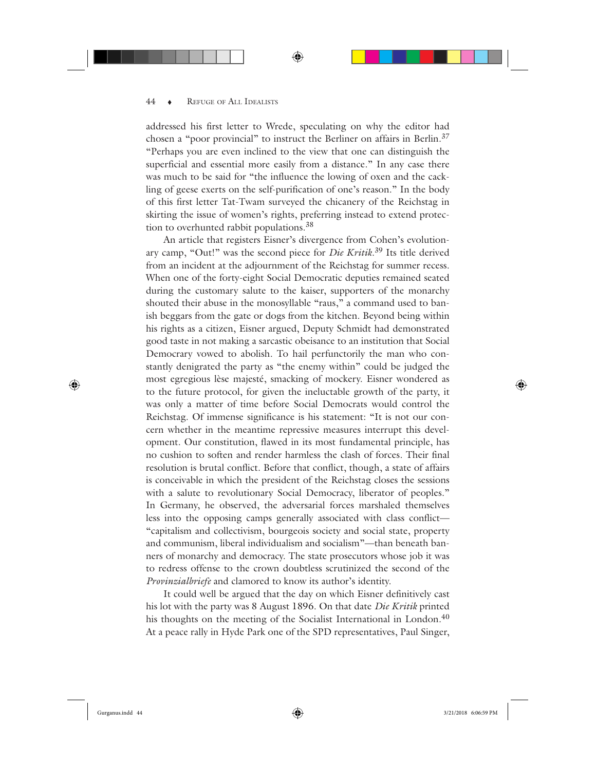addressed his first letter to Wrede, speculating on why the editor had chosen a "poor provincial" to instruct the Berliner on affairs in Berlin.[37] "Perhaps you are even inclined to the view that one can distinguish the superficial and essential more easily from a distance." In any case there was much to be said for "the influence the lowing of oxen and the cackling of geese exerts on the self-purification of one's reason." In the body of this first letter Tat-Twam surveyed the chicanery of the Reichstag in skirting the issue of women's rights, preferring instead to extend protection to overhunted rabbit populations.[38]

An article that registers Eisner's divergence from Cohen's evolutionary camp, "Out!" was the second piece for *Die Kritik*.[39] Its title derived from an incident at the adjournment of the Reichstag for summer recess. When one of the forty-eight Social Democratic deputies remained seated during the customary salute to the kaiser, supporters of the monarchy shouted their abuse in the monosyllable "raus," a command used to banish beggars from the gate or dogs from the kitchen. Beyond being within his rights as a citizen, Eisner argued, Deputy Schmidt had demonstrated good taste in not making a sarcastic obeisance to an institution that Social Democracy vowed to abolish. To hail perfunctorily the man who constantly denigrated the party as "the enemy within" could be judged the most egregious lèse majesté, smacking of mockery. Eisner wondered as to the future protocol, for given the ineluctable growth of the party, it was only a matter of time before Social Democrats would control the Reichstag. Of immense significance is his statement: "It is not our concern whether in the meantime repressive measures interrupt this development. Our constitution, flawed in its most fundamental principle, has no cushion to soften and render harmless the clash of forces. Their final resolution is brutal conflict. Before that conflict, though, a state of affairs is conceivable in which the president of the Reichstag closes the sessions with a salute to revolutionary Social Democracy, liberator of peoples." In Germany, he observed, the adversarial forces marshaled themselves less into the opposing camps generally associated with class conflict—"capitalism and collectivism, bourgeois society and social state, property and communism, liberal individualism and socialism"—than beneath banners of monarchy and democracy. The state prosecutors whose job it was to redress offense to the crown doubtless scrutinized the second of the *Provinzialbriefe* and clamored to know its author's identity.

It could well be argued that the day on which Eisner definitively cast his lot with the party was 8 August 1896. On that date *Die Kritik* printed his thoughts on the meeting of the Socialist International in London.[40] At a peace rally in Hyde Park one of the SPD representatives, Paul Singer,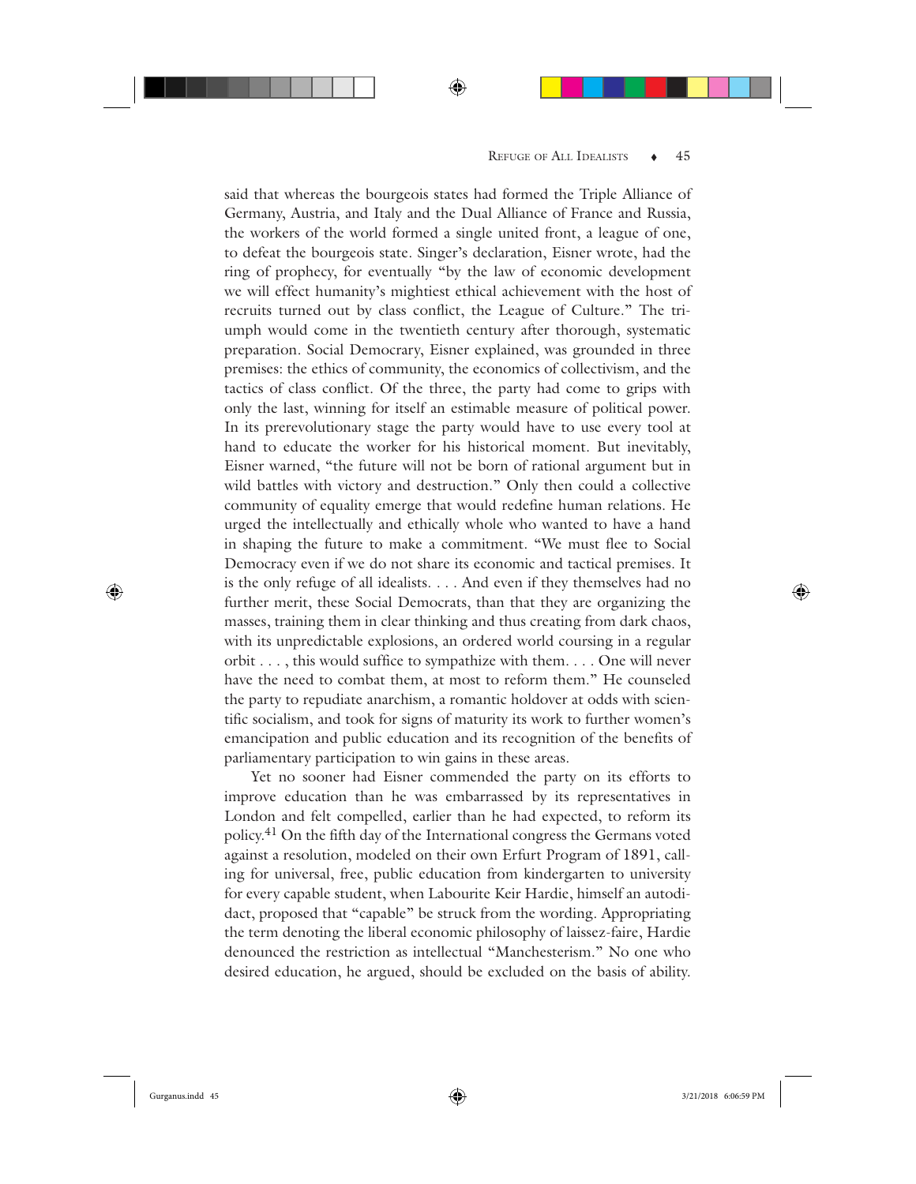said that whereas the bourgeois states had formed the Triple Alliance of Germany, Austria, and Italy and the Dual Alliance of France and Russia, the workers of the world formed a single united front, a league of one, to defeat the bourgeois state. Singer's declaration, Eisner wrote, had the ring of prophecy, for eventually "by the law of economic development we will effect humanity's mightiest ethical achievement with the host of recruits turned out by class conflict, the League of Culture." The triumph would come in the twentieth century after thorough, systematic preparation. Social Democrary, Eisner explained, was grounded in three premises: the ethics of community, the economics of collectivism, and the tactics of class conflict. Of the three, the party had come to grips with only the last, winning for itself an estimable measure of political power. In its prerevolutionary stage the party would have to use every tool at hand to educate the worker for his historical moment. But inevitably, Eisner warned, "the future will not be born of rational argument but in wild battles with victory and destruction." Only then could a collective community of equality emerge that would redefine human relations. He urged the intellectually and ethically whole who wanted to have a hand in shaping the future to make a commitment. "We must flee to Social Democracy even if we do not share its economic and tactical premises. It is the only refuge of all idealists. . . . And even if they themselves had no further merit, these Social Democrats, than that they are organizing the masses, training them in clear thinking and thus creating from dark chaos, with its unpredictable explosions, an ordered world coursing in a regular orbit . . . , this would suffice to sympathize with them. . . . One will never have the need to combat them, at most to reform them." He counseled the party to repudiate anarchism, a romantic holdover at odds with scientific socialism, and took for signs of maturity its work to further women's emancipation and public education and its recognition of the benefits of parliamentary participation to win gains in these areas.

Yet no sooner had Eisner commended the party on its efforts to improve education than he was embarrassed by its representatives in London and felt compelled, earlier than he had expected, to reform its policy.[41] On the fifth day of the International congress the Germans voted against a resolution, modeled on their own Erfurt Program of 1891, calling for universal, free, public education from kindergarten to university for every capable student, when Labourite Keir Hardie, himself an autodidact, proposed that "capable" be struck from the wording. Appropriating the term denoting the liberal economic philosophy of laissez-faire, Hardie denounced the restriction as intellectual "Manchesterism." No one who desired education, he argued, should be excluded on the basis of ability.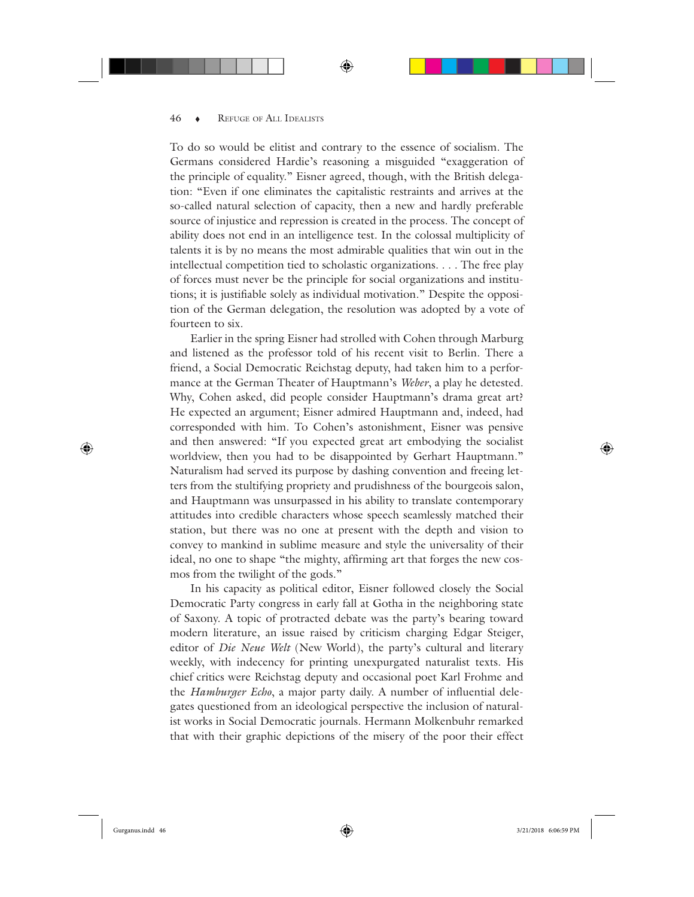To do so would be elitist and contrary to the essence of socialism. The Germans considered Hardie's reasoning a misguided "exaggeration of the principle of equality." Eisner agreed, though, with the British delegation: "Even if one eliminates the capitalistic restraints and arrives at the so-called natural selection of capacity, then a new and hardly preferable source of injustice and repression is created in the process. The concept of ability does not end in an intelligence test. In the colossal multiplicity of talents it is by no means the most admirable qualities that win out in the intellectual competition tied to scholastic organizations. . . . The free play of forces must never be the principle for social organizations and institutions; it is justifiable solely as individual motivation." Despite the opposition of the German delegation, the resolution was adopted by a vote of fourteen to six.

Earlier in the spring Eisner had strolled with Cohen through Marburg and listened as the professor told of his recent visit to Berlin. There a friend, a Social Democratic Reichstag deputy, had taken him to a performance at the German Theater of Hauptmann's *Weber*, a play he detested. Why, Cohen asked, did people consider Hauptmann's drama great art? He expected an argument; Eisner admired Hauptmann and, indeed, had corresponded with him. To Cohen's astonishment, Eisner was pensive and then answered: "If you expected great art embodying the socialist worldview, then you had to be disappointed by Gerhart Hauptmann." Naturalism had served its purpose by dashing convention and freeing letters from the stultifying propriety and prudishness of the bourgeois salon, and Hauptmann was unsurpassed in his ability to translate contemporary attitudes into credible characters whose speech seamlessly matched their station, but there was no one at present with the depth and vision to convey to mankind in sublime measure and style the universality of their ideal, no one to shape "the mighty, affirming art that forges the new cosmos from the twilight of the gods."

In his capacity as political editor, Eisner followed closely the Social Democratic Party congress in early fall at Gotha in the neighboring state of Saxony. A topic of protracted debate was the party's bearing toward modern literature, an issue raised by criticism charging Edgar Steiger, editor of *Die Neue Welt* (New World), the party's cultural and literary weekly, with indecency for printing unexpurgated naturalist texts. His chief critics were Reichstag deputy and occasional poet Karl Frohme and the *Hamburger Echo*, a major party daily. A number of influential delegates questioned from an ideological perspective the inclusion of naturalist works in Social Democratic journals. Hermann Molkenbuhr remarked that with their graphic depictions of the misery of the poor their effect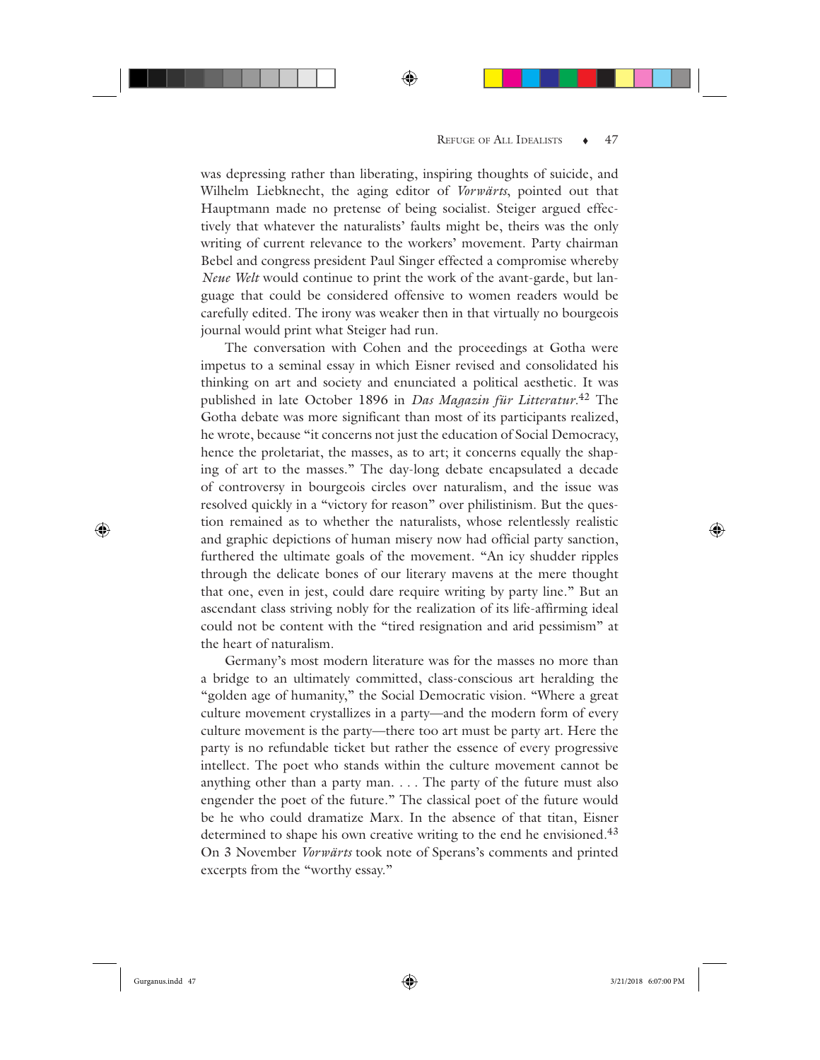was depressing rather than liberating, inspiring thoughts of suicide, and Wilhelm Liebknecht, the aging editor of *Vorwärts*, pointed out that Hauptmann made no pretense of being socialist. Steiger argued effectively that whatever the naturalists' faults might be, theirs was the only writing of current relevance to the workers' movement. Party chairman Bebel and congress president Paul Singer effected a compromise whereby *Neue Welt* would continue to print the work of the avant-garde, but language that could be considered offensive to women readers would be carefully edited. The irony was weaker then in that virtually no bourgeois journal would print what Steiger had run.

The conversation with Cohen and the proceedings at Gotha were impetus to a seminal essay in which Eisner revised and consolidated his thinking on art and society and enunciated a political aesthetic. It was published in late October 1896 in *Das Magazin für Litteratur*.[42] The Gotha debate was more significant than most of its participants realized, he wrote, because "it concerns not just the education of Social Democracy, hence the proletariat, the masses, as to art; it concerns equally the shaping of art to the masses." The day-long debate encapsulated a decade of controversy in bourgeois circles over naturalism, and the issue was resolved quickly in a "victory for reason" over philistinism. But the question remained as to whether the naturalists, whose relentlessly realistic and graphic depictions of human misery now had official party sanction, furthered the ultimate goals of the movement. "An icy shudder ripples through the delicate bones of our literary mavens at the mere thought that one, even in jest, could dare require writing by party line." But an ascendant class striving nobly for the realization of its life-affirming ideal could not be content with the "tired resignation and arid pessimism" at the heart of naturalism.

Germany's most modern literature was for the masses no more than a bridge to an ultimately committed, class-conscious art heralding the "golden age of humanity," the Social Democratic vision. "Where a great culture movement crystallizes in a party—and the modern form of every culture movement is the party—there too art must be party art. Here the party is no refundable ticket but rather the essence of every progressive intellect. The poet who stands within the culture movement cannot be anything other than a party man. . . . The party of the future must also engender the poet of the future." The classical poet of the future would be he who could dramatize Marx. In the absence of that titan, Eisner determined to shape his own creative writing to the end he envisioned.[43] On 3 November *Vorwärts* took note of Sperans's comments and printed excerpts from the "worthy essay."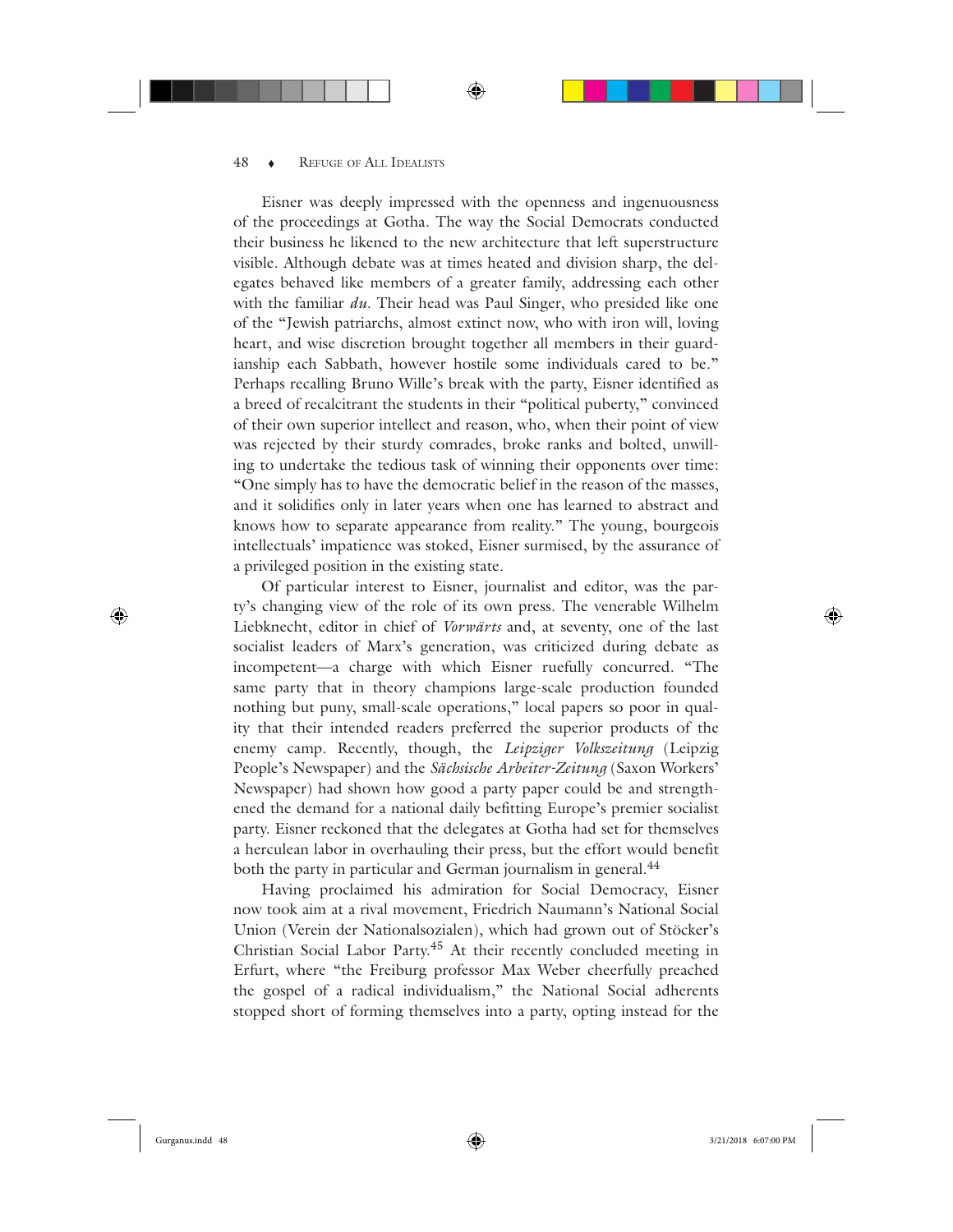Eisner was deeply impressed with the openness and ingenuousness of the proceedings at Gotha. The way the Social Democrats conducted their business he likened to the new architecture that left superstructure visible. Although debate was at times heated and division sharp, the delegates behaved like members of a greater family, addressing each other with the familiar *du*. Their head was Paul Singer, who presided like one of the "Jewish patriarchs, almost extinct now, who with iron will, loving heart, and wise discretion brought together all members in their guardianship each Sabbath, however hostile some individuals cared to be." Perhaps recalling Bruno Wille's break with the party, Eisner identified as a breed of recalcitrant the students in their "political puberty," convinced of their own superior intellect and reason, who, when their point of view was rejected by their sturdy comrades, broke ranks and bolted, unwilling to undertake the tedious task of winning their opponents over time: "One simply has to have the democratic belief in the reason of the masses, and it solidifies only in later years when one has learned to abstract and knows how to separate appearance from reality." The young, bourgeois intellectuals' impatience was stoked, Eisner surmised, by the assurance of a privileged position in the existing state.

Of particular interest to Eisner, journalist and editor, was the party's changing view of the role of its own press. The venerable Wilhelm Liebknecht, editor in chief of *Vorwärts* and, at seventy, one of the last socialist leaders of Marx's generation, was criticized during debate as incompetent—a charge with which Eisner ruefully concurred. "The same party that in theory champions large-scale production founded nothing but puny, small-scale operations," local papers so poor in quality that their intended readers preferred the superior products of the enemy camp. Recently, though, the *Leipziger Volkszeitung* (Leipzig People's Newspaper) and the *Sächsische Arbeiter-Zeitung* (Saxon Workers' Newspaper) had shown how good a party paper could be and strengthened the demand for a national daily befitting Europe's premier socialist party. Eisner reckoned that the delegates at Gotha had set for themselves a herculean labor in overhauling their press, but the effort would benefit both the party in particular and German journalism in general.[44]

Having proclaimed his admiration for Social Democracy, Eisner now took aim at a rival movement, Friedrich Naumann's National Social Union (Verein der Nationalsozialen), which had grown out of Stöcker's Christian Social Labor Party.[45] At their recently concluded meeting in Erfurt, where "the Freiburg professor Max Weber cheerfully preached the gospel of a radical individualism," the National Social adherents stopped short of forming themselves into a party, opting instead for the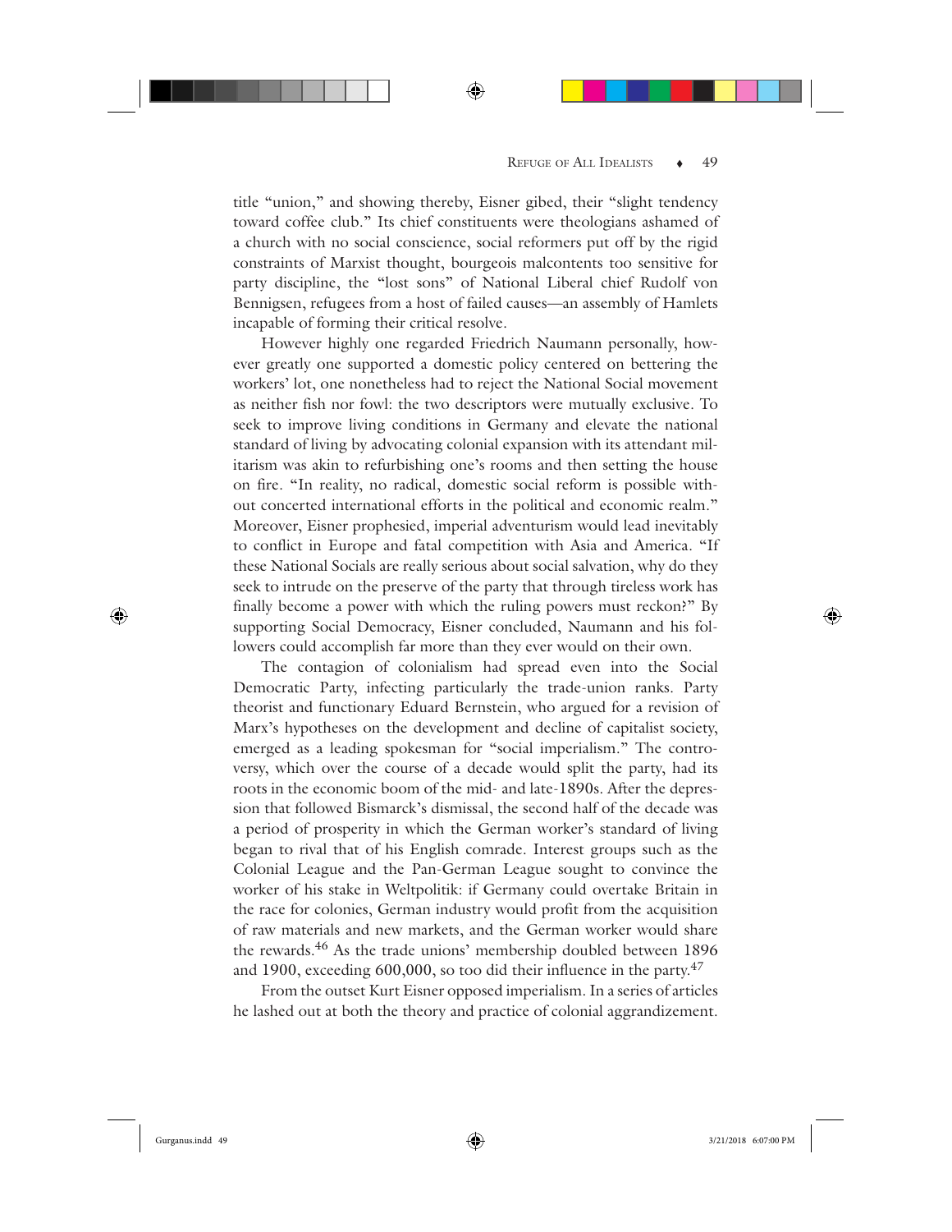title "union," and showing thereby, Eisner gibed, their "slight tendency toward coffee club." Its chief constituents were theologians ashamed of a church with no social conscience, social reformers put off by the rigid constraints of Marxist thought, bourgeois malcontents too sensitive for party discipline, the "lost sons" of National Liberal chief Rudolf von Bennigsen, refugees from a host of failed causes—an assembly of Hamlets incapable of forming their critical resolve.

However highly one regarded Friedrich Naumann personally, however greatly one supported a domestic policy centered on bettering the workers' lot, one nonetheless had to reject the National Social movement as neither fish nor fowl: the two descriptors were mutually exclusive. To seek to improve living conditions in Germany and elevate the national standard of living by advocating colonial expansion with its attendant militarism was akin to refurbishing one's rooms and then setting the house on fire. "In reality, no radical, domestic social reform is possible without concerted international efforts in the political and economic realm." Moreover, Eisner prophesied, imperial adventurism would lead inevitably to conflict in Europe and fatal competition with Asia and America. "If these National Socials are really serious about social salvation, why do they seek to intrude on the preserve of the party that through tireless work has finally become a power with which the ruling powers must reckon?" By supporting Social Democracy, Eisner concluded, Naumann and his followers could accomplish far more than they ever would on their own.

The contagion of colonialism had spread even into the Social Democratic Party, infecting particularly the trade-union ranks. Party theorist and functionary Eduard Bernstein, who argued for a revision of Marx's hypotheses on the development and decline of capitalist society, emerged as a leading spokesman for "social imperialism." The controversy, which over the course of a decade would split the party, had its roots in the economic boom of the mid- and late-1890s. After the depression that followed Bismarck's dismissal, the second half of the decade was a period of prosperity in which the German worker's standard of living began to rival that of his English comrade. Interest groups such as the Colonial League and the Pan-German League sought to convince the worker of his stake in Weltpolitik: if Germany could overtake Britain in the race for colonies, German industry would profit from the acquisition of raw materials and new markets, and the German worker would share the rewards.[46] As the trade unions' membership doubled between 1896 and 1900, exceeding 600,000, so too did their influence in the party.[47]

From the outset Kurt Eisner opposed imperialism. In a series of articles he lashed out at both the theory and practice of colonial aggrandizement.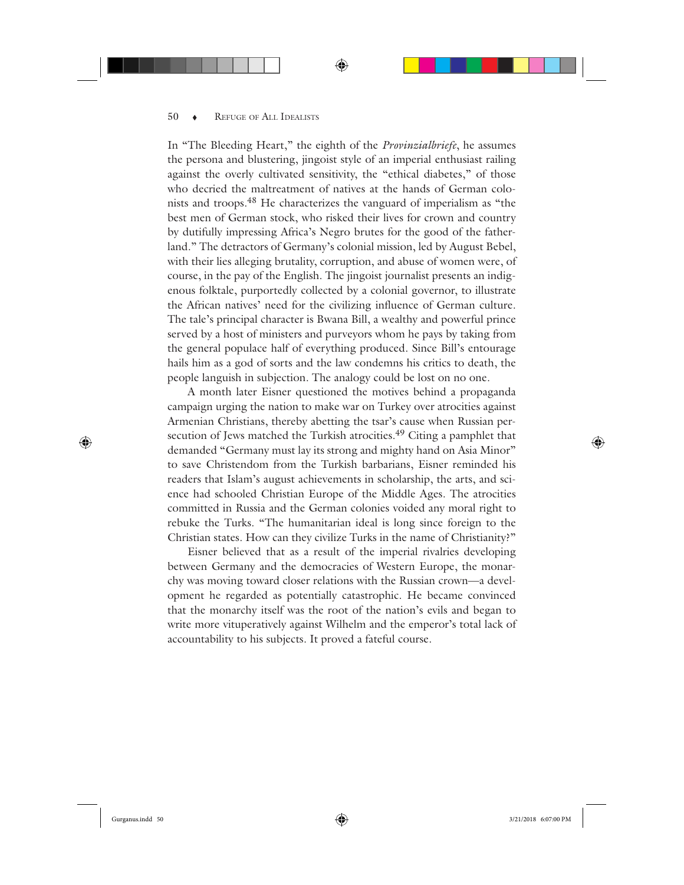In "The Bleeding Heart," the eighth of the *Provinzialbriefe*, he assumes the persona and blustering, jingoist style of an imperial enthusiast railing against the overly cultivated sensitivity, the "ethical diabetes," of those who decried the maltreatment of natives at the hands of German colonists and troops.[48] He characterizes the vanguard of imperialism as "the best men of German stock, who risked their lives for crown and country by dutifully impressing Africa's Negro brutes for the good of the fatherland." The detractors of Germany's colonial mission, led by August Bebel, with their lies alleging brutality, corruption, and abuse of women were, of course, in the pay of the English. The jingoist journalist presents an indigenous folktale, purportedly collected by a colonial governor, to illustrate the African natives' need for the civilizing influence of German culture. The tale's principal character is Bwana Bill, a wealthy and powerful prince served by a host of ministers and purveyors whom he pays by taking from the general populace half of everything produced. Since Bill's entourage hails him as a god of sorts and the law condemns his critics to death, the people languish in subjection. The analogy could be lost on no one.

A month later Eisner questioned the motives behind a propaganda campaign urging the nation to make war on Turkey over atrocities against Armenian Christians, thereby abetting the tsar's cause when Russian persecution of Jews matched the Turkish atrocities.[49] Citing a pamphlet that demanded "Germany must lay its strong and mighty hand on Asia Minor" to save Christendom from the Turkish barbarians, Eisner reminded his readers that Islam's august achievements in scholarship, the arts, and science had schooled Christian Europe of the Middle Ages. The atrocities committed in Russia and the German colonies voided any moral right to rebuke the Turks. "The humanitarian ideal is long since foreign to the Christian states. How can they civilize Turks in the name of Christianity?"

Eisner believed that as a result of the imperial rivalries developing between Germany and the democracies of Western Europe, the monarchy was moving toward closer relations with the Russian crown—a development he regarded as potentially catastrophic. He became convinced that the monarchy itself was the root of the nation's evils and began to write more vituperatively against Wilhelm and the emperor's total lack of accountability to his subjects. It proved a fateful course.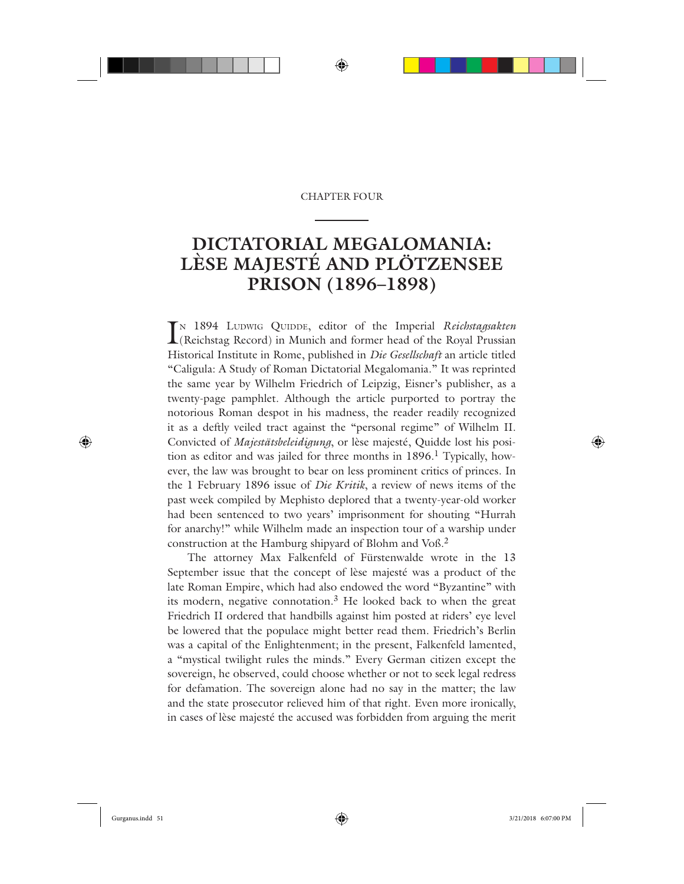CHAPTER FOUR

# DICTATORIAL MEGALOMANIA: LÈSE MAJESTÉ AND PLÖTZENSEE PRISON (1896–1898)

In 1894 Ludwig Quidde, editor of the Imperial *Reichstagsakten* (Reichstag Record) in Munich and former head of the Royal Prussian Historical Institute in Rome, published in *Die Gesellschaft* an article titled "Caligula: A Study of Roman Dictatorial Megalomania." It was reprinted the same year by Wilhelm Friedrich of Leipzig, Eisner's publisher, as a twenty-page pamphlet. Although the article purported to portray the notorious Roman despot in his madness, the reader readily recognized it as a deftly veiled tract against the "personal regime" of Wilhelm II. Convicted of *Majestätsbeleidigung*, or lèse majesté, Quidde lost his position as editor and was jailed for three months in 1896.[1] Typically, however, the law was brought to bear on less prominent critics of princes. In the 1 February 1896 issue of *Die Kritik*, a review of news items of the past week compiled by Mephisto deplored that a twenty-year-old worker had been sentenced to two years' imprisonment for shouting "Hurrah for anarchy!" while Wilhelm made an inspection tour of a warship under construction at the Hamburg shipyard of Blohm and Voß.[2]

The attorney Max Falkenfeld of Fürstenwalde wrote in the 13 September issue that the concept of lèse majesté was a product of the late Roman Empire, which had also endowed the word "Byzantine" with its modern, negative connotation.[3] He looked back to when the great Friedrich II ordered that handbills against him posted at riders' eye level be lowered that the populace might better read them. Friedrich's Berlin was a capital of the Enlightenment; in the present, Falkenfeld lamented, a "mystical twilight rules the minds." Every German citizen except the sovereign, he observed, could choose whether or not to seek legal redress for defamation. The sovereign alone had no say in the matter; the law and the state prosecutor relieved him of that right. Even more ironically, in cases of lèse majesté the accused was forbidden from arguing the merit